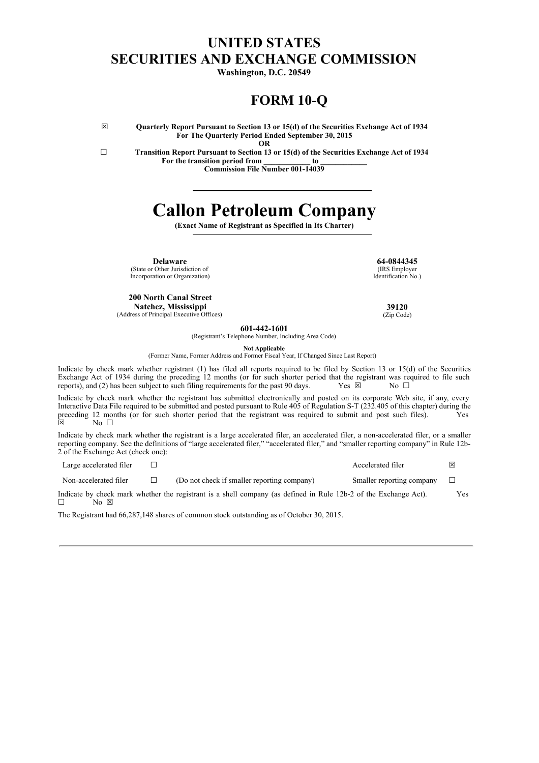# UNITED STATES
# SECURITIES AND EXCHANGE COMMISSION

**Washington, D.C. 20549**

## FORM 10-Q

☒ **Quarterly Report Pursuant to Section 13 or 15(d) of the Securities Exchange Act of 1934**
**For The Quarterly Period Ended September 30, 2015**

**OR**

☐ **Transition Report Pursuant to Section 13 or 15(d) of the Securities Exchange Act of 1934**
**For the transition period from \_\_\_\_\_\_\_\_\_\_\_\_ to \_\_\_\_\_\_\_\_\_\_\_\_**

**Commission File Number 001-14039**

# Callon Petroleum Company

**(Exact Name of Registrant as Specified in Its Charter)**

| | |
|---|---|
| **Delaware**<br>(State or Other Jurisdiction of Incorporation or Organization) | **64-0844345**<br>(IRS Employer Identification No.) |
| **200 North Canal Street**<br>**Natchez, Mississippi**<br>(Address of Principal Executive Offices) | **39120**<br>(Zip Code) |

**601-442-1601**
(Registrant's Telephone Number, Including Area Code)

**Not Applicable**
(Former Name, Former Address and Former Fiscal Year, If Changed Since Last Report)

Indicate by check mark whether registrant (1) has filed all reports required to be filed by Section 13 or 15(d) of the Securities Exchange Act of 1934 during the preceding 12 months (or for such shorter period that the registrant was required to file such reports), and (2) has been subject to such filing requirements for the past 90 days. Yes ☒ No ☐

Indicate by check mark whether the registrant has submitted electronically and posted on its corporate Web site, if any, every Interactive Data File required to be submitted and posted pursuant to Rule 405 of Regulation S-T (232.405 of this chapter) during the preceding 12 months (or for such shorter period that the registrant was required to submit and post such files). Yes ☒ No ☐

Indicate by check mark whether the registrant is a large accelerated filer, an accelerated filer, a non-accelerated filer, or a smaller reporting company. See the definitions of "large accelerated filer," "accelerated filer," and "smaller reporting company" in Rule 12b-2 of the Exchange Act (check one):

| | | | | |
|---|---|---|---|---|
| Large accelerated filer | ☐ | | Accelerated filer | ☒ |
| Non-accelerated filer | ☐ | (Do not check if smaller reporting company) | Smaller reporting company | ☐ |

Indicate by check mark whether the registrant is a shell company (as defined in Rule 12b-2 of the Exchange Act). Yes ☐ No ☒

The Registrant had 66,287,148 shares of common stock outstanding as of October 30, 2015.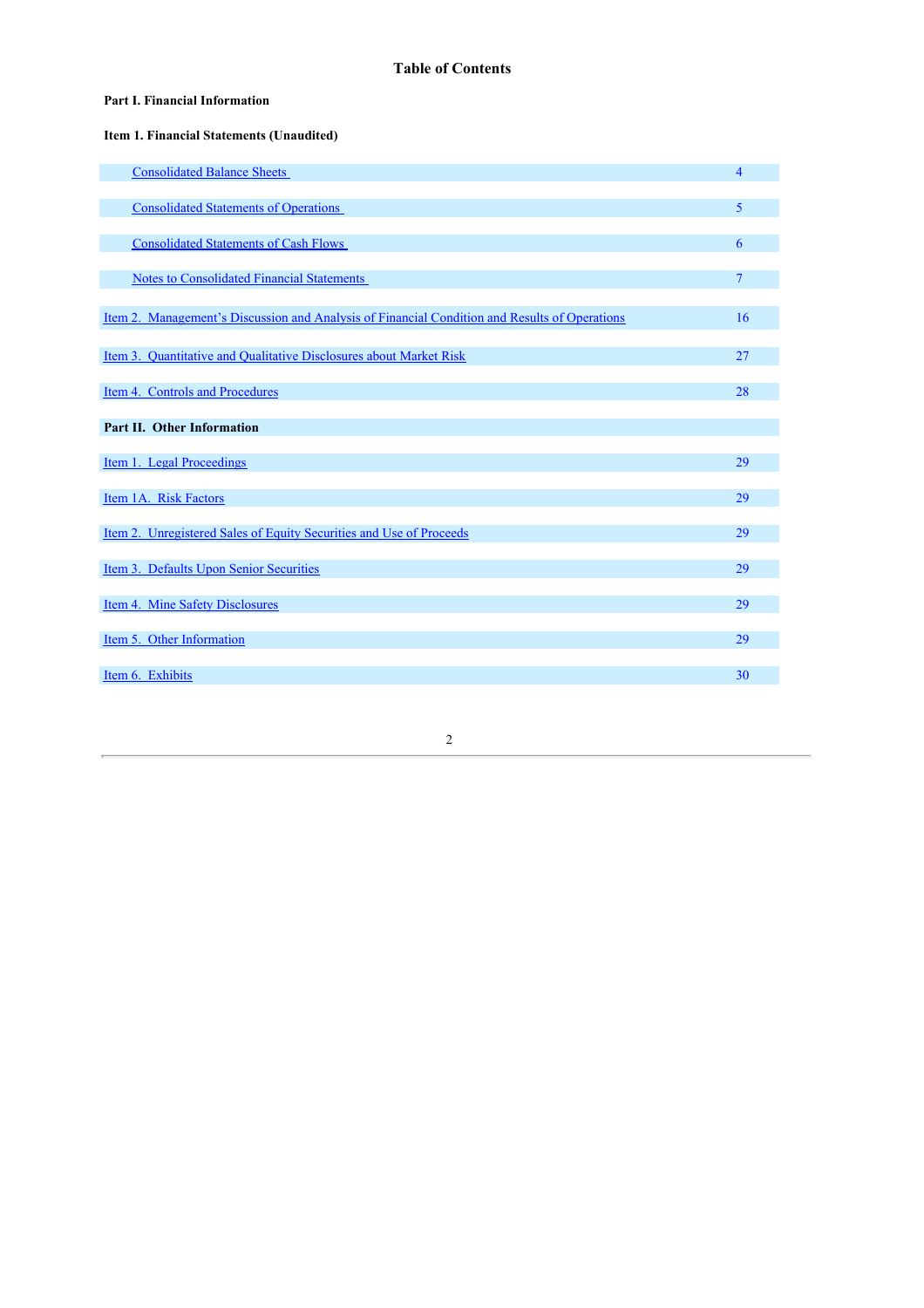# Table of Contents

**Part I. Financial Information**

**Item 1. Financial Statements (Unaudited)**

| | |
|---|---|
| Consolidated Balance Sheets | 4 |
| Consolidated Statements of Operations | 5 |
| Consolidated Statements of Cash Flows | 6 |
| Notes to Consolidated Financial Statements | 7 |
| Item 2. Management's Discussion and Analysis of Financial Condition and Results of Operations | 16 |
| Item 3. Quantitative and Qualitative Disclosures about Market Risk | 27 |
| Item 4. Controls and Procedures | 28 |
| **Part II. Other Information** | |
| Item 1. Legal Proceedings | 29 |
| Item 1A. Risk Factors | 29 |
| Item 2. Unregistered Sales of Equity Securities and Use of Proceeds | 29 |
| Item 3. Defaults Upon Senior Securities | 29 |
| Item 4. Mine Safety Disclosures | 29 |
| Item 5. Other Information | 29 |
| Item 6. Exhibits | 30 |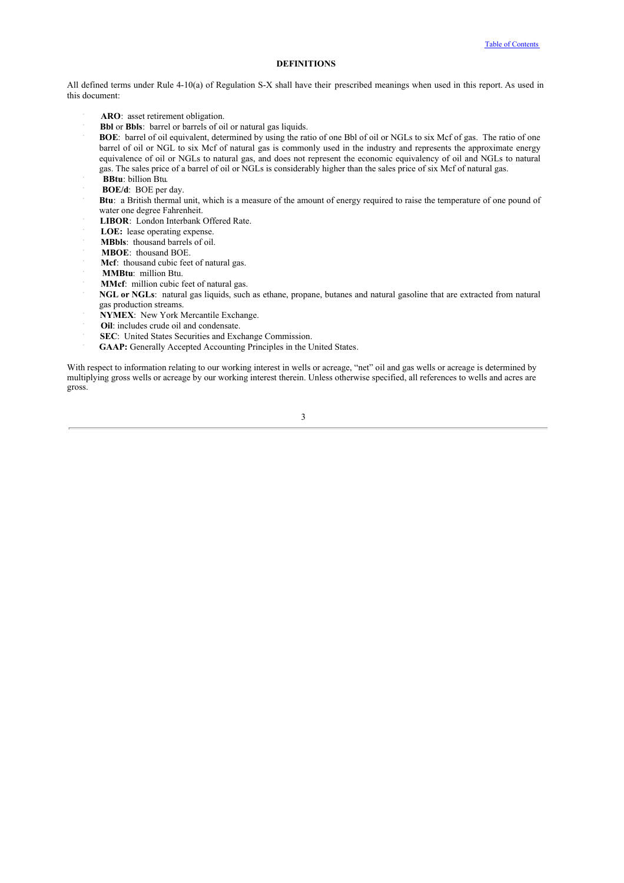## DEFINITIONS

All defined terms under Rule 4-10(a) of Regulation S-X shall have their prescribed meanings when used in this report. As used in this document:

- **ARO**: asset retirement obligation.
- **Bbl** or **Bbls**: barrel or barrels of oil or natural gas liquids.
- **BOE**: barrel of oil equivalent, determined by using the ratio of one Bbl of oil or NGLs to six Mcf of gas. The ratio of one barrel of oil or NGL to six Mcf of natural gas is commonly used in the industry and represents the approximate energy equivalence of oil or NGLs to natural gas, and does not represent the economic equivalency of oil and NGLs to natural gas. The sales price of a barrel of oil or NGLs is considerably higher than the sales price of six Mcf of natural gas.
- **BBtu**: billion Btu.
- **BOE/d**: BOE per day.
- **Btu**: a British thermal unit, which is a measure of the amount of energy required to raise the temperature of one pound of water one degree Fahrenheit.
- **LIBOR**: London Interbank Offered Rate.
- **LOE:** lease operating expense.
- **MBbls**: thousand barrels of oil.
- **MBOE**: thousand BOE.
- **Mcf**: thousand cubic feet of natural gas.
- **MMBtu**: million Btu.
- **MMcf**: million cubic feet of natural gas.
- **NGL or NGLs**: natural gas liquids, such as ethane, propane, butanes and natural gasoline that are extracted from natural gas production streams.
- **NYMEX**: New York Mercantile Exchange.
- **Oil**: includes crude oil and condensate.
- **SEC**: United States Securities and Exchange Commission.
- **GAAP:** Generally Accepted Accounting Principles in the United States.

With respect to information relating to our working interest in wells or acreage, "net" oil and gas wells or acreage is determined by multiplying gross wells or acreage by our working interest therein. Unless otherwise specified, all references to wells and acres are gross.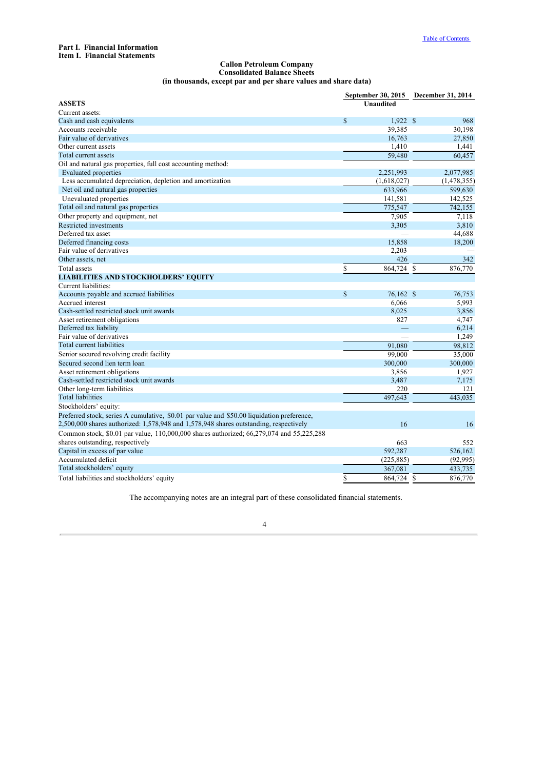**Part I. Financial Information**
**Item I. Financial Statements**

**Callon Petroleum Company**
**Consolidated Balance Sheets**
**(in thousands, except par and per share values and share data)**

| | September 30, 2015 | December 31, 2014 |
|---|---|---|
| **ASSETS** | Unaudited | |
| Current assets: | | |
| Cash and cash equivalents | $ 1,922 | $ 968 |
| Accounts receivable | 39,385 | 30,198 |
| Fair value of derivatives | 16,763 | 27,850 |
| Other current assets | 1,410 | 1,441 |
| Total current assets | 59,480 | 60,457 |
| Oil and natural gas properties, full cost accounting method: | | |
| Evaluated properties | 2,251,993 | 2,077,985 |
| Less accumulated depreciation, depletion and amortization | (1,618,027) | (1,478,355) |
| Net oil and natural gas properties | 633,966 | 599,630 |
| Unevaluated properties | 141,581 | 142,525 |
| Total oil and natural gas properties | 775,547 | 742,155 |
| Other property and equipment, net | 7,905 | 7,118 |
| Restricted investments | 3,305 | 3,810 |
| Deferred tax asset | — | 44,688 |
| Deferred financing costs | 15,858 | 18,200 |
| Fair value of derivatives | 2,203 | — |
| Other assets, net | 426 | 342 |
| Total assets | $ 864,724 | $ 876,770 |
| **LIABILITIES AND STOCKHOLDERS' EQUITY** | | |
| Current liabilities: | | |
| Accounts payable and accrued liabilities | $ 76,162 | $ 76,753 |
| Accrued interest | 6,066 | 5,993 |
| Cash-settled restricted stock unit awards | 8,025 | 3,856 |
| Asset retirement obligations | 827 | 4,747 |
| Deferred tax liability | — | 6,214 |
| Fair value of derivatives | — | 1,249 |
| Total current liabilities | 91,080 | 98,812 |
| Senior secured revolving credit facility | 99,000 | 35,000 |
| Secured second lien term loan | 300,000 | 300,000 |
| Asset retirement obligations | 3,856 | 1,927 |
| Cash-settled restricted stock unit awards | 3,487 | 7,175 |
| Other long-term liabilities | 220 | 121 |
| Total liabilities | 497,643 | 443,035 |
| Stockholders' equity: | | |
| Preferred stock, series A cumulative, $0.01 par value and $50.00 liquidation preference, 2,500,000 shares authorized: 1,578,948 and 1,578,948 shares outstanding, respectively | 16 | 16 |
| Common stock, $0.01 par value, 110,000,000 shares authorized; 66,279,074 and 55,225,288 shares outstanding, respectively | 663 | 552 |
| Capital in excess of par value | 592,287 | 526,162 |
| Accumulated deficit | (225,885) | (92,995) |
| Total stockholders' equity | 367,081 | 433,735 |
| Total liabilities and stockholders' equity | $ 864,724 | $ 876,770 |

The accompanying notes are an integral part of these consolidated financial statements.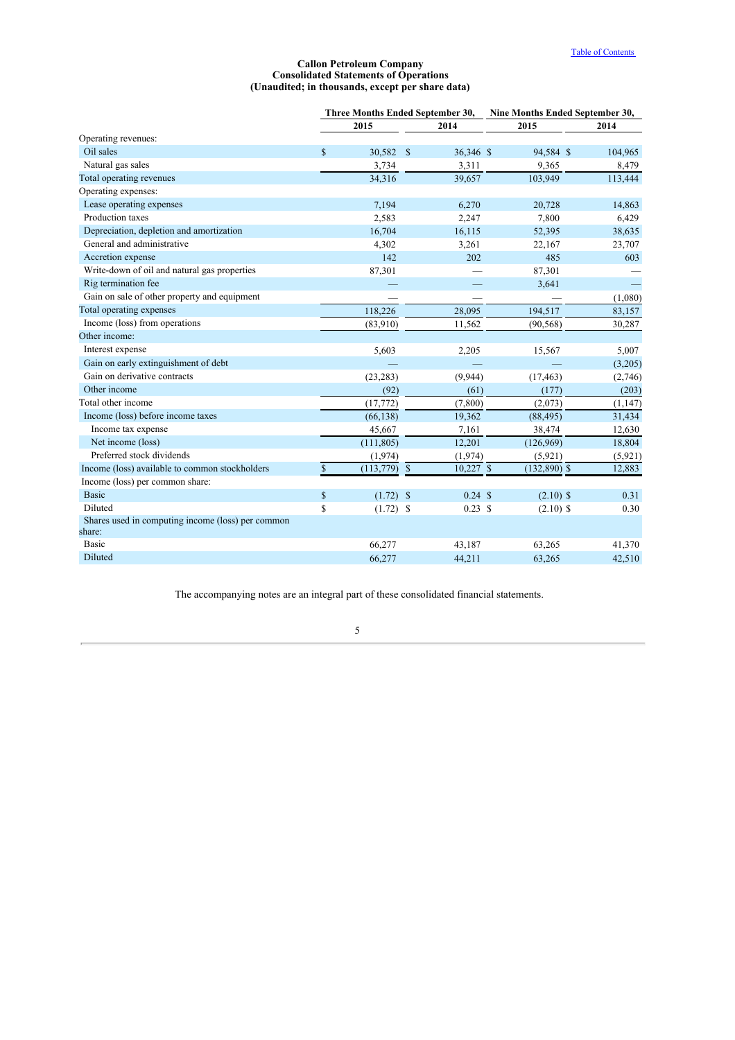**Callon Petroleum Company**
**Consolidated Statements of Operations**
**(Unaudited; in thousands, except per share data)**

| | Three Months Ended September 30, | | Nine Months Ended September 30, | |
|---|---|---|---|---|
| | 2015 | 2014 | 2015 | 2014 |
| Operating revenues: | | | | |
| Oil sales | $ 30,582 | $ 36,346 | $ 94,584 | $ 104,965 |
| Natural gas sales | 3,734 | 3,311 | 9,365 | 8,479 |
| Total operating revenues | 34,316 | 39,657 | 103,949 | 113,444 |
| Operating expenses: | | | | |
| Lease operating expenses | 7,194 | 6,270 | 20,728 | 14,863 |
| Production taxes | 2,583 | 2,247 | 7,800 | 6,429 |
| Depreciation, depletion and amortization | 16,704 | 16,115 | 52,395 | 38,635 |
| General and administrative | 4,302 | 3,261 | 22,167 | 23,707 |
| Accretion expense | 142 | 202 | 485 | 603 |
| Write-down of oil and natural gas properties | 87,301 | — | 87,301 | — |
| Rig termination fee | — | — | 3,641 | — |
| Gain on sale of other property and equipment | — | — | — | (1,080) |
| Total operating expenses | 118,226 | 28,095 | 194,517 | 83,157 |
| Income (loss) from operations | (83,910) | 11,562 | (90,568) | 30,287 |
| Other income: | | | | |
| Interest expense | 5,603 | 2,205 | 15,567 | 5,007 |
| Gain on early extinguishment of debt | — | — | — | (3,205) |
| Gain on derivative contracts | (23,283) | (9,944) | (17,463) | (2,746) |
| Other income | (92) | (61) | (177) | (203) |
| Total other income | (17,772) | (7,800) | (2,073) | (1,147) |
| Income (loss) before income taxes | (66,138) | 19,362 | (88,495) | 31,434 |
| Income tax expense | 45,667 | 7,161 | 38,474 | 12,630 |
| Net income (loss) | (111,805) | 12,201 | (126,969) | 18,804 |
| Preferred stock dividends | (1,974) | (1,974) | (5,921) | (5,921) |
| Income (loss) available to common stockholders | $ (113,779) | $ 10,227 | $ (132,890) | $ 12,883 |
| Income (loss) per common share: | | | | |
| Basic | $ (1.72) | $ 0.24 | $ (2.10) | $ 0.31 |
| Diluted | $ (1.72) | $ 0.23 | $ (2.10) | $ 0.30 |
| Shares used in computing income (loss) per common share: | | | | |
| Basic | 66,277 | 43,187 | 63,265 | 41,370 |
| Diluted | 66,277 | 44,211 | 63,265 | 42,510 |

The accompanying notes are an integral part of these consolidated financial statements.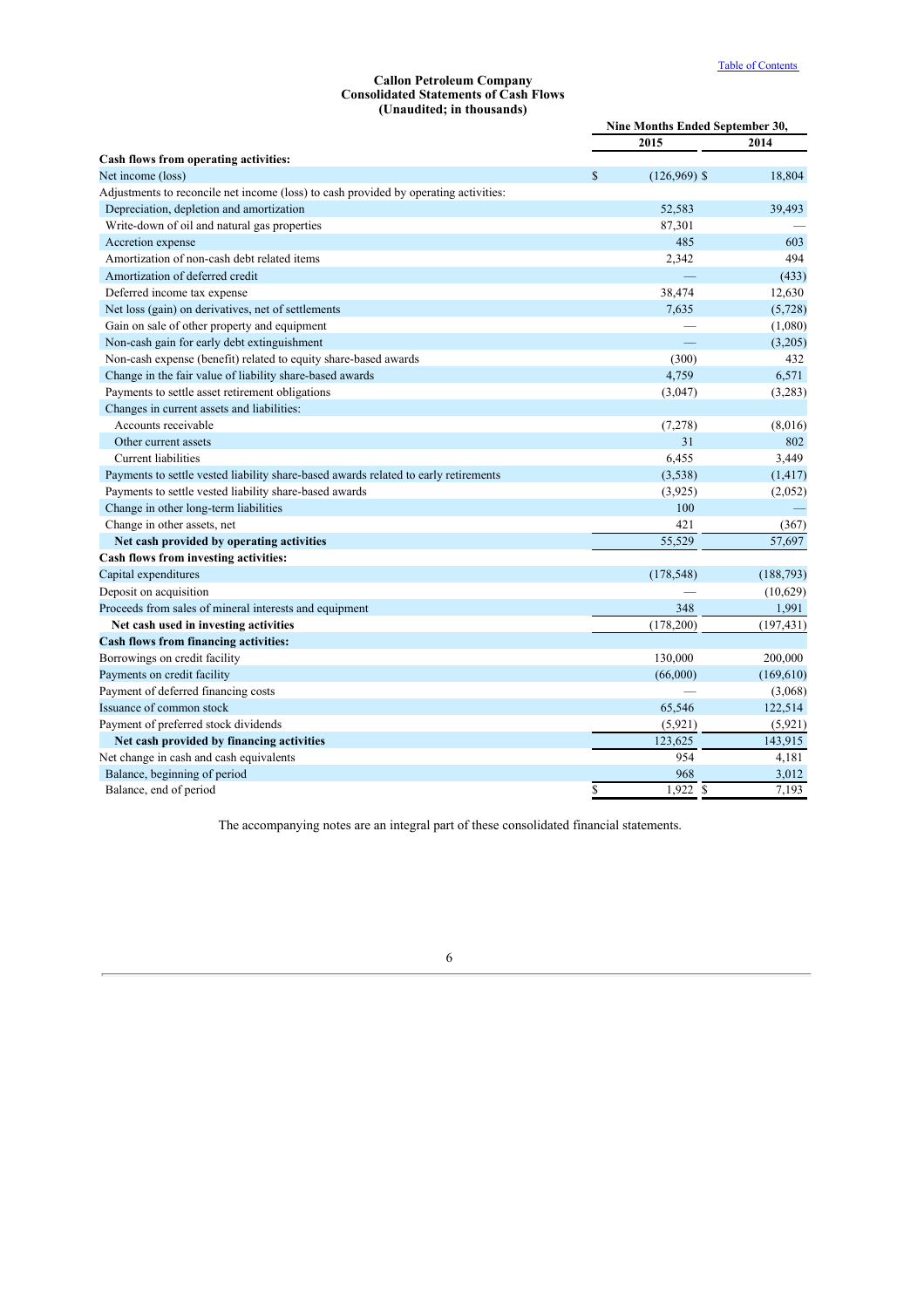**Callon Petroleum Company**
**Consolidated Statements of Cash Flows**
**(Unaudited; in thousands)**

| | Nine Months Ended September 30, | |
|---|---|---|
| | 2015 | 2014 |
| **Cash flows from operating activities:** | | |
| Net income (loss) | $ (126,969) | $ 18,804 |
| Adjustments to reconcile net income (loss) to cash provided by operating activities: | | |
| Depreciation, depletion and amortization | 52,583 | 39,493 |
| Write-down of oil and natural gas properties | 87,301 | — |
| Accretion expense | 485 | 603 |
| Amortization of non-cash debt related items | 2,342 | 494 |
| Amortization of deferred credit | — | (433) |
| Deferred income tax expense | 38,474 | 12,630 |
| Net loss (gain) on derivatives, net of settlements | 7,635 | (5,728) |
| Gain on sale of other property and equipment | — | (1,080) |
| Non-cash gain for early debt extinguishment | — | (3,205) |
| Non-cash expense (benefit) related to equity share-based awards | (300) | 432 |
| Change in the fair value of liability share-based awards | 4,759 | 6,571 |
| Payments to settle asset retirement obligations | (3,047) | (3,283) |
| Changes in current assets and liabilities: | | |
| Accounts receivable | (7,278) | (8,016) |
| Other current assets | 31 | 802 |
| Current liabilities | 6,455 | 3,449 |
| Payments to settle vested liability share-based awards related to early retirements | (3,538) | (1,417) |
| Payments to settle vested liability share-based awards | (3,925) | (2,052) |
| Change in other long-term liabilities | 100 | — |
| Change in other assets, net | 421 | (367) |
| **Net cash provided by operating activities** | 55,529 | 57,697 |
| **Cash flows from investing activities:** | | |
| Capital expenditures | (178,548) | (188,793) |
| Deposit on acquisition | — | (10,629) |
| Proceeds from sales of mineral interests and equipment | 348 | 1,991 |
| **Net cash used in investing activities** | (178,200) | (197,431) |
| **Cash flows from financing activities:** | | |
| Borrowings on credit facility | 130,000 | 200,000 |
| Payments on credit facility | (66,000) | (169,610) |
| Payment of deferred financing costs | — | (3,068) |
| Issuance of common stock | 65,546 | 122,514 |
| Payment of preferred stock dividends | (5,921) | (5,921) |
| **Net cash provided by financing activities** | 123,625 | 143,915 |
| Net change in cash and cash equivalents | 954 | 4,181 |
| Balance, beginning of period | 968 | 3,012 |
| Balance, end of period | $ 1,922 | $ 7,193 |

The accompanying notes are an integral part of these consolidated financial statements.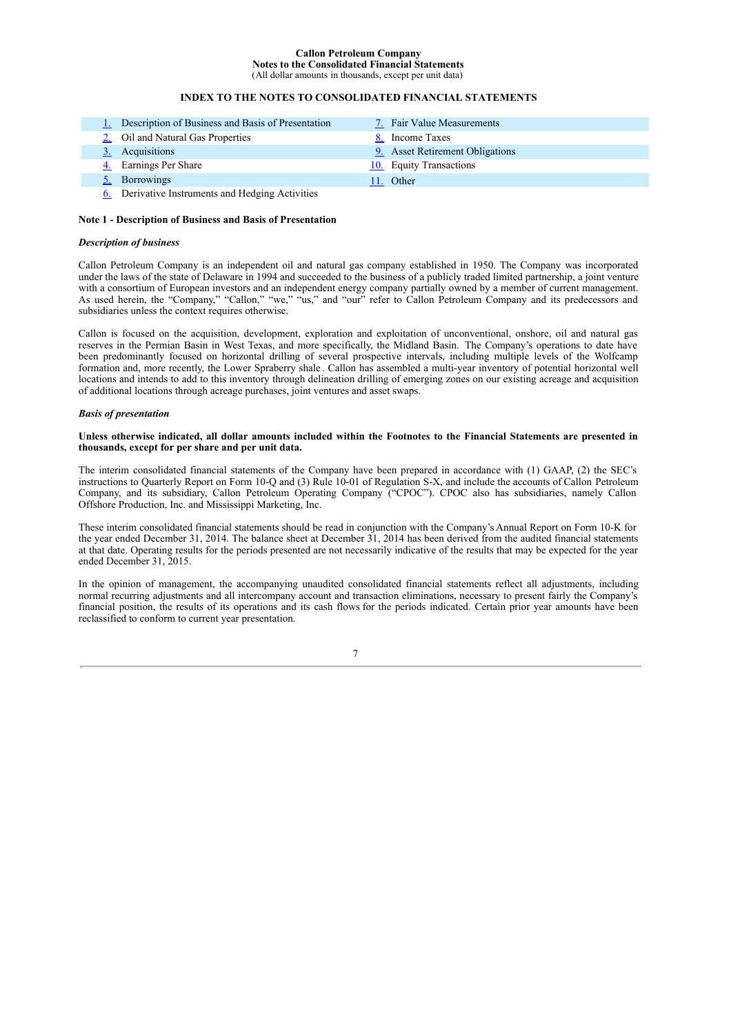**Callon Petroleum Company**
**Notes to the Consolidated Financial Statements**
(All dollar amounts in thousands, except per unit data)

**INDEX TO THE NOTES TO CONSOLIDATED FINANCIAL STATEMENTS**

| | | | |
|---|---|---|---|
| 1. | Description of Business and Basis of Presentation | 7. | Fair Value Measurements |
| 2. | Oil and Natural Gas Properties | 8. | Income Taxes |
| 3. | Acquisitions | 9. | Asset Retirement Obligations |
| 4. | Earnings Per Share | 10. | Equity Transactions |
| 5. | Borrowings | 11. | Other |
| 6. | Derivative Instruments and Hedging Activities | | |

**Note 1 - Description of Business and Basis of Presentation**

***Description of business***

Callon Petroleum Company is an independent oil and natural gas company established in 1950. The Company was incorporated under the laws of the state of Delaware in 1994 and succeeded to the business of a publicly traded limited partnership, a joint venture with a consortium of European investors and an independent energy company partially owned by a member of current management. As used herein, the "Company," "Callon," "we," "us," and "our" refer to Callon Petroleum Company and its predecessors and subsidiaries unless the context requires otherwise.

Callon is focused on the acquisition, development, exploration and exploitation of unconventional, onshore, oil and natural gas reserves in the Permian Basin in West Texas, and more specifically, the Midland Basin. The Company's operations to date have been predominantly focused on horizontal drilling of several prospective intervals, including multiple levels of the Wolfcamp formation and, more recently, the Lower Spraberry shale. Callon has assembled a multi-year inventory of potential horizontal well locations and intends to add to this inventory through delineation drilling of emerging zones on our existing acreage and acquisition of additional locations through acreage purchases, joint ventures and asset swaps.

***Basis of presentation***

**Unless otherwise indicated, all dollar amounts included within the Footnotes to the Financial Statements are presented in thousands, except for per share and per unit data.**

The interim consolidated financial statements of the Company have been prepared in accordance with (1) GAAP, (2) the SEC's instructions to Quarterly Report on Form 10-Q and (3) Rule 10-01 of Regulation S-X, and include the accounts of Callon Petroleum Company, and its subsidiary, Callon Petroleum Operating Company ("CPOC"). CPOC also has subsidiaries, namely Callon Offshore Production, Inc. and Mississippi Marketing, Inc.

These interim consolidated financial statements should be read in conjunction with the Company's Annual Report on Form 10-K for the year ended December 31, 2014. The balance sheet at December 31, 2014 has been derived from the audited financial statements at that date. Operating results for the periods presented are not necessarily indicative of the results that may be expected for the year ended December 31, 2015.

In the opinion of management, the accompanying unaudited consolidated financial statements reflect all adjustments, including normal recurring adjustments and all intercompany account and transaction eliminations, necessary to present fairly the Company's financial position, the results of its operations and its cash flows for the periods indicated. Certain prior year amounts have been reclassified to conform to current year presentation.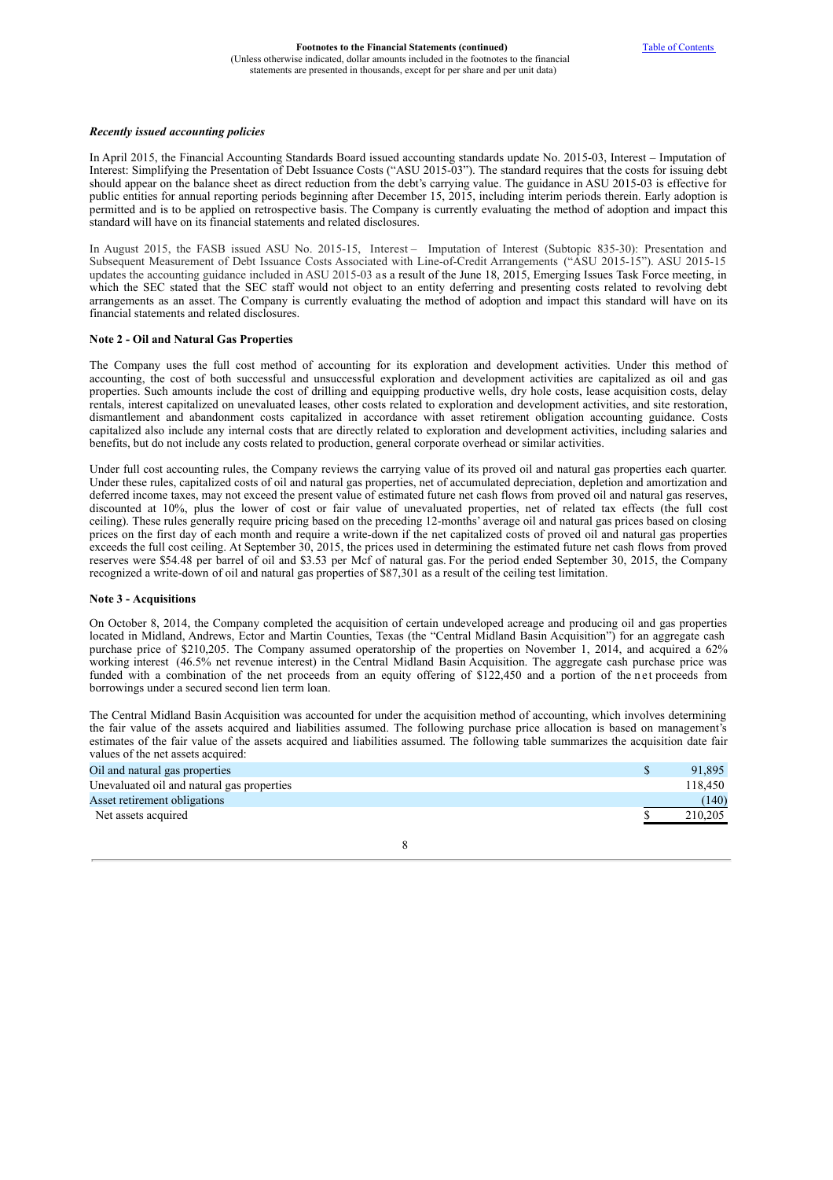*Recently issued accounting policies*

In April 2015, the Financial Accounting Standards Board issued accounting standards update No. 2015-03, Interest – Imputation of Interest: Simplifying the Presentation of Debt Issuance Costs ("ASU 2015-03"). The standard requires that the costs for issuing debt should appear on the balance sheet as direct reduction from the debt's carrying value. The guidance in ASU 2015-03 is effective for public entities for annual reporting periods beginning after December 15, 2015, including interim periods therein. Early adoption is permitted and is to be applied on retrospective basis. The Company is currently evaluating the method of adoption and impact this standard will have on its financial statements and related disclosures.

In August 2015, the FASB issued ASU No. 2015-15, Interest – Imputation of Interest (Subtopic 835-30): Presentation and Subsequent Measurement of Debt Issuance Costs Associated with Line-of-Credit Arrangements ("ASU 2015-15"). ASU 2015-15 updates the accounting guidance included in ASU 2015-03 as a result of the June 18, 2015, Emerging Issues Task Force meeting, in which the SEC stated that the SEC staff would not object to an entity deferring and presenting costs related to revolving debt arrangements as an asset. The Company is currently evaluating the method of adoption and impact this standard will have on its financial statements and related disclosures.

**Note 2 - Oil and Natural Gas Properties**

The Company uses the full cost method of accounting for its exploration and development activities. Under this method of accounting, the cost of both successful and unsuccessful exploration and development activities are capitalized as oil and gas properties. Such amounts include the cost of drilling and equipping productive wells, dry hole costs, lease acquisition costs, delay rentals, interest capitalized on unevaluated leases, other costs related to exploration and development activities, and site restoration, dismantlement and abandonment costs capitalized in accordance with asset retirement obligation accounting guidance. Costs capitalized also include any internal costs that are directly related to exploration and development activities, including salaries and benefits, but do not include any costs related to production, general corporate overhead or similar activities.

Under full cost accounting rules, the Company reviews the carrying value of its proved oil and natural gas properties each quarter. Under these rules, capitalized costs of oil and natural gas properties, net of accumulated depreciation, depletion and amortization and deferred income taxes, may not exceed the present value of estimated future net cash flows from proved oil and natural gas reserves, discounted at 10%, plus the lower of cost or fair value of unevaluated properties, net of related tax effects (the full cost ceiling). These rules generally require pricing based on the preceding 12-months' average oil and natural gas prices based on closing prices on the first day of each month and require a write-down if the net capitalized costs of proved oil and natural gas properties exceeds the full cost ceiling. At September 30, 2015, the prices used in determining the estimated future net cash flows from proved reserves were $54.48 per barrel of oil and $3.53 per Mcf of natural gas. For the period ended September 30, 2015, the Company recognized a write-down of oil and natural gas properties of $87,301 as a result of the ceiling test limitation.

**Note 3 - Acquisitions**

On October 8, 2014, the Company completed the acquisition of certain undeveloped acreage and producing oil and gas properties located in Midland, Andrews, Ector and Martin Counties, Texas (the "Central Midland Basin Acquisition") for an aggregate cash purchase price of $210,205. The Company assumed operatorship of the properties on November 1, 2014, and acquired a 62% working interest (46.5% net revenue interest) in the Central Midland Basin Acquisition. The aggregate cash purchase price was funded with a combination of the net proceeds from an equity offering of $122,450 and a portion of the net proceeds from borrowings under a secured second lien term loan.

The Central Midland Basin Acquisition was accounted for under the acquisition method of accounting, which involves determining the fair value of the assets acquired and liabilities assumed. The following purchase price allocation is based on management's estimates of the fair value of the assets acquired and liabilities assumed. The following table summarizes the acquisition date fair values of the net assets acquired:

| | | |
|---|---|---|
| Oil and natural gas properties | $ | 91,895 |
| Unevaluated oil and natural gas properties | | 118,450 |
| Asset retirement obligations | | (140) |
| Net assets acquired | $ | 210,205 |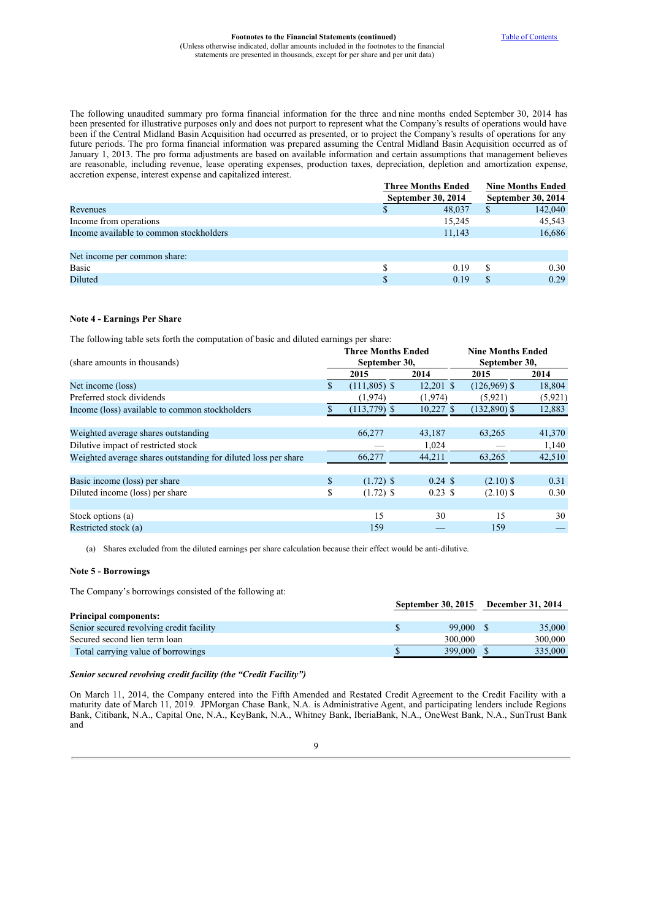The following unaudited summary pro forma financial information for the three and nine months ended September 30, 2014 has been presented for illustrative purposes only and does not purport to represent what the Company's results of operations would have been if the Central Midland Basin Acquisition had occurred as presented, or to project the Company's results of operations for any future periods. The pro forma financial information was prepared assuming the Central Midland Basin Acquisition occurred as of January 1, 2013. The pro forma adjustments are based on available information and certain assumptions that management believes are reasonable, including revenue, lease operating expenses, production taxes, depreciation, depletion and amortization expense, accretion expense, interest expense and capitalized interest.

| | Three Months Ended September 30, 2014 | Nine Months Ended September 30, 2014 |
|---|---|---|
| Revenues | $ 48,037 | $ 142,040 |
| Income from operations | 15,245 | 45,543 |
| Income available to common stockholders | 11,143 | 16,686 |
| | | |
| Net income per common share: | | |
| Basic | $ 0.19 | $ 0.30 |
| Diluted | $ 0.19 | $ 0.29 |

### Note 4 - Earnings Per Share

The following table sets forth the computation of basic and diluted earnings per share:

| (share amounts in thousands) | Three Months Ended September 30, | | Nine Months Ended September 30, | |
|---|---|---|---|---|
| | 2015 | 2014 | 2015 | 2014 |
| Net income (loss) | $ (111,805) | $ 12,201 | $ (126,969) | $ 18,804 |
| Preferred stock dividends | (1,974) | (1,974) | (5,921) | (5,921) |
| Income (loss) available to common stockholders | $ (113,779) | $ 10,227 | $ (132,890) | $ 12,883 |
| | | | | |
| Weighted average shares outstanding | 66,277 | 43,187 | 63,265 | 41,370 |
| Dilutive impact of restricted stock | — | 1,024 | — | 1,140 |
| Weighted average shares outstanding for diluted loss per share | 66,277 | 44,211 | 63,265 | 42,510 |
| | | | | |
| Basic income (loss) per share | $ (1.72) | $ 0.24 | $ (2.10) | $ 0.31 |
| Diluted income (loss) per share | $ (1.72) | $ 0.23 | $ (2.10) | $ 0.30 |
| | | | | |
| Stock options (a) | 15 | 30 | 15 | 30 |
| Restricted stock (a) | 159 | — | 159 | — |

(a) Shares excluded from the diluted earnings per share calculation because their effect would be anti-dilutive.

### Note 5 - Borrowings

The Company's borrowings consisted of the following at:

| | September 30, 2015 | December 31, 2014 |
|---|---|---|
| **Principal components:** | | |
| Senior secured revolving credit facility | $ 99,000 | $ 35,000 |
| Secured second lien term loan | 300,000 | 300,000 |
| Total carrying value of borrowings | $ 399,000 | $ 335,000 |

***Senior secured revolving credit facility (the "Credit Facility")***

On March 11, 2014, the Company entered into the Fifth Amended and Restated Credit Agreement to the Credit Facility with a maturity date of March 11, 2019. JPMorgan Chase Bank, N.A. is Administrative Agent, and participating lenders include Regions Bank, Citibank, N.A., Capital One, N.A., KeyBank, N.A., Whitney Bank, IberiaBank, N.A., OneWest Bank, N.A., SunTrust Bank and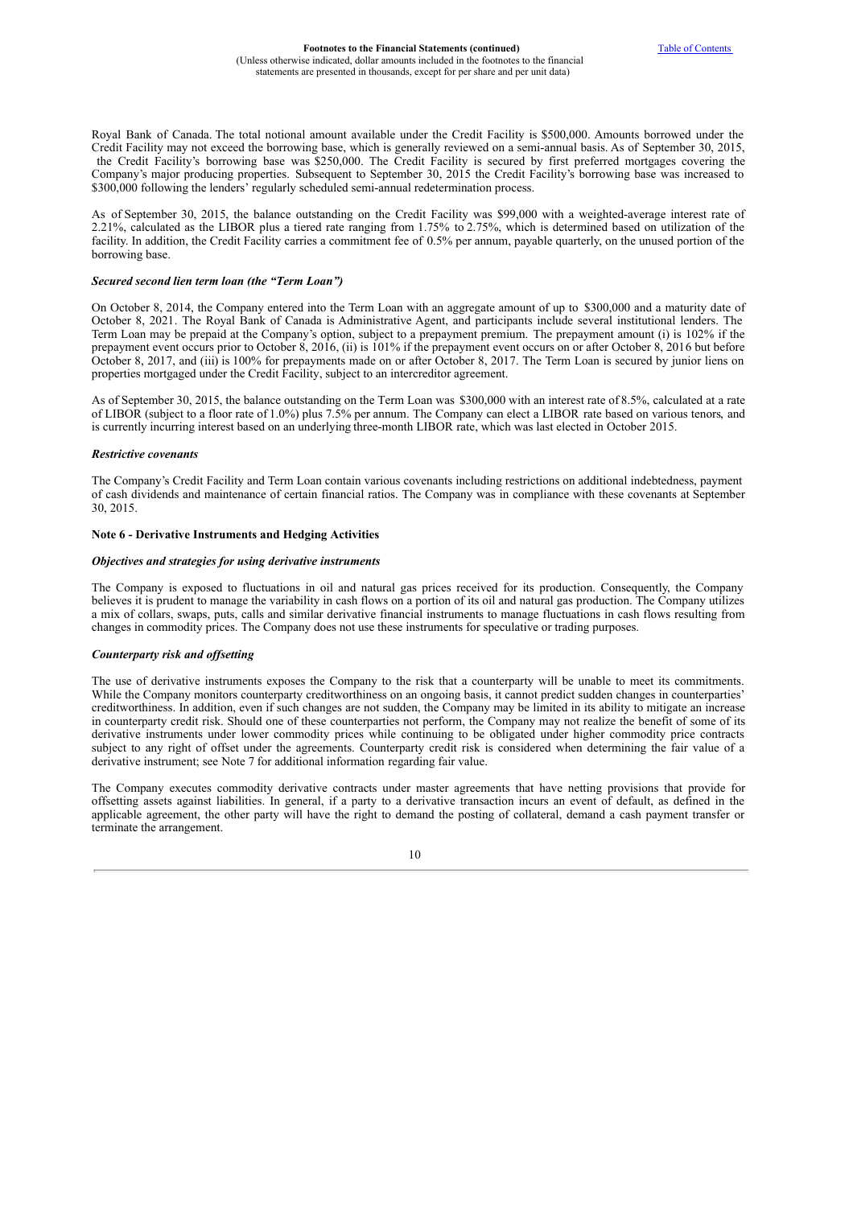Royal Bank of Canada. The total notional amount available under the Credit Facility is $500,000. Amounts borrowed under the Credit Facility may not exceed the borrowing base, which is generally reviewed on a semi-annual basis. As of September 30, 2015, the Credit Facility's borrowing base was $250,000. The Credit Facility is secured by first preferred mortgages covering the Company's major producing properties. Subsequent to September 30, 2015 the Credit Facility's borrowing base was increased to $300,000 following the lenders' regularly scheduled semi-annual redetermination process.

As of September 30, 2015, the balance outstanding on the Credit Facility was $99,000 with a weighted-average interest rate of 2.21%, calculated as the LIBOR plus a tiered rate ranging from 1.75% to 2.75%, which is determined based on utilization of the facility. In addition, the Credit Facility carries a commitment fee of 0.5% per annum, payable quarterly, on the unused portion of the borrowing base.

***Secured second lien term loan (the "Term Loan")***

On October 8, 2014, the Company entered into the Term Loan with an aggregate amount of up to $300,000 and a maturity date of October 8, 2021. The Royal Bank of Canada is Administrative Agent, and participants include several institutional lenders. The Term Loan may be prepaid at the Company's option, subject to a prepayment premium. The prepayment amount (i) is 102% if the prepayment event occurs prior to October 8, 2016, (ii) is 101% if the prepayment event occurs on or after October 8, 2016 but before October 8, 2017, and (iii) is 100% for prepayments made on or after October 8, 2017. The Term Loan is secured by junior liens on properties mortgaged under the Credit Facility, subject to an intercreditor agreement.

As of September 30, 2015, the balance outstanding on the Term Loan was $300,000 with an interest rate of 8.5%, calculated at a rate of LIBOR (subject to a floor rate of 1.0%) plus 7.5% per annum. The Company can elect a LIBOR rate based on various tenors, and is currently incurring interest based on an underlying three-month LIBOR rate, which was last elected in October 2015.

***Restrictive covenants***

The Company's Credit Facility and Term Loan contain various covenants including restrictions on additional indebtedness, payment of cash dividends and maintenance of certain financial ratios. The Company was in compliance with these covenants at September 30, 2015.

**Note 6 - Derivative Instruments and Hedging Activities**

***Objectives and strategies for using derivative instruments***

The Company is exposed to fluctuations in oil and natural gas prices received for its production. Consequently, the Company believes it is prudent to manage the variability in cash flows on a portion of its oil and natural gas production. The Company utilizes a mix of collars, swaps, puts, calls and similar derivative financial instruments to manage fluctuations in cash flows resulting from changes in commodity prices. The Company does not use these instruments for speculative or trading purposes.

***Counterparty risk and offsetting***

The use of derivative instruments exposes the Company to the risk that a counterparty will be unable to meet its commitments. While the Company monitors counterparty creditworthiness on an ongoing basis, it cannot predict sudden changes in counterparties' creditworthiness. In addition, even if such changes are not sudden, the Company may be limited in its ability to mitigate an increase in counterparty credit risk. Should one of these counterparties not perform, the Company may not realize the benefit of some of its derivative instruments under lower commodity prices while continuing to be obligated under higher commodity price contracts subject to any right of offset under the agreements. Counterparty credit risk is considered when determining the fair value of a derivative instrument; see Note 7 for additional information regarding fair value.

The Company executes commodity derivative contracts under master agreements that have netting provisions that provide for offsetting assets against liabilities. In general, if a party to a derivative transaction incurs an event of default, as defined in the applicable agreement, the other party will have the right to demand the posting of collateral, demand a cash payment transfer or terminate the arrangement.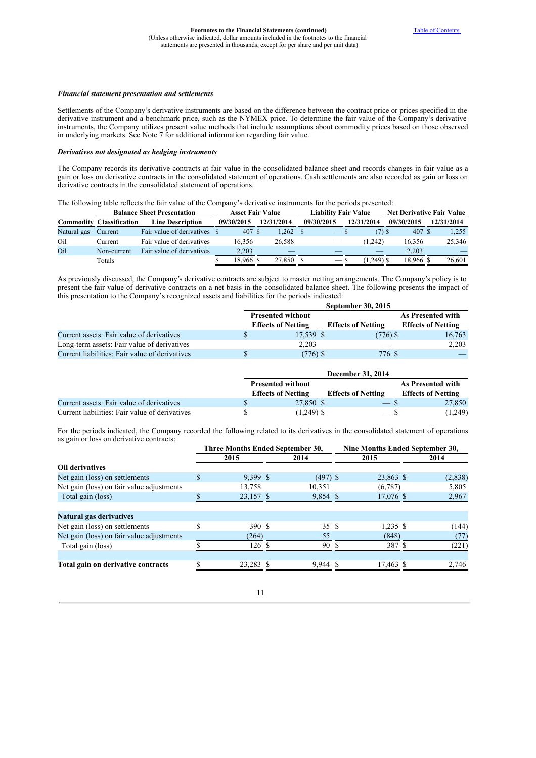### *Financial statement presentation and settlements*

Settlements of the Company's derivative instruments are based on the difference between the contract price or prices specified in the derivative instrument and a benchmark price, such as the NYMEX price. To determine the fair value of the Company's derivative instruments, the Company utilizes present value methods that include assumptions about commodity prices based on those observed in underlying markets. See Note 7 for additional information regarding fair value.

### *Derivatives not designated as hedging instruments*

The Company records its derivative contracts at fair value in the consolidated balance sheet and records changes in fair value as a gain or loss on derivative contracts in the consolidated statement of operations. Cash settlements are also recorded as gain or loss on derivative contracts in the consolidated statement of operations.

The following table reflects the fair value of the Company's derivative instruments for the periods presented:

| Balance Sheet Presentation | | | Asset Fair Value | | Liability Fair Value | | Net Derivative Fair Value | |
|---|---|---|---|---|---|---|---|---|
| **Commodity** | **Classification** | **Line Description** | **09/30/2015** | **12/31/2014** | **09/30/2015** | **12/31/2014** | **09/30/2015** | **12/31/2014** |
| Natural gas | Current | Fair value of derivatives | $ 407 | $ 1,262 | $ — | $ (7) | $ 407 | $ 1,255 |
| Oil | Current | Fair value of derivatives | 16,356 | 26,588 | — | (1,242) | 16,356 | 25,346 |
| Oil | Non-current | Fair value of derivatives | 2,203 | — | — | — | 2,203 | — |
| | Totals | | $ 18,966 | $ 27,850 | $ — | $ (1,249) | $ 18,966 | $ 26,601 |

As previously discussed, the Company's derivative contracts are subject to master netting arrangements. The Company's policy is to present the fair value of derivative contracts on a net basis in the consolidated balance sheet. The following presents the impact of this presentation to the Company's recognized assets and liabilities for the periods indicated:

| | September 30, 2015 | | |
|---|---|---|---|
| | **Presented without Effects of Netting** | **Effects of Netting** | **As Presented with Effects of Netting** |
| Current assets: Fair value of derivatives | $ 17,539 | $ (776) | $ 16,763 |
| Long-term assets: Fair value of derivatives | 2,203 | — | 2,203 |
| Current liabilities: Fair value of derivatives | $ (776) | $ 776 | $ — |

| | December 31, 2014 | | |
|---|---|---|---|
| | **Presented without Effects of Netting** | **Effects of Netting** | **As Presented with Effects of Netting** |
| Current assets: Fair value of derivatives | $ 27,850 | $ — | $ 27,850 |
| Current liabilities: Fair value of derivatives | $ (1,249) | $ — | $ (1,249) |

For the periods indicated, the Company recorded the following related to its derivatives in the consolidated statement of operations as gain or loss on derivative contracts:

| | Three Months Ended September 30, | | Nine Months Ended September 30, | |
|---|---|---|---|---|
| | **2015** | **2014** | **2015** | **2014** |
| **Oil derivatives** | | | | |
| Net gain (loss) on settlements | $ 9,399 | $ (497) | $ 23,863 | $ (2,838) |
| Net gain (loss) on fair value adjustments | 13,758 | 10,351 | (6,787) | 5,805 |
| Total gain (loss) | $ 23,157 | $ 9,854 | $ 17,076 | $ 2,967 |
| | | | | |
| **Natural gas derivatives** | | | | |
| Net gain (loss) on settlements | $ 390 | $ 35 | $ 1,235 | $ (144) |
| Net gain (loss) on fair value adjustments | (264) | 55 | (848) | (77) |
| Total gain (loss) | $ 126 | $ 90 | $ 387 | $ (221) |
| | | | | |
| **Total gain on derivative contracts** | $ 23,283 | $ 9,944 | $ 17,463 | $ 2,746 |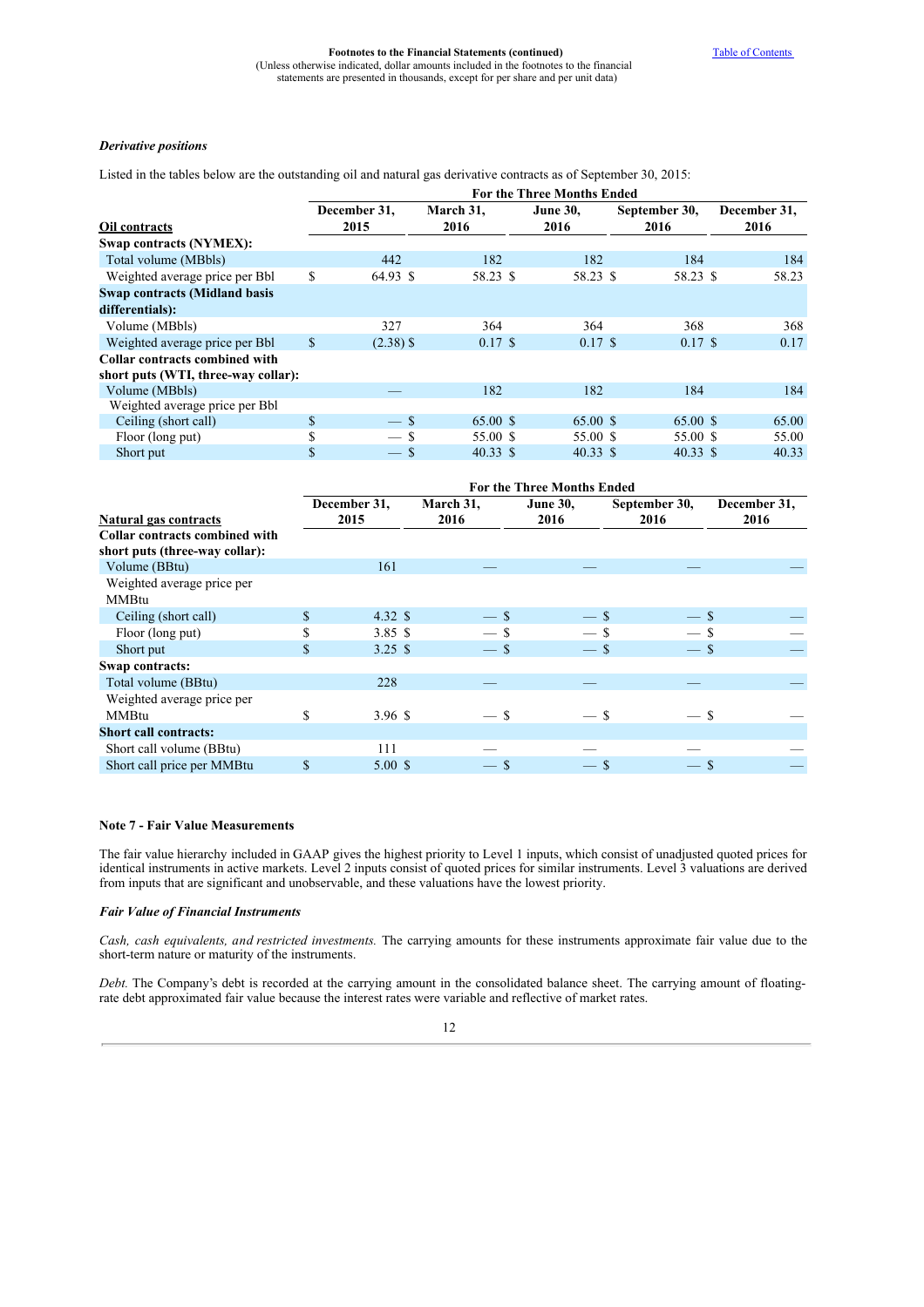*Derivative positions*

Listed in the tables below are the outstanding oil and natural gas derivative contracts as of September 30, 2015:

| | For the Three Months Ended | | | | |
|---|---|---|---|---|---|
| **Oil contracts** | **December 31, 2015** | **March 31, 2016** | **June 30, 2016** | **September 30, 2016** | **December 31, 2016** |
| **Swap contracts (NYMEX):** | | | | | |
| Total volume (MBbls) | 442 | 182 | 182 | 184 | 184 |
| Weighted average price per Bbl | $ 64.93 | $ 58.23 | $ 58.23 | $ 58.23 | $ 58.23 |
| **Swap contracts (Midland basis differentials):** | | | | | |
| Volume (MBbls) | 327 | 364 | 364 | 368 | 368 |
| Weighted average price per Bbl | $ (2.38) | $ 0.17 | $ 0.17 | $ 0.17 | $ 0.17 |
| **Collar contracts combined with short puts (WTI, three-way collar):** | | | | | |
| Volume (MBbls) | — | 182 | 182 | 184 | 184 |
| Weighted average price per Bbl | | | | | |
| Ceiling (short call) | $ — | $ 65.00 | $ 65.00 | $ 65.00 | $ 65.00 |
| Floor (long put) | $ — | $ 55.00 | $ 55.00 | $ 55.00 | $ 55.00 |
| Short put | $ — | $ 40.33 | $ 40.33 | $ 40.33 | $ 40.33 |

| | For the Three Months Ended | | | | |
|---|---|---|---|---|---|
| **Natural gas contracts** | **December 31, 2015** | **March 31, 2016** | **June 30, 2016** | **September 30, 2016** | **December 31, 2016** |
| **Collar contracts combined with short puts (three-way collar):** | | | | | |
| Volume (BBtu) | 161 | — | — | — | — |
| Weighted average price per MMBtu | | | | | |
| Ceiling (short call) | $ 4.32 | $ — | $ — | $ — | $ — |
| Floor (long put) | $ 3.85 | $ — | $ — | $ — | $ — |
| Short put | $ 3.25 | $ — | $ — | $ — | $ — |
| **Swap contracts:** | | | | | |
| Total volume (BBtu) | 228 | — | — | — | — |
| Weighted average price per MMBtu | $ 3.96 | $ — | $ — | $ — | $ — |
| **Short call contracts:** | | | | | |
| Short call volume (BBtu) | 111 | — | — | — | — |
| Short call price per MMBtu | $ 5.00 | $ — | $ — | $ — | $ — |

**Note 7 - Fair Value Measurements**

The fair value hierarchy included in GAAP gives the highest priority to Level 1 inputs, which consist of unadjusted quoted prices for identical instruments in active markets. Level 2 inputs consist of quoted prices for similar instruments. Level 3 valuations are derived from inputs that are significant and unobservable, and these valuations have the lowest priority.

***Fair Value of Financial Instruments***

*Cash, cash equivalents, and restricted investments.* The carrying amounts for these instruments approximate fair value due to the short-term nature or maturity of the instruments.

*Debt.* The Company's debt is recorded at the carrying amount in the consolidated balance sheet. The carrying amount of floating-rate debt approximated fair value because the interest rates were variable and reflective of market rates.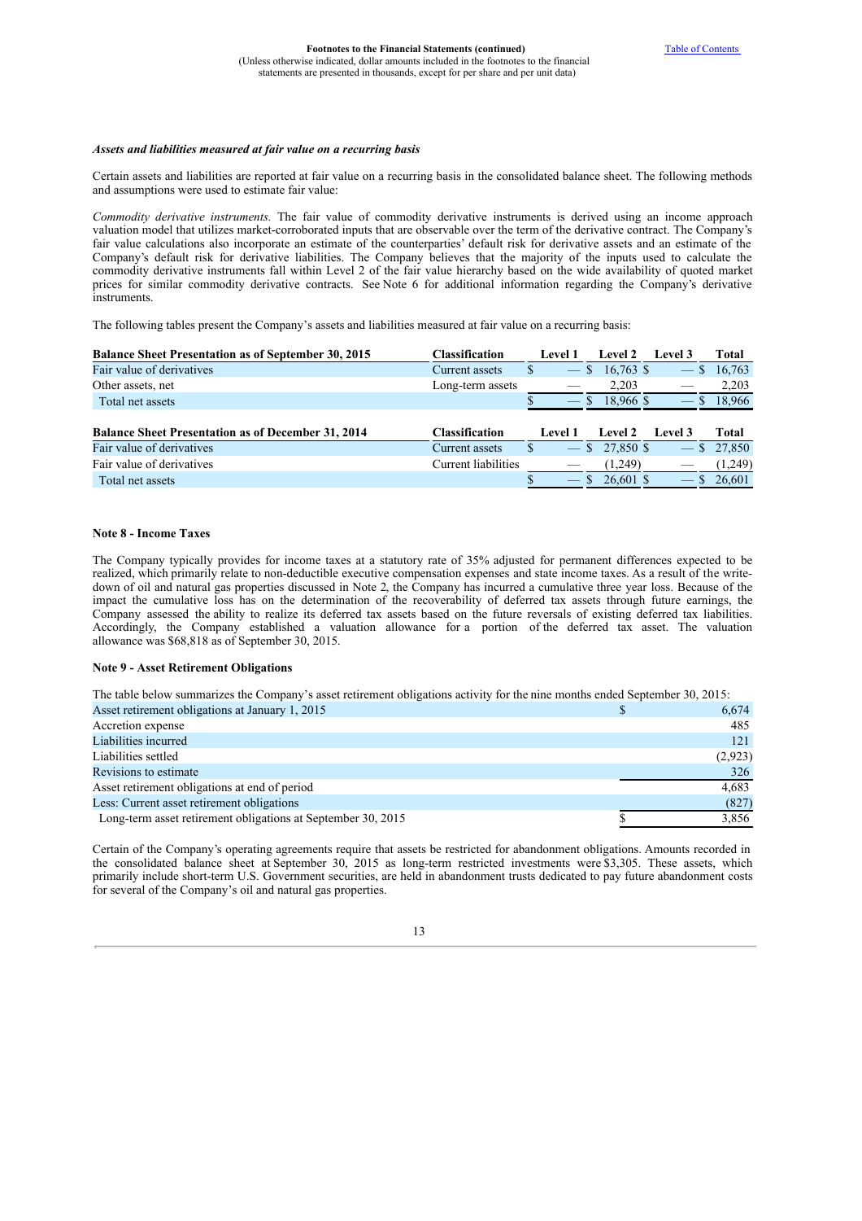### *Assets and liabilities measured at fair value on a recurring basis*

Certain assets and liabilities are reported at fair value on a recurring basis in the consolidated balance sheet. The following methods and assumptions were used to estimate fair value:

*Commodity derivative instruments.* The fair value of commodity derivative instruments is derived using an income approach valuation model that utilizes market-corroborated inputs that are observable over the term of the derivative contract. The Company's fair value calculations also incorporate an estimate of the counterparties' default risk for derivative assets and an estimate of the Company's default risk for derivative liabilities. The Company believes that the majority of the inputs used to calculate the commodity derivative instruments fall within Level 2 of the fair value hierarchy based on the wide availability of quoted market prices for similar commodity derivative contracts. See Note 6 for additional information regarding the Company's derivative instruments.

The following tables present the Company's assets and liabilities measured at fair value on a recurring basis:

| Balance Sheet Presentation as of September 30, 2015 | Classification | Level 1 | Level 2 | Level 3 | Total |
|---|---|---|---|---|---|
| Fair value of derivatives | Current assets | $ — | $ 16,763 | $ — | $ 16,763 |
| Other assets, net | Long-term assets | — | 2,203 | — | 2,203 |
| Total net assets | | $ — | $ 18,966 | $ — | $ 18,966 |

| Balance Sheet Presentation as of December 31, 2014 | Classification | Level 1 | Level 2 | Level 3 | Total |
|---|---|---|---|---|---|
| Fair value of derivatives | Current assets | $ — | $ 27,850 | $ — | $ 27,850 |
| Fair value of derivatives | Current liabilities | — | (1,249) | — | (1,249) |
| Total net assets | | $ — | $ 26,601 | $ — | $ 26,601 |

### Note 8 - Income Taxes

The Company typically provides for income taxes at a statutory rate of 35% adjusted for permanent differences expected to be realized, which primarily relate to non-deductible executive compensation expenses and state income taxes. As a result of the write-down of oil and natural gas properties discussed in Note 2, the Company has incurred a cumulative three year loss. Because of the impact the cumulative loss has on the determination of the recoverability of deferred tax assets through future earnings, the Company assessed the ability to realize its deferred tax assets based on the future reversals of existing deferred tax liabilities. Accordingly, the Company established a valuation allowance for a portion of the deferred tax asset. The valuation allowance was $68,818 as of September 30, 2015.

### Note 9 - Asset Retirement Obligations

The table below summarizes the Company's asset retirement obligations activity for the nine months ended September 30, 2015:

| | |
|---|---|
| Asset retirement obligations at January 1, 2015 | $ 6,674 |
| Accretion expense | 485 |
| Liabilities incurred | 121 |
| Liabilities settled | (2,923) |
| Revisions to estimate | 326 |
| Asset retirement obligations at end of period | 4,683 |
| Less: Current asset retirement obligations | (827) |
| Long-term asset retirement obligations at September 30, 2015 | $ 3,856 |

Certain of the Company's operating agreements require that assets be restricted for abandonment obligations. Amounts recorded in the consolidated balance sheet at September 30, 2015 as long-term restricted investments were $3,305. These assets, which primarily include short-term U.S. Government securities, are held in abandonment trusts dedicated to pay future abandonment costs for several of the Company's oil and natural gas properties.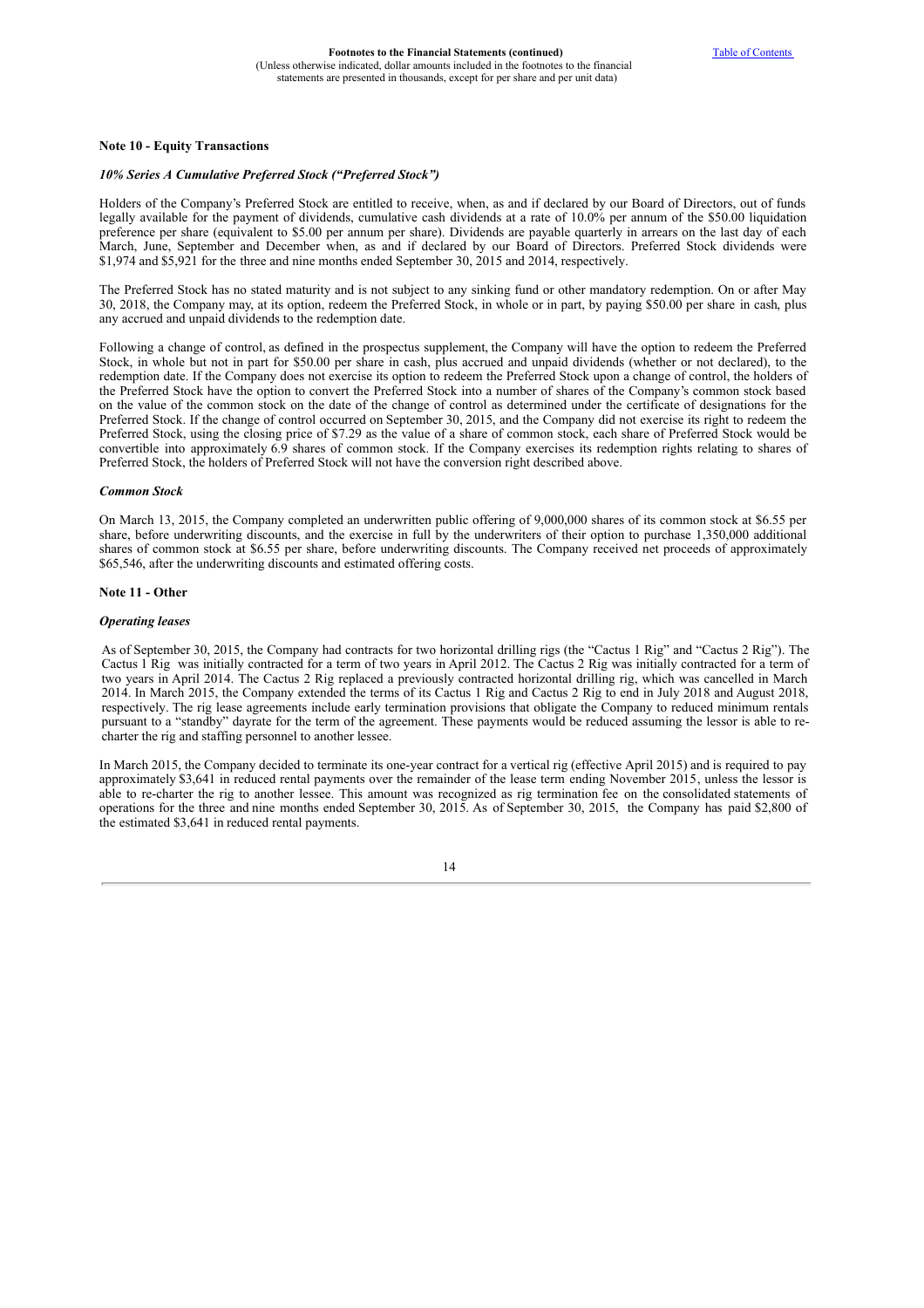## Note 10 - Equity Transactions

### *10% Series A Cumulative Preferred Stock ("Preferred Stock")*

Holders of the Company's Preferred Stock are entitled to receive, when, as and if declared by our Board of Directors, out of funds legally available for the payment of dividends, cumulative cash dividends at a rate of 10.0% per annum of the $50.00 liquidation preference per share (equivalent to $5.00 per annum per share). Dividends are payable quarterly in arrears on the last day of each March, June, September and December when, as and if declared by our Board of Directors. Preferred Stock dividends were $1,974 and $5,921 for the three and nine months ended September 30, 2015 and 2014, respectively.

The Preferred Stock has no stated maturity and is not subject to any sinking fund or other mandatory redemption. On or after May 30, 2018, the Company may, at its option, redeem the Preferred Stock, in whole or in part, by paying $50.00 per share in cash, plus any accrued and unpaid dividends to the redemption date.

Following a change of control, as defined in the prospectus supplement, the Company will have the option to redeem the Preferred Stock, in whole but not in part for $50.00 per share in cash, plus accrued and unpaid dividends (whether or not declared), to the redemption date. If the Company does not exercise its option to redeem the Preferred Stock upon a change of control, the holders of the Preferred Stock have the option to convert the Preferred Stock into a number of shares of the Company's common stock based on the value of the common stock on the date of the change of control as determined under the certificate of designations for the Preferred Stock. If the change of control occurred on September 30, 2015, and the Company did not exercise its right to redeem the Preferred Stock, using the closing price of $7.29 as the value of a share of common stock, each share of Preferred Stock would be convertible into approximately 6.9 shares of common stock. If the Company exercises its redemption rights relating to shares of Preferred Stock, the holders of Preferred Stock will not have the conversion right described above.

### *Common Stock*

On March 13, 2015, the Company completed an underwritten public offering of 9,000,000 shares of its common stock at $6.55 per share, before underwriting discounts, and the exercise in full by the underwriters of their option to purchase 1,350,000 additional shares of common stock at $6.55 per share, before underwriting discounts. The Company received net proceeds of approximately $65,546, after the underwriting discounts and estimated offering costs.

## Note 11 - Other

### *Operating leases*

As of September 30, 2015, the Company had contracts for two horizontal drilling rigs (the "Cactus 1 Rig" and "Cactus 2 Rig"). The Cactus 1 Rig was initially contracted for a term of two years in April 2012. The Cactus 2 Rig was initially contracted for a term of two years in April 2014. The Cactus 2 Rig replaced a previously contracted horizontal drilling rig, which was cancelled in March 2014. In March 2015, the Company extended the terms of its Cactus 1 Rig and Cactus 2 Rig to end in July 2018 and August 2018, respectively. The rig lease agreements include early termination provisions that obligate the Company to reduced minimum rentals pursuant to a "standby" dayrate for the term of the agreement. These payments would be reduced assuming the lessor is able to re-charter the rig and staffing personnel to another lessee.

In March 2015, the Company decided to terminate its one-year contract for a vertical rig (effective April 2015) and is required to pay approximately $3,641 in reduced rental payments over the remainder of the lease term ending November 2015, unless the lessor is able to re-charter the rig to another lessee. This amount was recognized as rig termination fee on the consolidated statements of operations for the three and nine months ended September 30, 2015. As of September 30, 2015, the Company has paid $2,800 of the estimated $3,641 in reduced rental payments.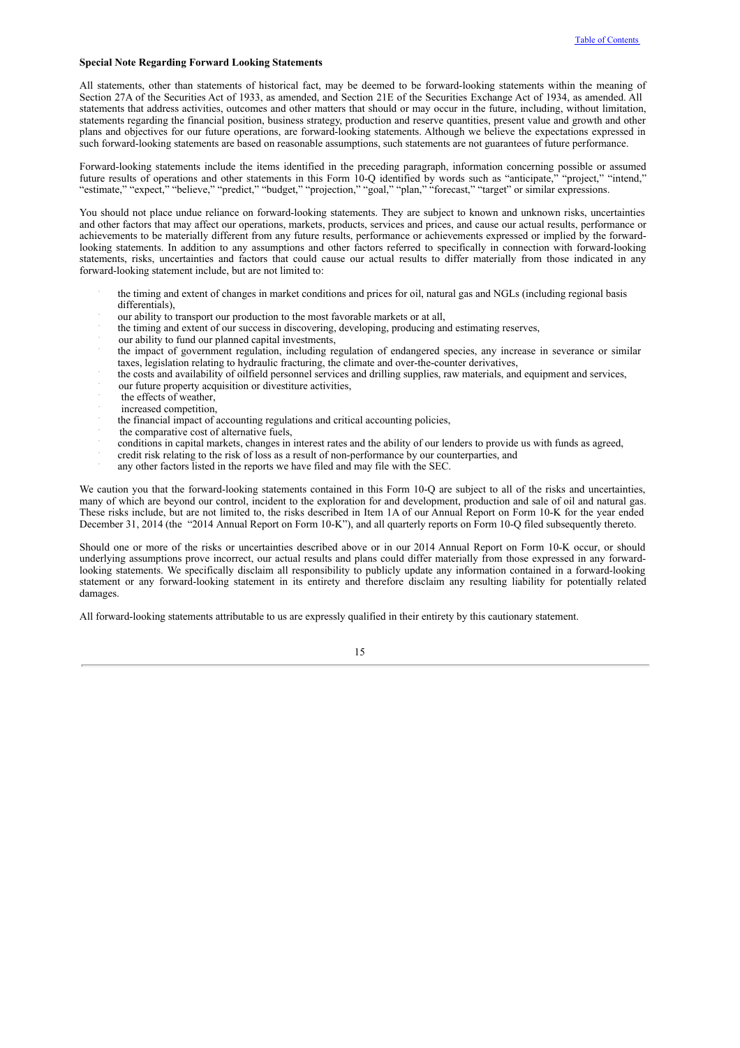**Special Note Regarding Forward Looking Statements**

All statements, other than statements of historical fact, may be deemed to be forward-looking statements within the meaning of Section 27A of the Securities Act of 1933, as amended, and Section 21E of the Securities Exchange Act of 1934, as amended. All statements that address activities, outcomes and other matters that should or may occur in the future, including, without limitation, statements regarding the financial position, business strategy, production and reserve quantities, present value and growth and other plans and objectives for our future operations, are forward-looking statements. Although we believe the expectations expressed in such forward-looking statements are based on reasonable assumptions, such statements are not guarantees of future performance.

Forward-looking statements include the items identified in the preceding paragraph, information concerning possible or assumed future results of operations and other statements in this Form 10-Q identified by words such as "anticipate," "project," "intend," "estimate," "expect," "believe," "predict," "budget," "projection," "goal," "plan," "forecast," "target" or similar expressions.

You should not place undue reliance on forward-looking statements. They are subject to known and unknown risks, uncertainties and other factors that may affect our operations, markets, products, services and prices, and cause our actual results, performance or achievements to be materially different from any future results, performance or achievements expressed or implied by the forward-looking statements. In addition to any assumptions and other factors referred to specifically in connection with forward-looking statements, risks, uncertainties and factors that could cause our actual results to differ materially from those indicated in any forward-looking statement include, but are not limited to:

- the timing and extent of changes in market conditions and prices for oil, natural gas and NGLs (including regional basis differentials),
- our ability to transport our production to the most favorable markets or at all,
- the timing and extent of our success in discovering, developing, producing and estimating reserves,
- our ability to fund our planned capital investments,
- the impact of government regulation, including regulation of endangered species, any increase in severance or similar taxes, legislation relating to hydraulic fracturing, the climate and over-the-counter derivatives,
- the costs and availability of oilfield personnel services and drilling supplies, raw materials, and equipment and services,
- our future property acquisition or divestiture activities,
- the effects of weather,
- increased competition,
- the financial impact of accounting regulations and critical accounting policies,
- the comparative cost of alternative fuels,
- conditions in capital markets, changes in interest rates and the ability of our lenders to provide us with funds as agreed,
- credit risk relating to the risk of loss as a result of non-performance by our counterparties, and
- any other factors listed in the reports we have filed and may file with the SEC.

We caution you that the forward-looking statements contained in this Form 10-Q are subject to all of the risks and uncertainties, many of which are beyond our control, incident to the exploration for and development, production and sale of oil and natural gas. These risks include, but are not limited to, the risks described in Item 1A of our Annual Report on Form 10-K for the year ended December 31, 2014 (the "2014 Annual Report on Form 10-K"), and all quarterly reports on Form 10-Q filed subsequently thereto.

Should one or more of the risks or uncertainties described above or in our 2014 Annual Report on Form 10-K occur, or should underlying assumptions prove incorrect, our actual results and plans could differ materially from those expressed in any forward-looking statements. We specifically disclaim all responsibility to publicly update any information contained in a forward-looking statement or any forward-looking statement in its entirety and therefore disclaim any resulting liability for potentially related damages.

All forward-looking statements attributable to us are expressly qualified in their entirety by this cautionary statement.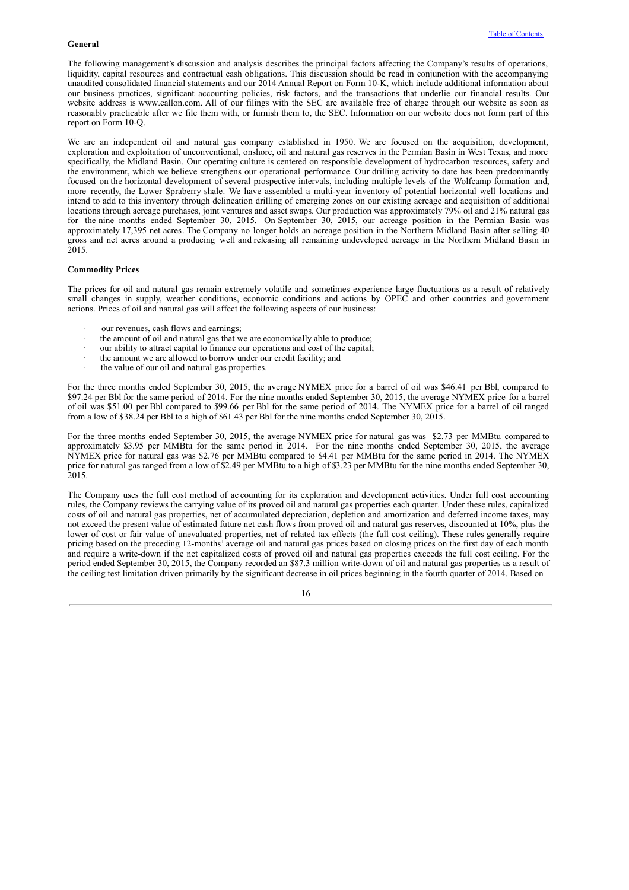**General**

The following management's discussion and analysis describes the principal factors affecting the Company's results of operations, liquidity, capital resources and contractual cash obligations. This discussion should be read in conjunction with the accompanying unaudited consolidated financial statements and our 2014 Annual Report on Form 10-K, which include additional information about our business practices, significant accounting policies, risk factors, and the transactions that underlie our financial results. Our website address is www.callon.com. All of our filings with the SEC are available free of charge through our website as soon as reasonably practicable after we file them with, or furnish them to, the SEC. Information on our website does not form part of this report on Form 10-Q.

We are an independent oil and natural gas company established in 1950. We are focused on the acquisition, development, exploration and exploitation of unconventional, onshore, oil and natural gas reserves in the Permian Basin in West Texas, and more specifically, the Midland Basin. Our operating culture is centered on responsible development of hydrocarbon resources, safety and the environment, which we believe strengthens our operational performance. Our drilling activity to date has been predominantly focused on the horizontal development of several prospective intervals, including multiple levels of the Wolfcamp formation and, more recently, the Lower Spraberry shale. We have assembled a multi-year inventory of potential horizontal well locations and intend to add to this inventory through delineation drilling of emerging zones on our existing acreage and acquisition of additional locations through acreage purchases, joint ventures and asset swaps. Our production was approximately 79% oil and 21% natural gas for the nine months ended September 30, 2015. On September 30, 2015, our acreage position in the Permian Basin was approximately 17,395 net acres. The Company no longer holds an acreage position in the Northern Midland Basin after selling 40 gross and net acres around a producing well and releasing all remaining undeveloped acreage in the Northern Midland Basin in 2015.

**Commodity Prices**

The prices for oil and natural gas remain extremely volatile and sometimes experience large fluctuations as a result of relatively small changes in supply, weather conditions, economic conditions and actions by OPEC and other countries and government actions. Prices of oil and natural gas will affect the following aspects of our business:

- our revenues, cash flows and earnings;
- the amount of oil and natural gas that we are economically able to produce;
- our ability to attract capital to finance our operations and cost of the capital;
- the amount we are allowed to borrow under our credit facility; and
- the value of our oil and natural gas properties.

For the three months ended September 30, 2015, the average NYMEX price for a barrel of oil was $46.41 per Bbl, compared to $97.24 per Bbl for the same period of 2014. For the nine months ended September 30, 2015, the average NYMEX price for a barrel of oil was $51.00 per Bbl compared to $99.66 per Bbl for the same period of 2014. The NYMEX price for a barrel of oil ranged from a low of $38.24 per Bbl to a high of $61.43 per Bbl for the nine months ended September 30, 2015.

For the three months ended September 30, 2015, the average NYMEX price for natural gas was $2.73 per MMBtu compared to approximately $3.95 per MMBtu for the same period in 2014. For the nine months ended September 30, 2015, the average NYMEX price for natural gas was $2.76 per MMBtu compared to $4.41 per MMBtu for the same period in 2014. The NYMEX price for natural gas ranged from a low of $2.49 per MMBtu to a high of $3.23 per MMBtu for the nine months ended September 30, 2015.

The Company uses the full cost method of accounting for its exploration and development activities. Under full cost accounting rules, the Company reviews the carrying value of its proved oil and natural gas properties each quarter. Under these rules, capitalized costs of oil and natural gas properties, net of accumulated depreciation, depletion and amortization and deferred income taxes, may not exceed the present value of estimated future net cash flows from proved oil and natural gas reserves, discounted at 10%, plus the lower of cost or fair value of unevaluated properties, net of related tax effects (the full cost ceiling). These rules generally require pricing based on the preceding 12-months' average oil and natural gas prices based on closing prices on the first day of each month and require a write-down if the net capitalized costs of proved oil and natural gas properties exceeds the full cost ceiling. For the period ended September 30, 2015, the Company recorded an $87.3 million write-down of oil and natural gas properties as a result of the ceiling test limitation driven primarily by the significant decrease in oil prices beginning in the fourth quarter of 2014. Based on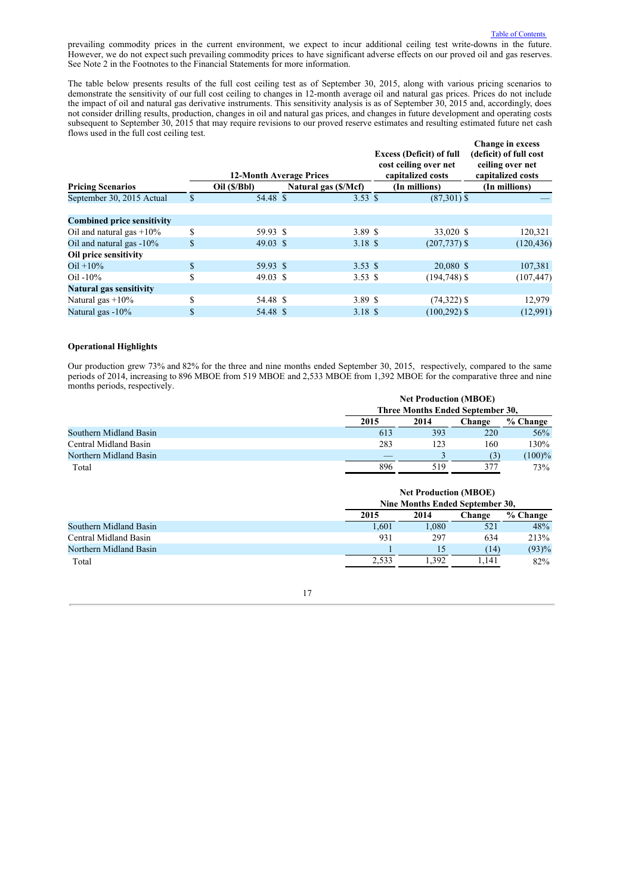prevailing commodity prices in the current environment, we expect to incur additional ceiling test write-downs in the future. However, we do not expect such prevailing commodity prices to have significant adverse effects on our proved oil and gas reserves. See Note 2 in the Footnotes to the Financial Statements for more information.

The table below presents results of the full cost ceiling test as of September 30, 2015, along with various pricing scenarios to demonstrate the sensitivity of our full cost ceiling to changes in 12-month average oil and natural gas prices. Prices do not include the impact of oil and natural gas derivative instruments. This sensitivity analysis is as of September 30, 2015 and, accordingly, does not consider drilling results, production, changes in oil and natural gas prices, and changes in future development and operating costs subsequent to September 30, 2015 that may require revisions to our proved reserve estimates and resulting estimated future net cash flows used in the full cost ceiling test.

| Pricing Scenarios | 12-Month Average Prices | | Excess (Deficit) of full cost ceiling over net capitalized costs | Change in excess (deficit) of full cost ceiling over net capitalized costs |
|---|---|---|---|---|
| | Oil ($/Bbl) | Natural gas ($/Mcf) | (In millions) | (In millions) |
| September 30, 2015 Actual | $ 54.48 | $ 3.53 | $ (87,301) | $ — |
| **Combined price sensitivity** | | | | |
| Oil and natural gas +10% | $ 59.93 | $ 3.89 | $ 33,020 | $ 120,321 |
| Oil and natural gas -10% | $ 49.03 | $ 3.18 | $ (207,737) | $ (120,436) |
| **Oil price sensitivity** | | | | |
| Oil +10% | $ 59.93 | $ 3.53 | $ 20,080 | $ 107,381 |
| Oil -10% | $ 49.03 | $ 3.53 | $ (194,748) | $ (107,447) |
| **Natural gas sensitivity** | | | | |
| Natural gas +10% | $ 54.48 | $ 3.89 | $ (74,322) | $ 12,979 |
| Natural gas -10% | $ 54.48 | $ 3.18 | $ (100,292) | $ (12,991) |

**Operational Highlights**

Our production grew 73% and 82% for the three and nine months ended September 30, 2015, respectively, compared to the same periods of 2014, increasing to 896 MBOE from 519 MBOE and 2,533 MBOE from 1,392 MBOE for the comparative three and nine months periods, respectively.

| | Net Production (MBOE) Three Months Ended September 30, | | | |
|---|---|---|---|---|
| | 2015 | 2014 | Change | % Change |
| Southern Midland Basin | 613 | 393 | 220 | 56% |
| Central Midland Basin | 283 | 123 | 160 | 130% |
| Northern Midland Basin | — | 3 | (3) | (100)% |
| Total | 896 | 519 | 377 | 73% |

| | Net Production (MBOE) Nine Months Ended September 30, | | | |
|---|---|---|---|---|
| | 2015 | 2014 | Change | % Change |
| Southern Midland Basin | 1,601 | 1,080 | 521 | 48% |
| Central Midland Basin | 931 | 297 | 634 | 213% |
| Northern Midland Basin | 1 | 15 | (14) | (93)% |
| Total | 2,533 | 1,392 | 1,141 | 82% |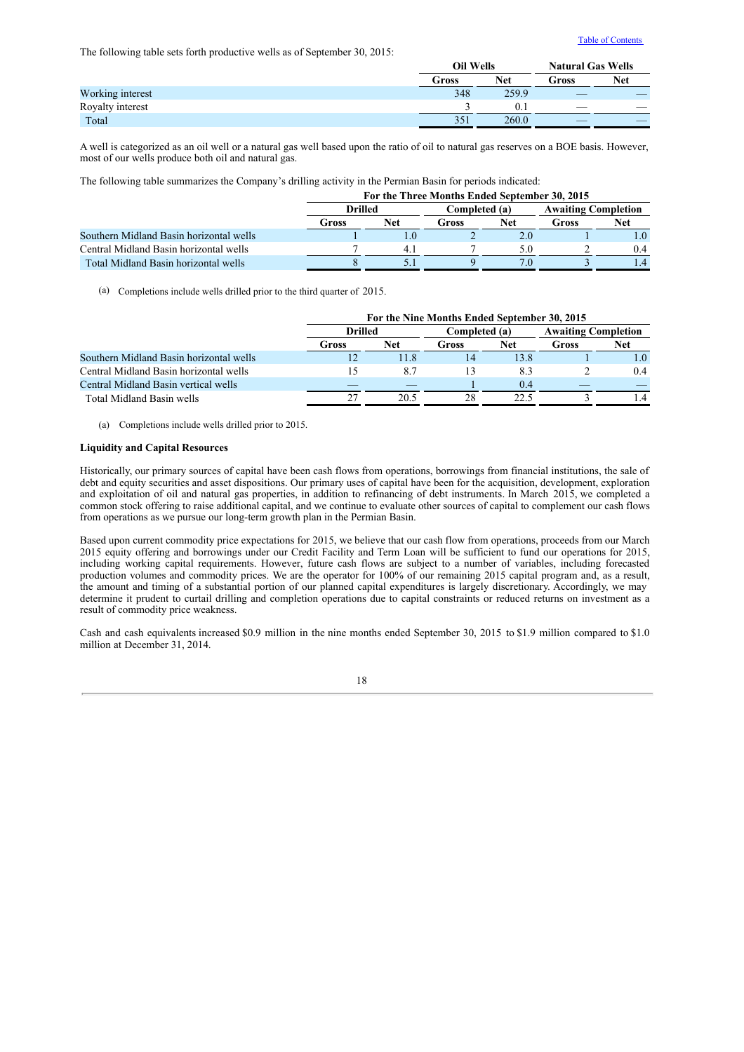The following table sets forth productive wells as of September 30, 2015:

| | Oil Wells | | Natural Gas Wells | |
|---|---|---|---|---|
| | Gross | Net | Gross | Net |
| Working interest | 348 | 259.9 | — | — |
| Royalty interest | 3 | 0.1 | — | — |
| Total | 351 | 260.0 | — | — |

A well is categorized as an oil well or a natural gas well based upon the ratio of oil to natural gas reserves on a BOE basis. However, most of our wells produce both oil and natural gas.

The following table summarizes the Company's drilling activity in the Permian Basin for periods indicated:

| | For the Three Months Ended September 30, 2015 | | | | | |
|---|---|---|---|---|---|---|
| | Drilled | | Completed (a) | | Awaiting Completion | |
| | Gross | Net | Gross | Net | Gross | Net |
| Southern Midland Basin horizontal wells | 1 | 1.0 | 2 | 2.0 | 1 | 1.0 |
| Central Midland Basin horizontal wells | 7 | 4.1 | 7 | 5.0 | 2 | 0.4 |
| Total Midland Basin horizontal wells | 8 | 5.1 | 9 | 7.0 | 3 | 1.4 |

(a) Completions include wells drilled prior to the third quarter of 2015.

| | For the Nine Months Ended September 30, 2015 | | | | | |
|---|---|---|---|---|---|---|
| | Drilled | | Completed (a) | | Awaiting Completion | |
| | Gross | Net | Gross | Net | Gross | Net |
| Southern Midland Basin horizontal wells | 12 | 11.8 | 14 | 13.8 | 1 | 1.0 |
| Central Midland Basin horizontal wells | 15 | 8.7 | 13 | 8.3 | 2 | 0.4 |
| Central Midland Basin vertical wells | — | — | 1 | 0.4 | — | — |
| Total Midland Basin wells | 27 | 20.5 | 28 | 22.5 | 3 | 1.4 |

(a) Completions include wells drilled prior to 2015.

**Liquidity and Capital Resources**

Historically, our primary sources of capital have been cash flows from operations, borrowings from financial institutions, the sale of debt and equity securities and asset dispositions. Our primary uses of capital have been for the acquisition, development, exploration and exploitation of oil and natural gas properties, in addition to refinancing of debt instruments. In March 2015, we completed a common stock offering to raise additional capital, and we continue to evaluate other sources of capital to complement our cash flows from operations as we pursue our long-term growth plan in the Permian Basin.

Based upon current commodity price expectations for 2015, we believe that our cash flow from operations, proceeds from our March 2015 equity offering and borrowings under our Credit Facility and Term Loan will be sufficient to fund our operations for 2015, including working capital requirements. However, future cash flows are subject to a number of variables, including forecasted production volumes and commodity prices. We are the operator for 100% of our remaining 2015 capital program and, as a result, the amount and timing of a substantial portion of our planned capital expenditures is largely discretionary. Accordingly, we may determine it prudent to curtail drilling and completion operations due to capital constraints or reduced returns on investment as a result of commodity price weakness.

Cash and cash equivalents increased $0.9 million in the nine months ended September 30, 2015 to $1.9 million compared to $1.0 million at December 31, 2014.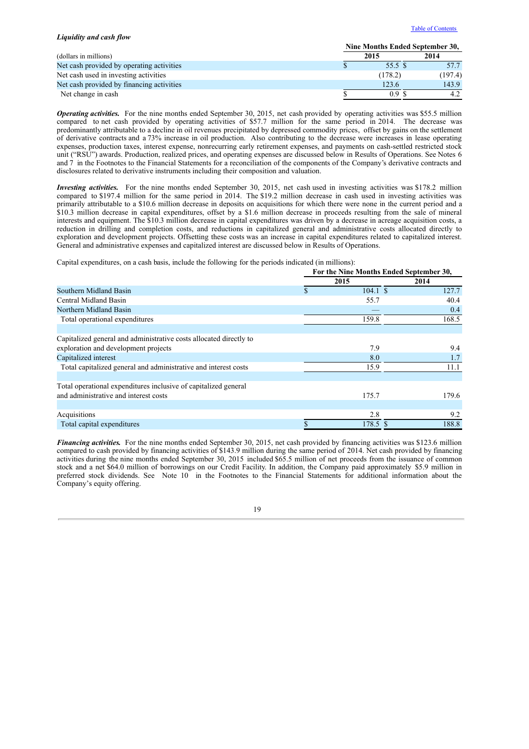### *Liquidity and cash flow*

| (dollars in millions) | Nine Months Ended September 30, | |
|---|---|---|
| | 2015 | 2014 |
| Net cash provided by operating activities | $ 55.5 | $ 57.7 |
| Net cash used in investing activities | (178.2) | (197.4) |
| Net cash provided by financing activities | 123.6 | 143.9 |
| Net change in cash | $ 0.9 | $ 4.2 |

***Operating activities.*** For the nine months ended September 30, 2015, net cash provided by operating activities was $55.5 million compared to net cash provided by operating activities of $57.7 million for the same period in 2014. The decrease was predominantly attributable to a decline in oil revenues precipitated by depressed commodity prices, offset by gains on the settlement of derivative contracts and a 73% increase in oil production. Also contributing to the decrease were increases in lease operating expenses, production taxes, interest expense, nonrecurring early retirement expenses, and payments on cash-settled restricted stock unit ("RSU") awards. Production, realized prices, and operating expenses are discussed below in Results of Operations. See Notes 6 and 7 in the Footnotes to the Financial Statements for a reconciliation of the components of the Company's derivative contracts and disclosures related to derivative instruments including their composition and valuation.

***Investing activities.*** For the nine months ended September 30, 2015, net cash used in investing activities was $178.2 million compared to $197.4 million for the same period in 2014. The $19.2 million decrease in cash used in investing activities was primarily attributable to a $10.6 million decrease in deposits on acquisitions for which there were none in the current period and a $10.3 million decrease in capital expenditures, offset by a $1.6 million decrease in proceeds resulting from the sale of mineral interests and equipment. The $10.3 million decrease in capital expenditures was driven by a decrease in acreage acquisition costs, a reduction in drilling and completion costs, and reductions in capitalized general and administrative costs allocated directly to exploration and development projects. Offsetting these costs was an increase in capital expenditures related to capitalized interest. General and administrative expenses and capitalized interest are discussed below in Results of Operations.

Capital expenditures, on a cash basis, include the following for the periods indicated (in millions):

| | For the Nine Months Ended September 30, | |
|---|---|---|
| | 2015 | 2014 |
| Southern Midland Basin | $ 104.1 | $ 127.7 |
| Central Midland Basin | 55.7 | 40.4 |
| Northern Midland Basin | — | 0.4 |
| Total operational expenditures | 159.8 | 168.5 |
| | | |
| Capitalized general and administrative costs allocated directly to exploration and development projects | 7.9 | 9.4 |
| Capitalized interest | 8.0 | 1.7 |
| Total capitalized general and administrative and interest costs | 15.9 | 11.1 |
| | | |
| Total operational expenditures inclusive of capitalized general and administrative and interest costs | 175.7 | 179.6 |
| | | |
| Acquisitions | 2.8 | 9.2 |
| Total capital expenditures | $ 178.5 | $ 188.8 |

***Financing activities.*** For the nine months ended September 30, 2015, net cash provided by financing activities was $123.6 million compared to cash provided by financing activities of $143.9 million during the same period of 2014. Net cash provided by financing activities during the nine months ended September 30, 2015 included $65.5 million of net proceeds from the issuance of common stock and a net $64.0 million of borrowings on our Credit Facility. In addition, the Company paid approximately $5.9 million in preferred stock dividends. See Note 10 in the Footnotes to the Financial Statements for additional information about the Company's equity offering.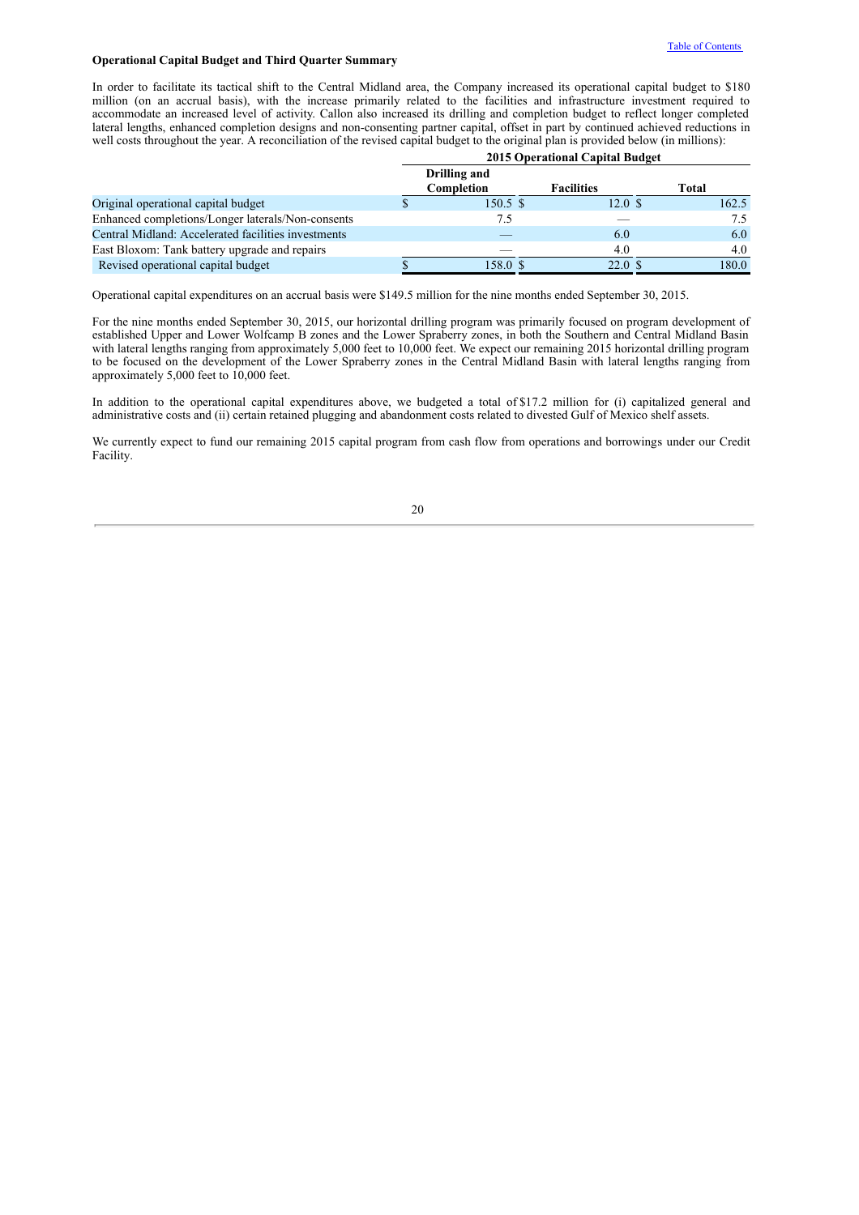**Operational Capital Budget and Third Quarter Summary**

In order to facilitate its tactical shift to the Central Midland area, the Company increased its operational capital budget to $180 million (on an accrual basis), with the increase primarily related to the facilities and infrastructure investment required to accommodate an increased level of activity. Callon also increased its drilling and completion budget to reflect longer completed lateral lengths, enhanced completion designs and non-consenting partner capital, offset in part by continued achieved reductions in well costs throughout the year. A reconciliation of the revised capital budget to the original plan is provided below (in millions):

| | 2015 Operational Capital Budget | | |
|---|---|---|---|
| | Drilling and Completion | Facilities | Total |
| Original operational capital budget | $ 150.5 | $ 12.0 | $ 162.5 |
| Enhanced completions/Longer laterals/Non-consents | 7.5 | — | 7.5 |
| Central Midland: Accelerated facilities investments | — | 6.0 | 6.0 |
| East Bloxom: Tank battery upgrade and repairs | — | 4.0 | 4.0 |
| Revised operational capital budget | $ 158.0 | $ 22.0 | $ 180.0 |

Operational capital expenditures on an accrual basis were $149.5 million for the nine months ended September 30, 2015.

For the nine months ended September 30, 2015, our horizontal drilling program was primarily focused on program development of established Upper and Lower Wolfcamp B zones and the Lower Spraberry zones, in both the Southern and Central Midland Basin with lateral lengths ranging from approximately 5,000 feet to 10,000 feet. We expect our remaining 2015 horizontal drilling program to be focused on the development of the Lower Spraberry zones in the Central Midland Basin with lateral lengths ranging from approximately 5,000 feet to 10,000 feet.

In addition to the operational capital expenditures above, we budgeted a total of $17.2 million for (i) capitalized general and administrative costs and (ii) certain retained plugging and abandonment costs related to divested Gulf of Mexico shelf assets.

We currently expect to fund our remaining 2015 capital program from cash flow from operations and borrowings under our Credit Facility.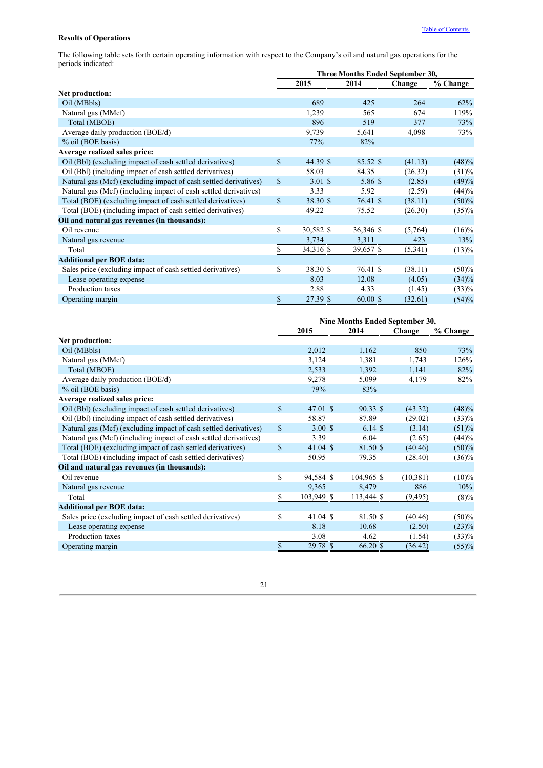**Results of Operations**

The following table sets forth certain operating information with respect to the Company’s oil and natural gas operations for the periods indicated:

| | Three Months Ended September 30, | | | |
|---|---|---|---|---|
| | 2015 | 2014 | Change | % Change |
| **Net production:** | | | | |
| Oil (MBbls) | 689 | 425 | 264 | 62% |
| Natural gas (MMcf) | 1,239 | 565 | 674 | 119% |
| Total (MBOE) | 896 | 519 | 377 | 73% |
| Average daily production (BOE/d) | 9,739 | 5,641 | 4,098 | 73% |
| % oil (BOE basis) | 77% | 82% | | |
| **Average realized sales price:** | | | | |
| Oil (Bbl) (excluding impact of cash settled derivatives) | $ 44.39 | $ 85.52 | $ (41.13) | (48)% |
| Oil (Bbl) (including impact of cash settled derivatives) | 58.03 | 84.35 | (26.32) | (31)% |
| Natural gas (Mcf) (excluding impact of cash settled derivatives) | $ 3.01 | $ 5.86 | $ (2.85) | (49)% |
| Natural gas (Mcf) (including impact of cash settled derivatives) | 3.33 | 5.92 | (2.59) | (44)% |
| Total (BOE) (excluding impact of cash settled derivatives) | $ 38.30 | $ 76.41 | $ (38.11) | (50)% |
| Total (BOE) (including impact of cash settled derivatives) | 49.22 | 75.52 | (26.30) | (35)% |
| **Oil and natural gas revenues (in thousands):** | | | | |
| Oil revenue | $ 30,582 | $ 36,346 | $ (5,764) | (16)% |
| Natural gas revenue | 3,734 | 3,311 | 423 | 13% |
| Total | $ 34,316 | $ 39,657 | $ (5,341) | (13)% |
| **Additional per BOE data:** | | | | |
| Sales price (excluding impact of cash settled derivatives) | $ 38.30 | $ 76.41 | $ (38.11) | (50)% |
| Lease operating expense | 8.03 | 12.08 | (4.05) | (34)% |
| Production taxes | 2.88 | 4.33 | (1.45) | (33)% |
| Operating margin | $ 27.39 | $ 60.00 | $ (32.61) | (54)% |

| | Nine Months Ended September 30, | | | |
|---|---|---|---|---|
| | 2015 | 2014 | Change | % Change |
| **Net production:** | | | | |
| Oil (MBbls) | 2,012 | 1,162 | 850 | 73% |
| Natural gas (MMcf) | 3,124 | 1,381 | 1,743 | 126% |
| Total (MBOE) | 2,533 | 1,392 | 1,141 | 82% |
| Average daily production (BOE/d) | 9,278 | 5,099 | 4,179 | 82% |
| % oil (BOE basis) | 79% | 83% | | |
| **Average realized sales price:** | | | | |
| Oil (Bbl) (excluding impact of cash settled derivatives) | $ 47.01 | $ 90.33 | $ (43.32) | (48)% |
| Oil (Bbl) (including impact of cash settled derivatives) | 58.87 | 87.89 | (29.02) | (33)% |
| Natural gas (Mcf) (excluding impact of cash settled derivatives) | $ 3.00 | $ 6.14 | $ (3.14) | (51)% |
| Natural gas (Mcf) (including impact of cash settled derivatives) | 3.39 | 6.04 | (2.65) | (44)% |
| Total (BOE) (excluding impact of cash settled derivatives) | $ 41.04 | $ 81.50 | $ (40.46) | (50)% |
| Total (BOE) (including impact of cash settled derivatives) | 50.95 | 79.35 | (28.40) | (36)% |
| **Oil and natural gas revenues (in thousands):** | | | | |
| Oil revenue | $ 94,584 | $ 104,965 | $ (10,381) | (10)% |
| Natural gas revenue | 9,365 | 8,479 | 886 | 10% |
| Total | $ 103,949 | $ 113,444 | $ (9,495) | (8)% |
| **Additional per BOE data:** | | | | |
| Sales price (excluding impact of cash settled derivatives) | $ 41.04 | $ 81.50 | $ (40.46) | (50)% |
| Lease operating expense | 8.18 | 10.68 | (2.50) | (23)% |
| Production taxes | 3.08 | 4.62 | (1.54) | (33)% |
| Operating margin | $ 29.78 | $ 66.20 | $ (36.42) | (55)% |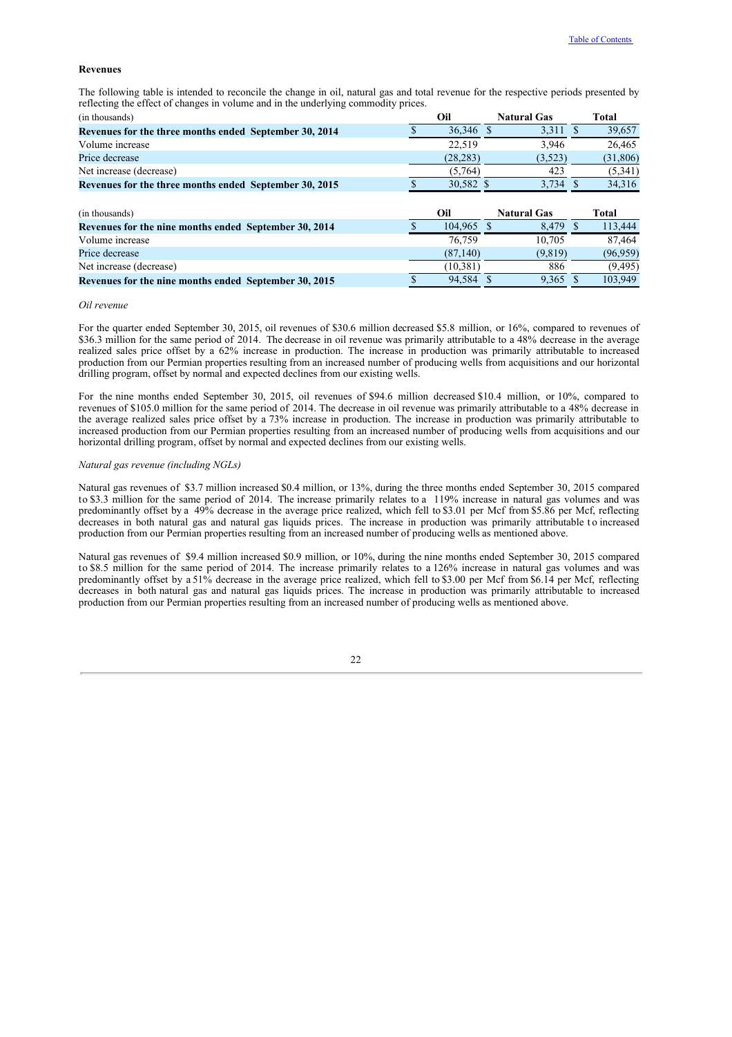### Revenues

The following table is intended to reconcile the change in oil, natural gas and total revenue for the respective periods presented by reflecting the effect of changes in volume and in the underlying commodity prices.

| (in thousands) | Oil | Natural Gas | Total |
|---|---|---|---|
| **Revenues for the three months ended September 30, 2014** | $ 36,346 | $ 3,311 | $ 39,657 |
| Volume increase | 22,519 | 3,946 | 26,465 |
| Price decrease | (28,283) | (3,523) | (31,806) |
| Net increase (decrease) | (5,764) | 423 | (5,341) |
| **Revenues for the three months ended September 30, 2015** | $ 30,582 | $ 3,734 | $ 34,316 |

| (in thousands) | Oil | Natural Gas | Total |
|---|---|---|---|
| **Revenues for the nine months ended September 30, 2014** | $ 104,965 | $ 8,479 | $ 113,444 |
| Volume increase | 76,759 | 10,705 | 87,464 |
| Price decrease | (87,140) | (9,819) | (96,959) |
| Net increase (decrease) | (10,381) | 886 | (9,495) |
| **Revenues for the nine months ended September 30, 2015** | $ 94,584 | $ 9,365 | $ 103,949 |

*Oil revenue*

For the quarter ended September 30, 2015, oil revenues of $30.6 million decreased $5.8 million, or 16%, compared to revenues of $36.3 million for the same period of 2014. The decrease in oil revenue was primarily attributable to a 48% decrease in the average realized sales price offset by a 62% increase in production. The increase in production was primarily attributable to increased production from our Permian properties resulting from an increased number of producing wells from acquisitions and our horizontal drilling program, offset by normal and expected declines from our existing wells.

For the nine months ended September 30, 2015, oil revenues of $94.6 million decreased $10.4 million, or 10%, compared to revenues of $105.0 million for the same period of 2014. The decrease in oil revenue was primarily attributable to a 48% decrease in the average realized sales price offset by a 73% increase in production. The increase in production was primarily attributable to increased production from our Permian properties resulting from an increased number of producing wells from acquisitions and our horizontal drilling program, offset by normal and expected declines from our existing wells.

*Natural gas revenue (including NGLs)*

Natural gas revenues of $3.7 million increased $0.4 million, or 13%, during the three months ended September 30, 2015 compared to $3.3 million for the same period of 2014. The increase primarily relates to a 119% increase in natural gas volumes and was predominantly offset by a 49% decrease in the average price realized, which fell to $3.01 per Mcf from $5.86 per Mcf, reflecting decreases in both natural gas and natural gas liquids prices. The increase in production was primarily attributable to increased production from our Permian properties resulting from an increased number of producing wells as mentioned above.

Natural gas revenues of $9.4 million increased $0.9 million, or 10%, during the nine months ended September 30, 2015 compared to $8.5 million for the same period of 2014. The increase primarily relates to a 126% increase in natural gas volumes and was predominantly offset by a 51% decrease in the average price realized, which fell to $3.00 per Mcf from $6.14 per Mcf, reflecting decreases in both natural gas and natural gas liquids prices. The increase in production was primarily attributable to increased production from our Permian properties resulting from an increased number of producing wells as mentioned above.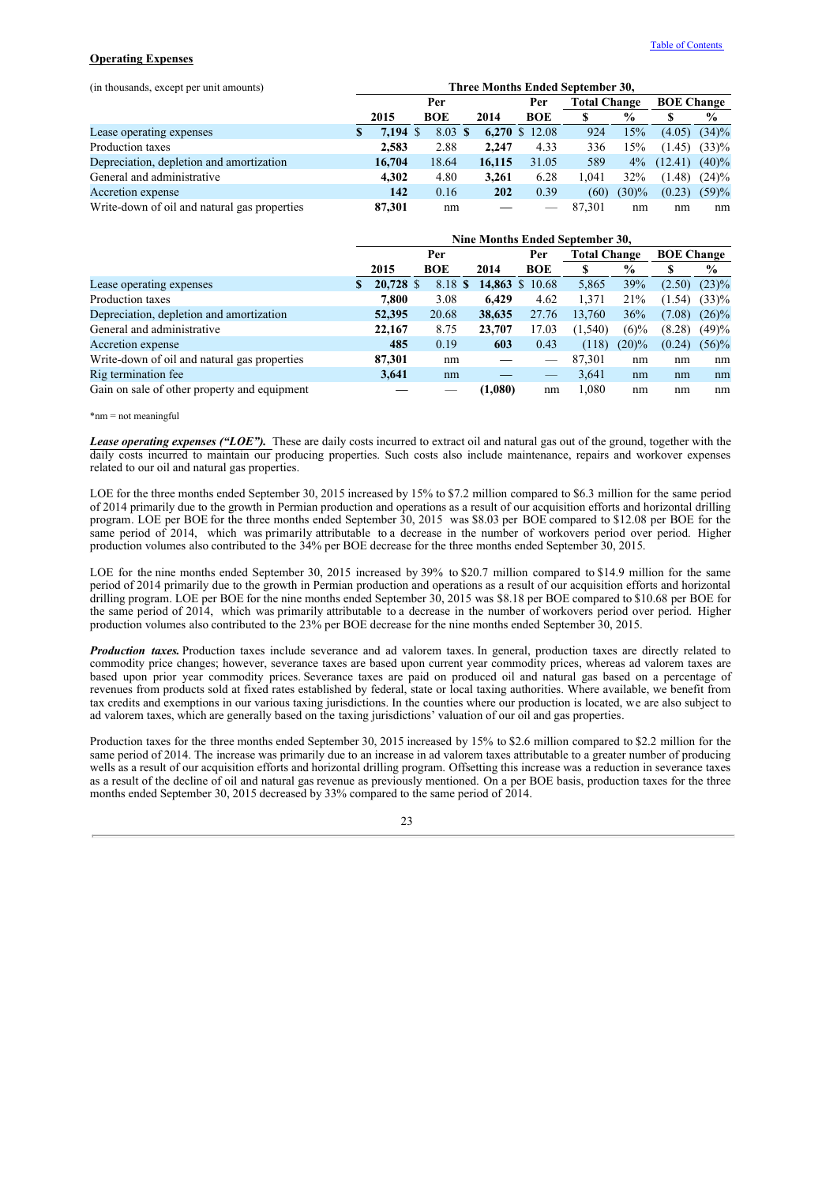**Operating Expenses**

| (in thousands, except per unit amounts) | Three Months Ended September 30, | | | | | | | |
|---|---|---|---|---|---|---|---|---|
| | 2015 | Per BOE | 2014 | Per BOE | Total Change $ | Total Change % | BOE Change $ | BOE Change % |
| Lease operating expenses | $ **7,194** | $ 8.03 | $ **6,270** | $ 12.08 | 924 | 15% | (4.05) | (34)% |
| Production taxes | **2,583** | 2.88 | **2,247** | 4.33 | 336 | 15% | (1.45) | (33)% |
| Depreciation, depletion and amortization | **16,704** | 18.64 | **16,115** | 31.05 | 589 | 4% | (12.41) | (40)% |
| General and administrative | **4,302** | 4.80 | **3,261** | 6.28 | 1,041 | 32% | (1.48) | (24)% |
| Accretion expense | **142** | 0.16 | **202** | 0.39 | (60) | (30)% | (0.23) | (59)% |
| Write-down of oil and natural gas properties | **87,301** | nm | **—** | — | 87,301 | nm | nm | nm |

| | Nine Months Ended September 30, | | | | | | | |
|---|---|---|---|---|---|---|---|---|
| | 2015 | Per BOE | 2014 | Per BOE | Total Change $ | Total Change % | BOE Change $ | BOE Change % |
| Lease operating expenses | $ **20,728** | $ 8.18 | $ **14,863** | $ 10.68 | 5,865 | 39% | (2.50) | (23)% |
| Production taxes | **7,800** | 3.08 | **6,429** | 4.62 | 1,371 | 21% | (1.54) | (33)% |
| Depreciation, depletion and amortization | **52,395** | 20.68 | **38,635** | 27.76 | 13,760 | 36% | (7.08) | (26)% |
| General and administrative | **22,167** | 8.75 | **23,707** | 17.03 | (1,540) | (6)% | (8.28) | (49)% |
| Accretion expense | **485** | 0.19 | **603** | 0.43 | (118) | (20)% | (0.24) | (56)% |
| Write-down of oil and natural gas properties | **87,301** | nm | **—** | — | 87,301 | nm | nm | nm |
| Rig termination fee | **3,641** | nm | **—** | — | 3,641 | nm | nm | nm |
| Gain on sale of other property and equipment | **—** | — | **(1,080)** | nm | 1,080 | nm | nm | nm |

*nm = not meaningful

***Lease operating expenses ("LOE").*** These are daily costs incurred to extract oil and natural gas out of the ground, together with the daily costs incurred to maintain our producing properties. Such costs also include maintenance, repairs and workover expenses related to our oil and natural gas properties.

LOE for the three months ended September 30, 2015 increased by 15% to $7.2 million compared to $6.3 million for the same period of 2014 primarily due to the growth in Permian production and operations as a result of our acquisition efforts and horizontal drilling program. LOE per BOE for the three months ended September 30, 2015 was $8.03 per BOE compared to $12.08 per BOE for the same period of 2014, which was primarily attributable to a decrease in the number of workovers period over period. Higher production volumes also contributed to the 34% per BOE decrease for the three months ended September 30, 2015.

LOE for the nine months ended September 30, 2015 increased by 39% to $20.7 million compared to $14.9 million for the same period of 2014 primarily due to the growth in Permian production and operations as a result of our acquisition efforts and horizontal drilling program. LOE per BOE for the nine months ended September 30, 2015 was $8.18 per BOE compared to $10.68 per BOE for the same period of 2014, which was primarily attributable to a decrease in the number of workovers period over period. Higher production volumes also contributed to the 23% per BOE decrease for the nine months ended September 30, 2015.

***Production taxes.*** Production taxes include severance and ad valorem taxes. In general, production taxes are directly related to commodity price changes; however, severance taxes are based upon current year commodity prices, whereas ad valorem taxes are based upon prior year commodity prices. Severance taxes are paid on produced oil and natural gas based on a percentage of revenues from products sold at fixed rates established by federal, state or local taxing authorities. Where available, we benefit from tax credits and exemptions in our various taxing jurisdictions. In the counties where our production is located, we are also subject to ad valorem taxes, which are generally based on the taxing jurisdictions' valuation of our oil and gas properties.

Production taxes for the three months ended September 30, 2015 increased by 15% to $2.6 million compared to $2.2 million for the same period of 2014. The increase was primarily due to an increase in ad valorem taxes attributable to a greater number of producing wells as a result of our acquisition efforts and horizontal drilling program. Offsetting this increase was a reduction in severance taxes as a result of the decline of oil and natural gas revenue as previously mentioned. On a per BOE basis, production taxes for the three months ended September 30, 2015 decreased by 33% compared to the same period of 2014.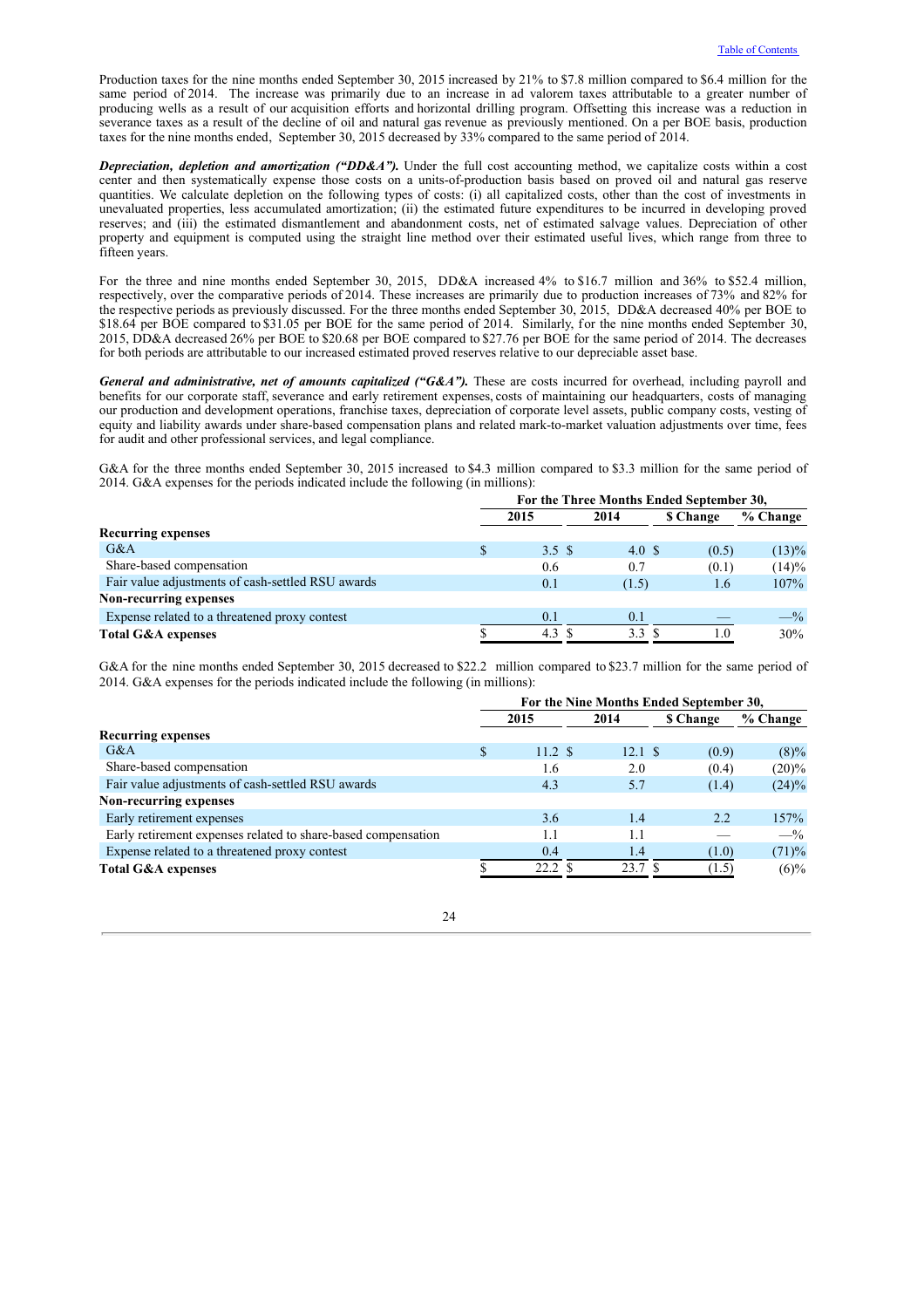Production taxes for the nine months ended September 30, 2015 increased by 21% to $7.8 million compared to $6.4 million for the same period of 2014. The increase was primarily due to an increase in ad valorem taxes attributable to a greater number of producing wells as a result of our acquisition efforts and horizontal drilling program. Offsetting this increase was a reduction in severance taxes as a result of the decline of oil and natural gas revenue as previously mentioned. On a per BOE basis, production taxes for the nine months ended, September 30, 2015 decreased by 33% compared to the same period of 2014.

***Depreciation, depletion and amortization ("DD&A").*** Under the full cost accounting method, we capitalize costs within a cost center and then systematically expense those costs on a units-of-production basis based on proved oil and natural gas reserve quantities. We calculate depletion on the following types of costs: (i) all capitalized costs, other than the cost of investments in unevaluated properties, less accumulated amortization; (ii) the estimated future expenditures to be incurred in developing proved reserves; and (iii) the estimated dismantlement and abandonment costs, net of estimated salvage values. Depreciation of other property and equipment is computed using the straight line method over their estimated useful lives, which range from three to fifteen years.

For the three and nine months ended September 30, 2015, DD&A increased 4% to $16.7 million and 36% to $52.4 million, respectively, over the comparative periods of 2014. These increases are primarily due to production increases of 73% and 82% for the respective periods as previously discussed. For the three months ended September 30, 2015, DD&A decreased 40% per BOE to $18.64 per BOE compared to $31.05 per BOE for the same period of 2014. Similarly, for the nine months ended September 30, 2015, DD&A decreased 26% per BOE to $20.68 per BOE compared to $27.76 per BOE for the same period of 2014. The decreases for both periods are attributable to our increased estimated proved reserves relative to our depreciable asset base.

***General and administrative, net of amounts capitalized ("G&A").*** These are costs incurred for overhead, including payroll and benefits for our corporate staff, severance and early retirement expenses, costs of maintaining our headquarters, costs of managing our production and development operations, franchise taxes, depreciation of corporate level assets, public company costs, vesting of equity and liability awards under share-based compensation plans and related mark-to-market valuation adjustments over time, fees for audit and other professional services, and legal compliance.

G&A for the three months ended September 30, 2015 increased to $4.3 million compared to $3.3 million for the same period of 2014. G&A expenses for the periods indicated include the following (in millions):

| | For the Three Months Ended September 30, | | | |
|---|---|---|---|---|
| | 2015 | 2014 | $ Change | % Change |
| **Recurring expenses** | | | | |
| G&A | $ 3.5 | $ 4.0 | $ (0.5) | (13)% |
| Share-based compensation | 0.6 | 0.7 | (0.1) | (14)% |
| Fair value adjustments of cash-settled RSU awards | 0.1 | (1.5) | 1.6 | 107% |
| **Non-recurring expenses** | | | | |
| Expense related to a threatened proxy contest | 0.1 | 0.1 | — | —% |
| **Total G&A expenses** | $ 4.3 | $ 3.3 | $ 1.0 | 30% |

G&A for the nine months ended September 30, 2015 decreased to $22.2 million compared to $23.7 million for the same period of 2014. G&A expenses for the periods indicated include the following (in millions):

| | For the Nine Months Ended September 30, | | | |
|---|---|---|---|---|
| | 2015 | 2014 | $ Change | % Change |
| **Recurring expenses** | | | | |
| G&A | $ 11.2 | $ 12.1 | $ (0.9) | (8)% |
| Share-based compensation | 1.6 | 2.0 | (0.4) | (20)% |
| Fair value adjustments of cash-settled RSU awards | 4.3 | 5.7 | (1.4) | (24)% |
| **Non-recurring expenses** | | | | |
| Early retirement expenses | 3.6 | 1.4 | 2.2 | 157% |
| Early retirement expenses related to share-based compensation | 1.1 | 1.1 | — | —% |
| Expense related to a threatened proxy contest | 0.4 | 1.4 | (1.0) | (71)% |
| **Total G&A expenses** | $ 22.2 | $ 23.7 | $ (1.5) | (6)% |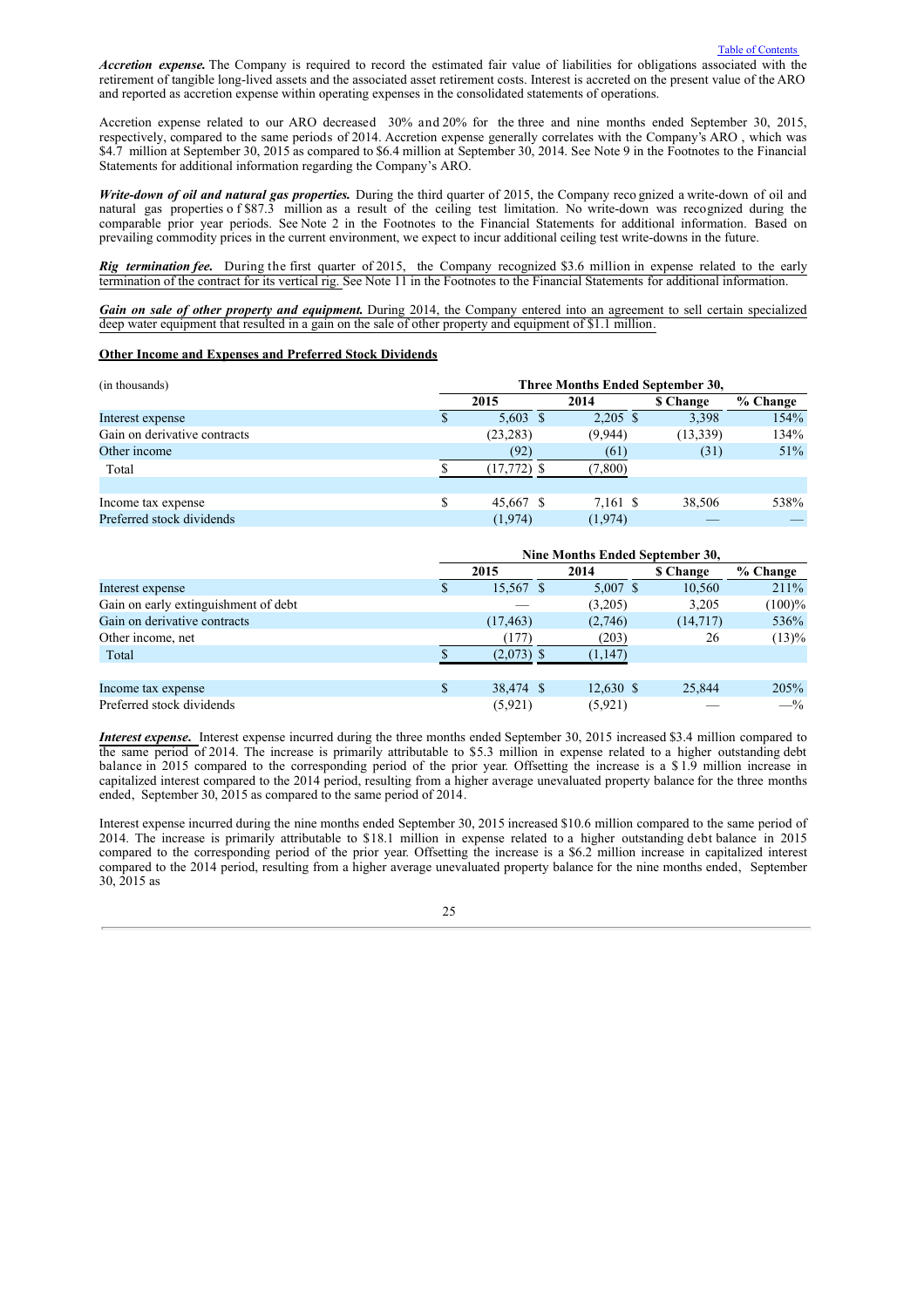***Accretion expense.*** The Company is required to record the estimated fair value of liabilities for obligations associated with the retirement of tangible long-lived assets and the associated asset retirement costs. Interest is accreted on the present value of the ARO and reported as accretion expense within operating expenses in the consolidated statements of operations.

Accretion expense related to our ARO decreased 30% and 20% for the three and nine months ended September 30, 2015, respectively, compared to the same periods of 2014. Accretion expense generally correlates with the Company's ARO, which was $4.7 million at September 30, 2015 as compared to $6.4 million at September 30, 2014. See Note 9 in the Footnotes to the Financial Statements for additional information regarding the Company's ARO.

***Write-down of oil and natural gas properties.*** During the third quarter of 2015, the Company recognized a write-down of oil and natural gas properties of $87.3 million as a result of the ceiling test limitation. No write-down was recognized during the comparable prior year periods. See Note 2 in the Footnotes to the Financial Statements for additional information. Based on prevailing commodity prices in the current environment, we expect to incur additional ceiling test write-downs in the future.

***Rig termination fee.*** During the first quarter of 2015, the Company recognized $3.6 million in expense related to the early termination of the contract for its vertical rig. See Note 11 in the Footnotes to the Financial Statements for additional information.

***Gain on sale of other property and equipment.*** During 2014, the Company entered into an agreement to sell certain specialized deep water equipment that resulted in a gain on the sale of other property and equipment of $1.1 million.

**Other Income and Expenses and Preferred Stock Dividends**

| (in thousands) | Three Months Ended September 30, | | | |
|---|---|---|---|---|
| | 2015 | 2014 | $ Change | % Change |
| Interest expense | $ 5,603 | $ 2,205 | $ 3,398 | 154% |
| Gain on derivative contracts | (23,283) | (9,944) | (13,339) | 134% |
| Other income | (92) | (61) | (31) | 51% |
| Total | $ (17,772) | $ (7,800) | | |
| | | | | |
| Income tax expense | $ 45,667 | $ 7,161 | $ 38,506 | 538% |
| Preferred stock dividends | (1,974) | (1,974) | — | — |

| | Nine Months Ended September 30, | | | |
|---|---|---|---|---|
| | 2015 | 2014 | $ Change | % Change |
| Interest expense | $ 15,567 | $ 5,007 | $ 10,560 | 211% |
| Gain on early extinguishment of debt | — | (3,205) | 3,205 | (100)% |
| Gain on derivative contracts | (17,463) | (2,746) | (14,717) | 536% |
| Other income, net | (177) | (203) | 26 | (13)% |
| Total | $ (2,073) | $ (1,147) | | |
| | | | | |
| Income tax expense | $ 38,474 | $ 12,630 | $ 25,844 | 205% |
| Preferred stock dividends | (5,921) | (5,921) | — | —% |

***Interest expense.*** Interest expense incurred during the three months ended September 30, 2015 increased $3.4 million compared to the same period of 2014. The increase is primarily attributable to $5.3 million in expense related to a higher outstanding debt balance in 2015 compared to the corresponding period of the prior year. Offsetting the increase is a $1.9 million increase in capitalized interest compared to the 2014 period, resulting from a higher average unevaluated property balance for the three months ended, September 30, 2015 as compared to the same period of 2014.

Interest expense incurred during the nine months ended September 30, 2015 increased $10.6 million compared to the same period of 2014. The increase is primarily attributable to $18.1 million in expense related to a higher outstanding debt balance in 2015 compared to the corresponding period of the prior year. Offsetting the increase is a $6.2 million increase in capitalized interest compared to the 2014 period, resulting from a higher average unevaluated property balance for the nine months ended, September 30, 2015 as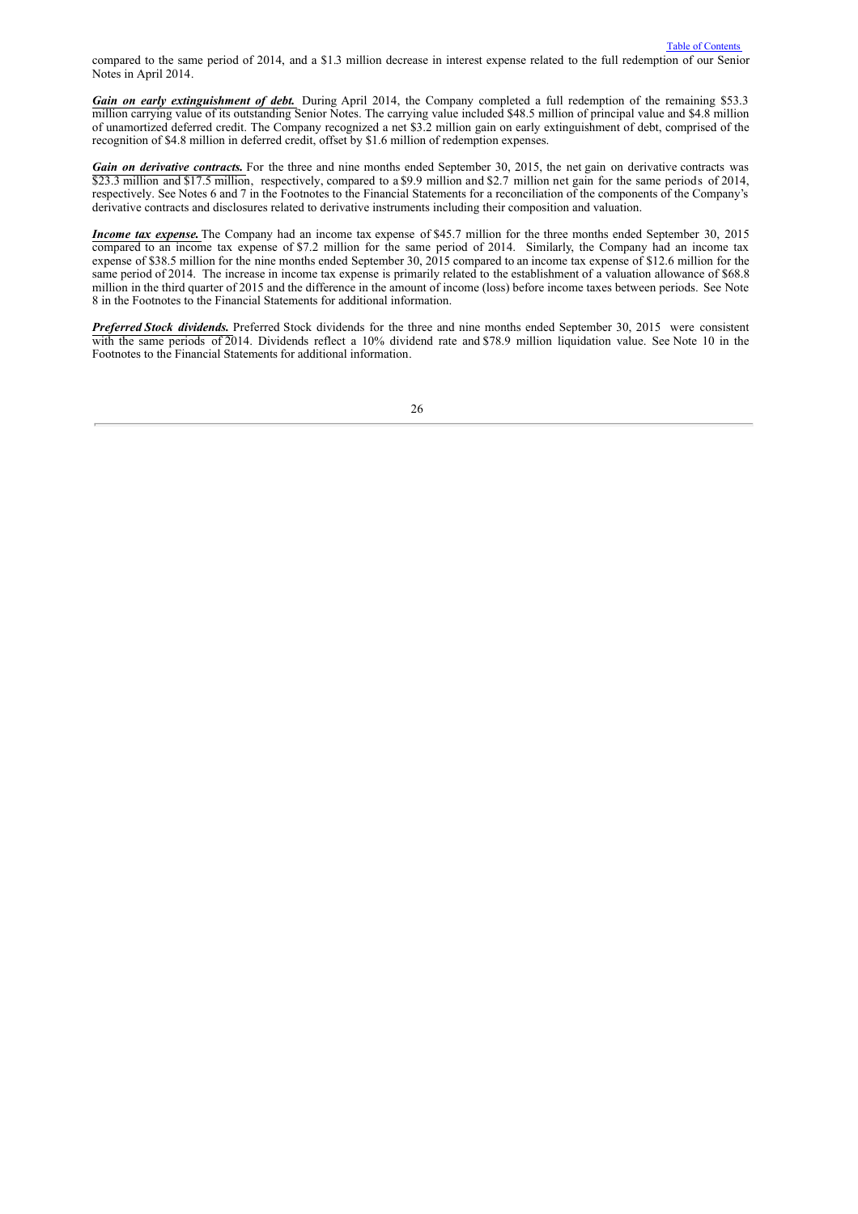compared to the same period of 2014, and a $1.3 million decrease in interest expense related to the full redemption of our Senior Notes in April 2014.

***Gain on early extinguishment of debt.*** During April 2014, the Company completed a full redemption of the remaining $53.3 million carrying value of its outstanding Senior Notes. The carrying value included $48.5 million of principal value and $4.8 million of unamortized deferred credit. The Company recognized a net $3.2 million gain on early extinguishment of debt, comprised of the recognition of $4.8 million in deferred credit, offset by $1.6 million of redemption expenses.

***Gain on derivative contracts.*** For the three and nine months ended September 30, 2015, the net gain on derivative contracts was $23.3 million and $17.5 million, respectively, compared to a $9.9 million and $2.7 million net gain for the same periods of 2014, respectively. See Notes 6 and 7 in the Footnotes to the Financial Statements for a reconciliation of the components of the Company's derivative contracts and disclosures related to derivative instruments including their composition and valuation.

***Income tax expense.*** The Company had an income tax expense of $45.7 million for the three months ended September 30, 2015 compared to an income tax expense of $7.2 million for the same period of 2014. Similarly, the Company had an income tax expense of $38.5 million for the nine months ended September 30, 2015 compared to an income tax expense of $12.6 million for the same period of 2014. The increase in income tax expense is primarily related to the establishment of a valuation allowance of $68.8 million in the third quarter of 2015 and the difference in the amount of income (loss) before income taxes between periods. See Note 8 in the Footnotes to the Financial Statements for additional information.

***Preferred Stock dividends.*** Preferred Stock dividends for the three and nine months ended September 30, 2015 were consistent with the same periods of 2014. Dividends reflect a 10% dividend rate and $78.9 million liquidation value. See Note 10 in the Footnotes to the Financial Statements for additional information.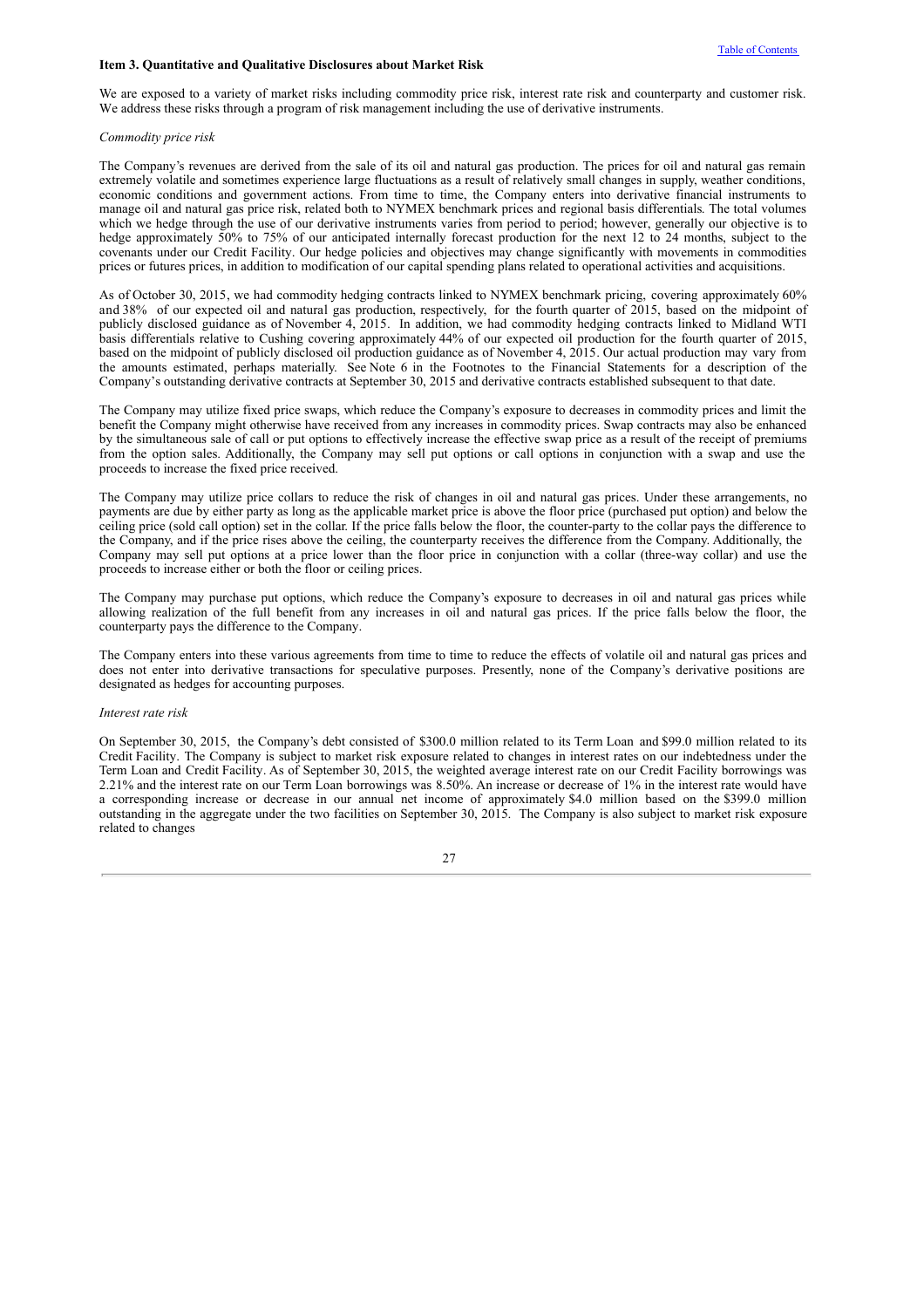### Item 3. Quantitative and Qualitative Disclosures about Market Risk

We are exposed to a variety of market risks including commodity price risk, interest rate risk and counterparty and customer risk. We address these risks through a program of risk management including the use of derivative instruments.

*Commodity price risk*

The Company's revenues are derived from the sale of its oil and natural gas production. The prices for oil and natural gas remain extremely volatile and sometimes experience large fluctuations as a result of relatively small changes in supply, weather conditions, economic conditions and government actions. From time to time, the Company enters into derivative financial instruments to manage oil and natural gas price risk, related both to NYMEX benchmark prices and regional basis differentials. The total volumes which we hedge through the use of our derivative instruments varies from period to period; however, generally our objective is to hedge approximately 50% to 75% of our anticipated internally forecast production for the next 12 to 24 months, subject to the covenants under our Credit Facility. Our hedge policies and objectives may change significantly with movements in commodities prices or futures prices, in addition to modification of our capital spending plans related to operational activities and acquisitions.

As of October 30, 2015, we had commodity hedging contracts linked to NYMEX benchmark pricing, covering approximately 60% and 38% of our expected oil and natural gas production, respectively, for the fourth quarter of 2015, based on the midpoint of publicly disclosed guidance as of November 4, 2015. In addition, we had commodity hedging contracts linked to Midland WTI basis differentials relative to Cushing covering approximately 44% of our expected oil production for the fourth quarter of 2015, based on the midpoint of publicly disclosed oil production guidance as of November 4, 2015. Our actual production may vary from the amounts estimated, perhaps materially. See Note 6 in the Footnotes to the Financial Statements for a description of the Company's outstanding derivative contracts at September 30, 2015 and derivative contracts established subsequent to that date.

The Company may utilize fixed price swaps, which reduce the Company's exposure to decreases in commodity prices and limit the benefit the Company might otherwise have received from any increases in commodity prices. Swap contracts may also be enhanced by the simultaneous sale of call or put options to effectively increase the effective swap price as a result of the receipt of premiums from the option sales. Additionally, the Company may sell put options or call options in conjunction with a swap and use the proceeds to increase the fixed price received.

The Company may utilize price collars to reduce the risk of changes in oil and natural gas prices. Under these arrangements, no payments are due by either party as long as the applicable market price is above the floor price (purchased put option) and below the ceiling price (sold call option) set in the collar. If the price falls below the floor, the counter-party to the collar pays the difference to the Company, and if the price rises above the ceiling, the counterparty receives the difference from the Company. Additionally, the Company may sell put options at a price lower than the floor price in conjunction with a collar (three-way collar) and use the proceeds to increase either or both the floor or ceiling prices.

The Company may purchase put options, which reduce the Company's exposure to decreases in oil and natural gas prices while allowing realization of the full benefit from any increases in oil and natural gas prices. If the price falls below the floor, the counterparty pays the difference to the Company.

The Company enters into these various agreements from time to time to reduce the effects of volatile oil and natural gas prices and does not enter into derivative transactions for speculative purposes. Presently, none of the Company's derivative positions are designated as hedges for accounting purposes.

*Interest rate risk*

On September 30, 2015, the Company's debt consisted of $300.0 million related to its Term Loan and $99.0 million related to its Credit Facility. The Company is subject to market risk exposure related to changes in interest rates on our indebtedness under the Term Loan and Credit Facility. As of September 30, 2015, the weighted average interest rate on our Credit Facility borrowings was 2.21% and the interest rate on our Term Loan borrowings was 8.50%. An increase or decrease of 1% in the interest rate would have a corresponding increase or decrease in our annual net income of approximately $4.0 million based on the $399.0 million outstanding in the aggregate under the two facilities on September 30, 2015. The Company is also subject to market risk exposure related to changes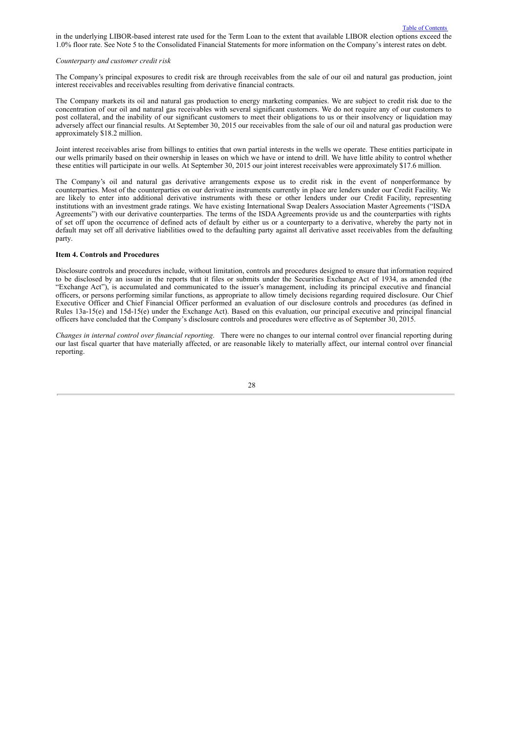in the underlying LIBOR-based interest rate used for the Term Loan to the extent that available LIBOR election options exceed the 1.0% floor rate. See Note 5 to the Consolidated Financial Statements for more information on the Company's interest rates on debt.

*Counterparty and customer credit risk*

The Company's principal exposures to credit risk are through receivables from the sale of our oil and natural gas production, joint interest receivables and receivables resulting from derivative financial contracts.

The Company markets its oil and natural gas production to energy marketing companies. We are subject to credit risk due to the concentration of our oil and natural gas receivables with several significant customers. We do not require any of our customers to post collateral, and the inability of our significant customers to meet their obligations to us or their insolvency or liquidation may adversely affect our financial results. At September 30, 2015 our receivables from the sale of our oil and natural gas production were approximately $18.2 million.

Joint interest receivables arise from billings to entities that own partial interests in the wells we operate. These entities participate in our wells primarily based on their ownership in leases on which we have or intend to drill. We have little ability to control whether these entities will participate in our wells. At September 30, 2015 our joint interest receivables were approximately $17.6 million.

The Company's oil and natural gas derivative arrangements expose us to credit risk in the event of nonperformance by counterparties. Most of the counterparties on our derivative instruments currently in place are lenders under our Credit Facility. We are likely to enter into additional derivative instruments with these or other lenders under our Credit Facility, representing institutions with an investment grade ratings. We have existing International Swap Dealers Association Master Agreements ("ISDA Agreements") with our derivative counterparties. The terms of the ISDA Agreements provide us and the counterparties with rights of set off upon the occurrence of defined acts of default by either us or a counterparty to a derivative, whereby the party not in default may set off all derivative liabilities owed to the defaulting party against all derivative asset receivables from the defaulting party.

**Item 4. Controls and Procedures**

Disclosure controls and procedures include, without limitation, controls and procedures designed to ensure that information required to be disclosed by an issuer in the reports that it files or submits under the Securities Exchange Act of 1934, as amended (the "Exchange Act"), is accumulated and communicated to the issuer's management, including its principal executive and financial officers, or persons performing similar functions, as appropriate to allow timely decisions regarding required disclosure. Our Chief Executive Officer and Chief Financial Officer performed an evaluation of our disclosure controls and procedures (as defined in Rules 13a-15(e) and 15d-15(e) under the Exchange Act). Based on this evaluation, our principal executive and principal financial officers have concluded that the Company's disclosure controls and procedures were effective as of September 30, 2015.

*Changes in internal control over financial reporting*. There were no changes to our internal control over financial reporting during our last fiscal quarter that have materially affected, or are reasonable likely to materially affect, our internal control over financial reporting.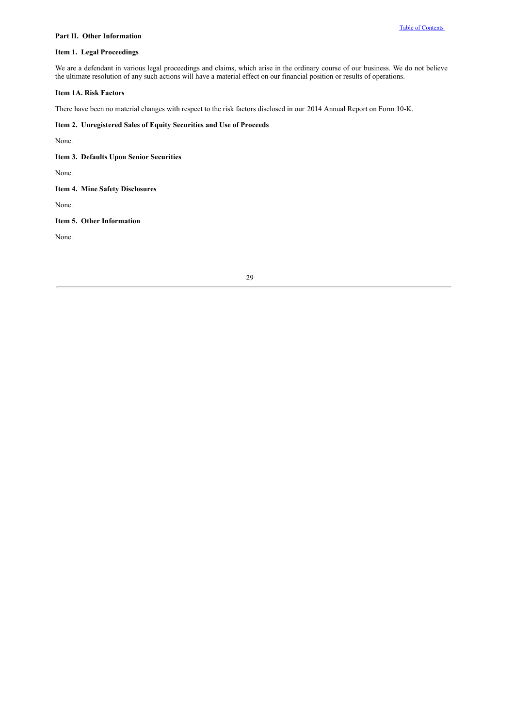## Part II. Other Information

### Item 1. Legal Proceedings

We are a defendant in various legal proceedings and claims, which arise in the ordinary course of our business. We do not believe the ultimate resolution of any such actions will have a material effect on our financial position or results of operations.

### Item 1A. Risk Factors

There have been no material changes with respect to the risk factors disclosed in our 2014 Annual Report on Form 10-K.

### Item 2. Unregistered Sales of Equity Securities and Use of Proceeds

None.

### Item 3. Defaults Upon Senior Securities

None.

### Item 4. Mine Safety Disclosures

None.

### Item 5. Other Information

None.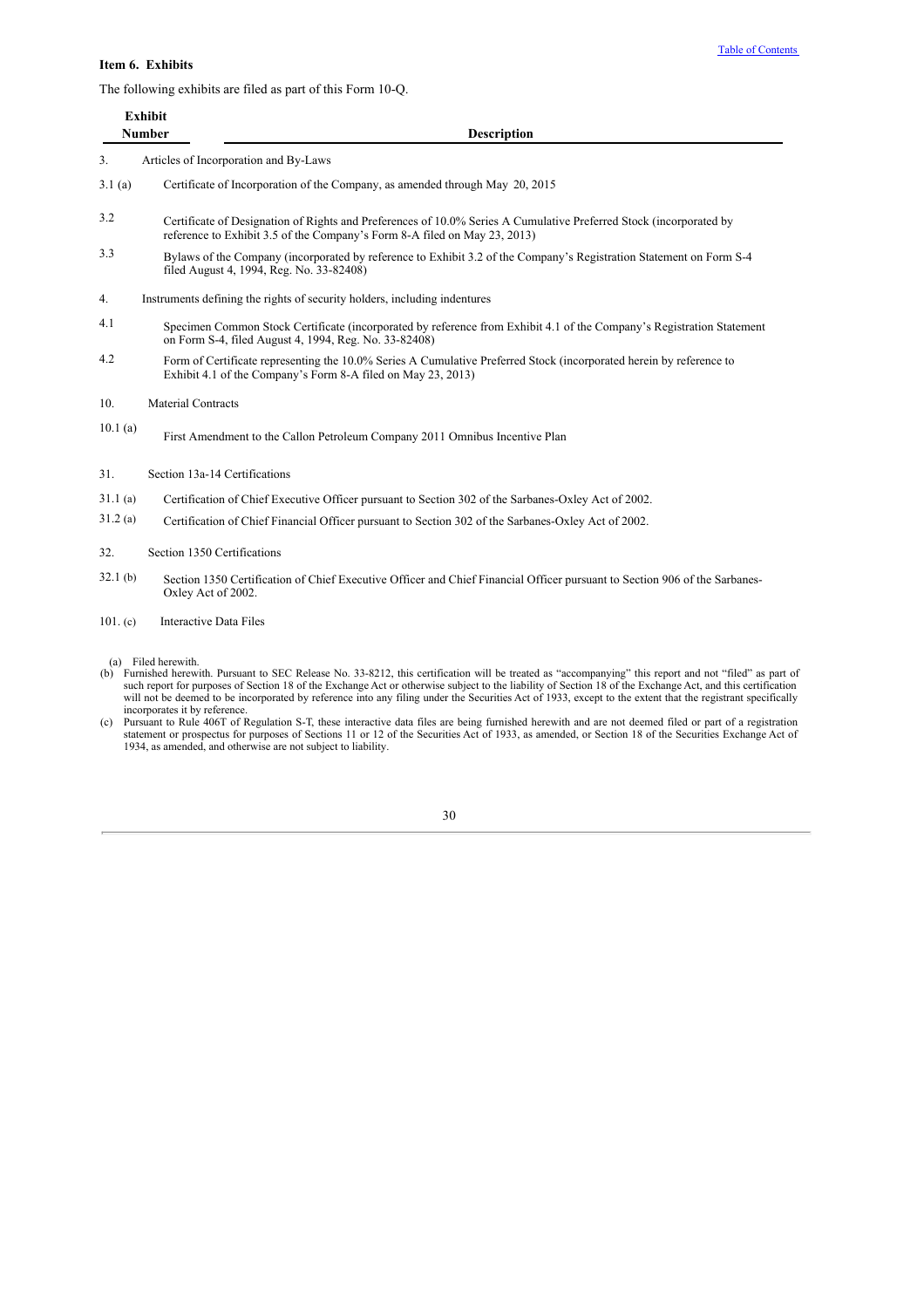**Item 6. Exhibits**

The following exhibits are filed as part of this Form 10-Q.

| Exhibit Number | Description |
|---|---|
| 3. | Articles of Incorporation and By-Laws |
| 3.1 (a) | Certificate of Incorporation of the Company, as amended through May 20, 2015 |
| 3.2 | Certificate of Designation of Rights and Preferences of 10.0% Series A Cumulative Preferred Stock (incorporated by reference to Exhibit 3.5 of the Company's Form 8-A filed on May 23, 2013) |
| 3.3 | Bylaws of the Company (incorporated by reference to Exhibit 3.2 of the Company's Registration Statement on Form S-4 filed August 4, 1994, Reg. No. 33-82408) |
| 4. | Instruments defining the rights of security holders, including indentures |
| 4.1 | Specimen Common Stock Certificate (incorporated by reference from Exhibit 4.1 of the Company's Registration Statement on Form S-4, filed August 4, 1994, Reg. No. 33-82408) |
| 4.2 | Form of Certificate representing the 10.0% Series A Cumulative Preferred Stock (incorporated herein by reference to Exhibit 4.1 of the Company's Form 8-A filed on May 23, 2013) |
| 10. | Material Contracts |
| 10.1 (a) | First Amendment to the Callon Petroleum Company 2011 Omnibus Incentive Plan |
| 31. | Section 13a-14 Certifications |
| 31.1 (a) | Certification of Chief Executive Officer pursuant to Section 302 of the Sarbanes-Oxley Act of 2002. |
| 31.2 (a) | Certification of Chief Financial Officer pursuant to Section 302 of the Sarbanes-Oxley Act of 2002. |
| 32. | Section 1350 Certifications |
| 32.1 (b) | Section 1350 Certification of Chief Executive Officer and Chief Financial Officer pursuant to Section 906 of the Sarbanes-Oxley Act of 2002. |
| 101. (c) | Interactive Data Files |

(a) Filed herewith.

(b) Furnished herewith. Pursuant to SEC Release No. 33-8212, this certification will be treated as "accompanying" this report and not "filed" as part of such report for purposes of Section 18 of the Exchange Act or otherwise subject to the liability of Section 18 of the Exchange Act, and this certification will not be deemed to be incorporated by reference into any filing under the Securities Act of 1933, except to the extent that the registrant specifically incorporates it by reference.

(c) Pursuant to Rule 406T of Regulation S-T, these interactive data files are being furnished herewith and are not deemed filed or part of a registration statement or prospectus for purposes of Sections 11 or 12 of the Securities Act of 1933, as amended, or Section 18 of the Securities Exchange Act of 1934, as amended, and otherwise are not subject to liability.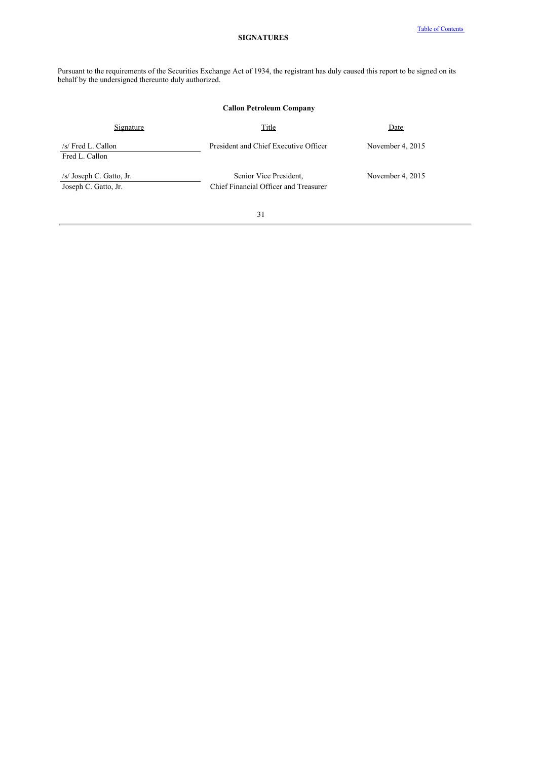## SIGNATURES

Pursuant to the requirements of the Securities Exchange Act of 1934, the registrant has duly caused this report to be signed on its behalf by the undersigned thereunto duly authorized.

**Callon Petroleum Company**

| Signature | Title | Date |
|---|---|---|
| /s/ Fred L. Callon<br>Fred L. Callon | President and Chief Executive Officer | November 4, 2015 |
| /s/ Joseph C. Gatto, Jr.<br>Joseph C. Gatto, Jr. | Senior Vice President,<br>Chief Financial Officer and Treasurer | November 4, 2015 |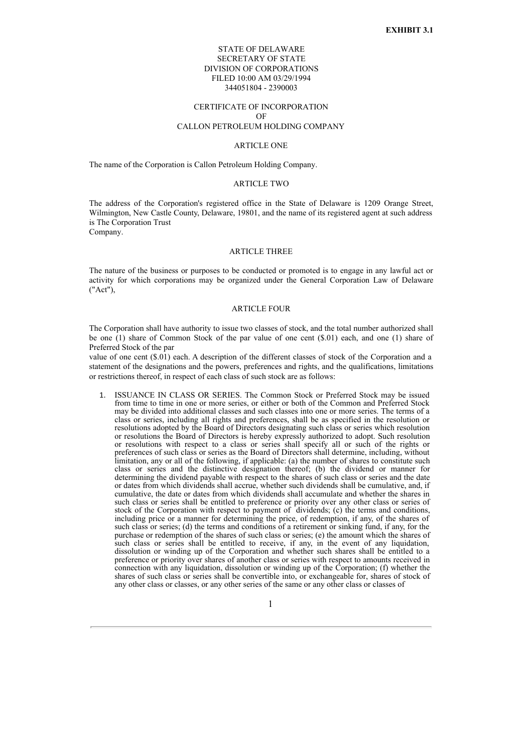**EXHIBIT 3.1**

STATE OF DELAWARE
SECRETARY OF STATE
DIVISION OF CORPORATIONS
FILED 10:00 AM 03/29/1994
344051804 - 2390003

CERTIFICATE OF INCORPORATION
OF
CALLON PETROLEUM HOLDING COMPANY

ARTICLE ONE

The name of the Corporation is Callon Petroleum Holding Company.

ARTICLE TWO

The address of the Corporation's registered office in the State of Delaware is 1209 Orange Street, Wilmington, New Castle County, Delaware, 19801, and the name of its registered agent at such address is The Corporation Trust Company.

ARTICLE THREE

The nature of the business or purposes to be conducted or promoted is to engage in any lawful act or activity for which corporations may be organized under the General Corporation Law of Delaware ("Act"),

ARTICLE FOUR

The Corporation shall have authority to issue two classes of stock, and the total number authorized shall be one (1) share of Common Stock of the par value of one cent ($.01) each, and one (1) share of Preferred Stock of the par value of one cent ($.01) each. A description of the different classes of stock of the Corporation and a statement of the designations and the powers, preferences and rights, and the qualifications, limitations or restrictions thereof, in respect of each class of such stock are as follows:

1. ISSUANCE IN CLASS OR SERIES. The Common Stock or Preferred Stock may be issued from time to time in one or more series, or either or both of the Common and Preferred Stock may be divided into additional classes and such classes into one or more series. The terms of a class or series, including all rights and preferences, shall be as specified in the resolution or resolutions adopted by the Board of Directors designating such class or series which resolution or resolutions the Board of Directors is hereby expressly authorized to adopt. Such resolution or resolutions with respect to a class or series shall specify all or such of the rights or preferences of such class or series as the Board of Directors shall determine, including, without limitation, any or all of the following, if applicable: (a) the number of shares to constitute such class or series and the distinctive designation thereof; (b) the dividend or manner for determining the dividend payable with respect to the shares of such class or series and the date or dates from which dividends shall accrue, whether such dividends shall be cumulative, and, if cumulative, the date or dates from which dividends shall accumulate and whether the shares in such class or series shall be entitled to preference or priority over any other class or series of stock of the Corporation with respect to payment of dividends; (c) the terms and conditions, including price or a manner for determining the price, of redemption, if any, of the shares of such class or series; (d) the terms and conditions of a retirement or sinking fund, if any, for the purchase or redemption of the shares of such class or series; (e) the amount which the shares of such class or series shall be entitled to receive, if any, in the event of any liquidation, dissolution or winding up of the Corporation and whether such shares shall be entitled to a preference or priority over shares of another class or series with respect to amounts received in connection with any liquidation, dissolution or winding up of the Corporation; (f) whether the shares of such class or series shall be convertible into, or exchangeable for, shares of stock of any other class or classes, or any other series of the same or any other class or classes of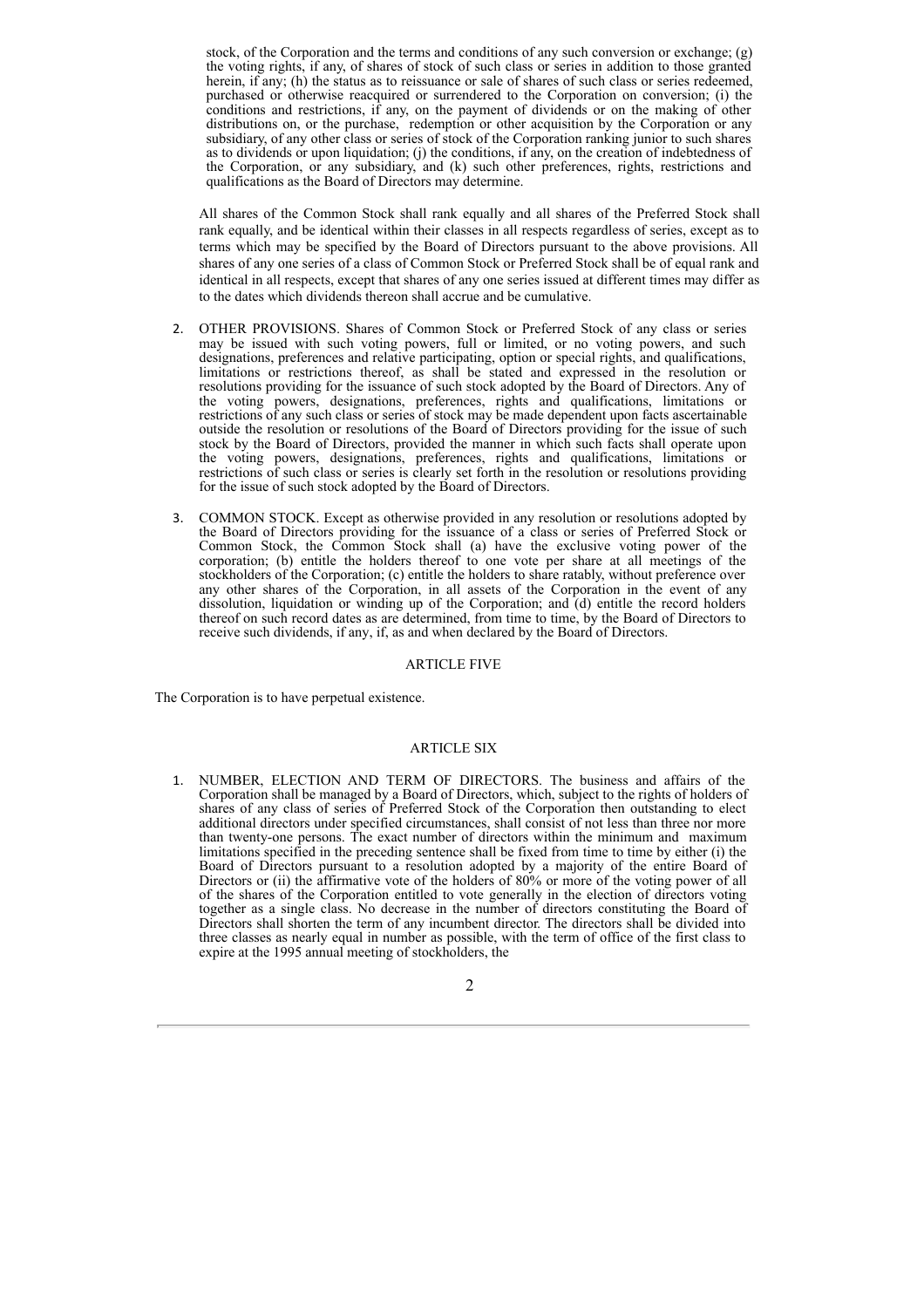stock, of the Corporation and the terms and conditions of any such conversion or exchange; (g) the voting rights, if any, of shares of stock of such class or series in addition to those granted herein, if any; (h) the status as to reissuance or sale of shares of such class or series redeemed, purchased or otherwise reacquired or surrendered to the Corporation on conversion; (i) the conditions and restrictions, if any, on the payment of dividends or on the making of other distributions on, or the purchase, redemption or other acquisition by the Corporation or any subsidiary, of any other class or series of stock of the Corporation ranking junior to such shares as to dividends or upon liquidation; (j) the conditions, if any, on the creation of indebtedness of the Corporation, or any subsidiary, and (k) such other preferences, rights, restrictions and qualifications as the Board of Directors may determine.

All shares of the Common Stock shall rank equally and all shares of the Preferred Stock shall rank equally, and be identical within their classes in all respects regardless of series, except as to terms which may be specified by the Board of Directors pursuant to the above provisions. All shares of any one series of a class of Common Stock or Preferred Stock shall be of equal rank and identical in all respects, except that shares of any one series issued at different times may differ as to the dates which dividends thereon shall accrue and be cumulative.

2. OTHER PROVISIONS. Shares of Common Stock or Preferred Stock of any class or series may be issued with such voting powers, full or limited, or no voting powers, and such designations, preferences and relative participating, option or special rights, and qualifications, limitations or restrictions thereof, as shall be stated and expressed in the resolution or resolutions providing for the issuance of such stock adopted by the Board of Directors. Any of the voting powers, designations, preferences, rights and qualifications, limitations or restrictions of any such class or series of stock may be made dependent upon facts ascertainable outside the resolution or resolutions of the Board of Directors providing for the issue of such stock by the Board of Directors, provided the manner in which such facts shall operate upon the voting powers, designations, preferences, rights and qualifications, limitations or restrictions of such class or series is clearly set forth in the resolution or resolutions providing for the issue of such stock adopted by the Board of Directors.

3. COMMON STOCK. Except as otherwise provided in any resolution or resolutions adopted by the Board of Directors providing for the issuance of a class or series of Preferred Stock or Common Stock, the Common Stock shall (a) have the exclusive voting power of the corporation; (b) entitle the holders thereof to one vote per share at all meetings of the stockholders of the Corporation; (c) entitle the holders to share ratably, without preference over any other shares of the Corporation, in all assets of the Corporation in the event of any dissolution, liquidation or winding up of the Corporation; and (d) entitle the record holders thereof on such record dates as are determined, from time to time, by the Board of Directors to receive such dividends, if any, if, as and when declared by the Board of Directors.

## ARTICLE FIVE

The Corporation is to have perpetual existence.

## ARTICLE SIX

1. NUMBER, ELECTION AND TERM OF DIRECTORS. The business and affairs of the Corporation shall be managed by a Board of Directors, which, subject to the rights of holders of shares of any class of series of Preferred Stock of the Corporation then outstanding to elect additional directors under specified circumstances, shall consist of not less than three nor more than twenty-one persons. The exact number of directors within the minimum and maximum limitations specified in the preceding sentence shall be fixed from time to time by either (i) the Board of Directors pursuant to a resolution adopted by a majority of the entire Board of Directors or (ii) the affirmative vote of the holders of 80% or more of the voting power of all of the shares of the Corporation entitled to vote generally in the election of directors voting together as a single class. No decrease in the number of directors constituting the Board of Directors shall shorten the term of any incumbent director. The directors shall be divided into three classes as nearly equal in number as possible, with the term of office of the first class to expire at the 1995 annual meeting of stockholders, the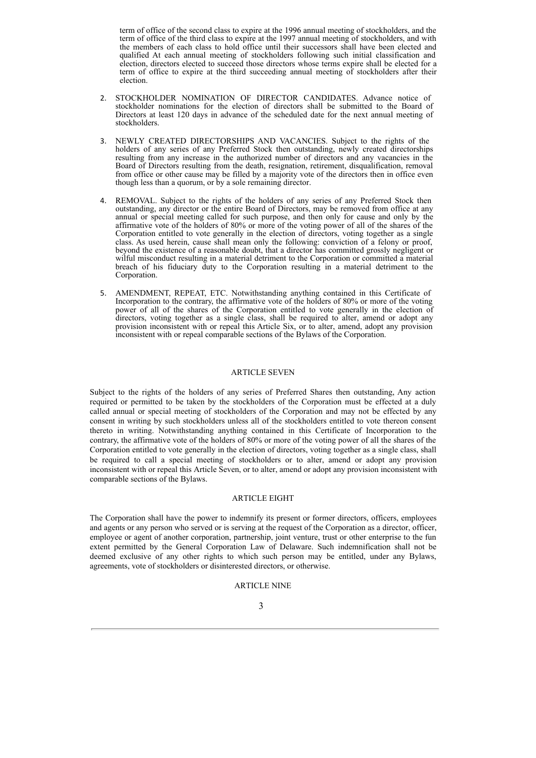term of office of the second class to expire at the 1996 annual meeting of stockholders, and the term of office of the third class to expire at the 1997 annual meeting of stockholders, and with the members of each class to hold office until their successors shall have been elected and qualified At each annual meeting of stockholders following such initial classification and election, directors elected to succeed those directors whose terms expire shall be elected for a term of office to expire at the third succeeding annual meeting of stockholders after their election.

2. STOCKHOLDER NOMINATION OF DIRECTOR CANDIDATES. Advance notice of stockholder nominations for the election of directors shall be submitted to the Board of Directors at least 120 days in advance of the scheduled date for the next annual meeting of stockholders.

3. NEWLY CREATED DIRECTORSHIPS AND VACANCIES. Subject to the rights of the holders of any series of any Preferred Stock then outstanding, newly created directorships resulting from any increase in the authorized number of directors and any vacancies in the Board of Directors resulting from the death, resignation, retirement, disqualification, removal from office or other cause may be filled by a majority vote of the directors then in office even though less than a quorum, or by a sole remaining director.

4. REMOVAL. Subject to the rights of the holders of any series of any Preferred Stock then outstanding, any director or the entire Board of Directors, may be removed from office at any annual or special meeting called for such purpose, and then only for cause and only by the affirmative vote of the holders of 80% or more of the voting power of all of the shares of the Corporation entitled to vote generally in the election of directors, voting together as a single class. As used herein, cause shall mean only the following: conviction of a felony or proof, beyond the existence of a reasonable doubt, that a director has committed grossly negligent or wilful misconduct resulting in a material detriment to the Corporation or committed a material breach of his fiduciary duty to the Corporation resulting in a material detriment to the Corporation.

5. AMENDMENT, REPEAT, ETC. Notwithstanding anything contained in this Certificate of Incorporation to the contrary, the affirmative vote of the holders of 80% or more of the voting power of all of the shares of the Corporation entitled to vote generally in the election of directors, voting together as a single class, shall be required to alter, amend or adopt any provision inconsistent with or repeal this Article Six, or to alter, amend, adopt any provision inconsistent with or repeal comparable sections of the Bylaws of the Corporation.

## ARTICLE SEVEN

Subject to the rights of the holders of any series of Preferred Shares then outstanding, Any action required or permitted to be taken by the stockholders of the Corporation must be effected at a duly called annual or special meeting of stockholders of the Corporation and may not be effected by any consent in writing by such stockholders unless all of the stockholders entitled to vote thereon consent thereto in writing. Notwithstanding anything contained in this Certificate of Incorporation to the contrary, the affirmative vote of the holders of 80% or more of the voting power of all the shares of the Corporation entitled to vote generally in the election of directors, voting together as a single class, shall be required to call a special meeting of stockholders or to alter, amend or adopt any provision inconsistent with or repeal this Article Seven, or to alter, amend or adopt any provision inconsistent with comparable sections of the Bylaws.

## ARTICLE EIGHT

The Corporation shall have the power to indemnify its present or former directors, officers, employees and agents or any person who served or is serving at the request of the Corporation as a director, officer, employee or agent of another corporation, partnership, joint venture, trust or other enterprise to the fun extent permitted by the General Corporation Law of Delaware. Such indemnification shall not be deemed exclusive of any other rights to which such person may be entitled, under any Bylaws, agreements, vote of stockholders or disinterested directors, or otherwise.

## ARTICLE NINE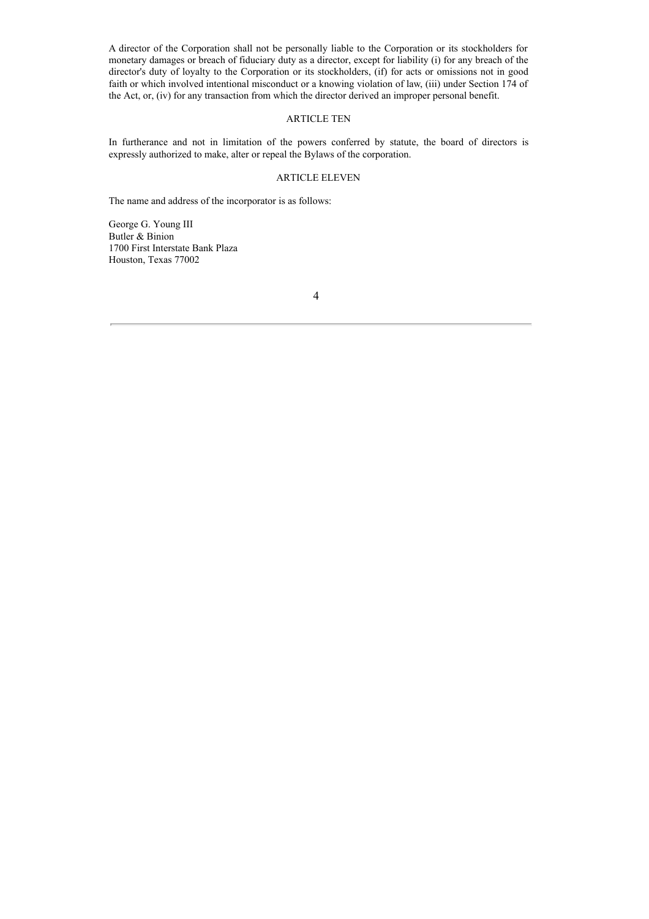A director of the Corporation shall not be personally liable to the Corporation or its stockholders for monetary damages or breach of fiduciary duty as a director, except for liability (i) for any breach of the director's duty of loyalty to the Corporation or its stockholders, (if) for acts or omissions not in good faith or which involved intentional misconduct or a knowing violation of law, (iii) under Section 174 of the Act, or, (iv) for any transaction from which the director derived an improper personal benefit.

ARTICLE TEN

In furtherance and not in limitation of the powers conferred by statute, the board of directors is expressly authorized to make, alter or repeal the Bylaws of the corporation.

ARTICLE ELEVEN

The name and address of the incorporator is as follows:

George G. Young III
Butler & Binion
1700 First Interstate Bank Plaza
Houston, Texas 77002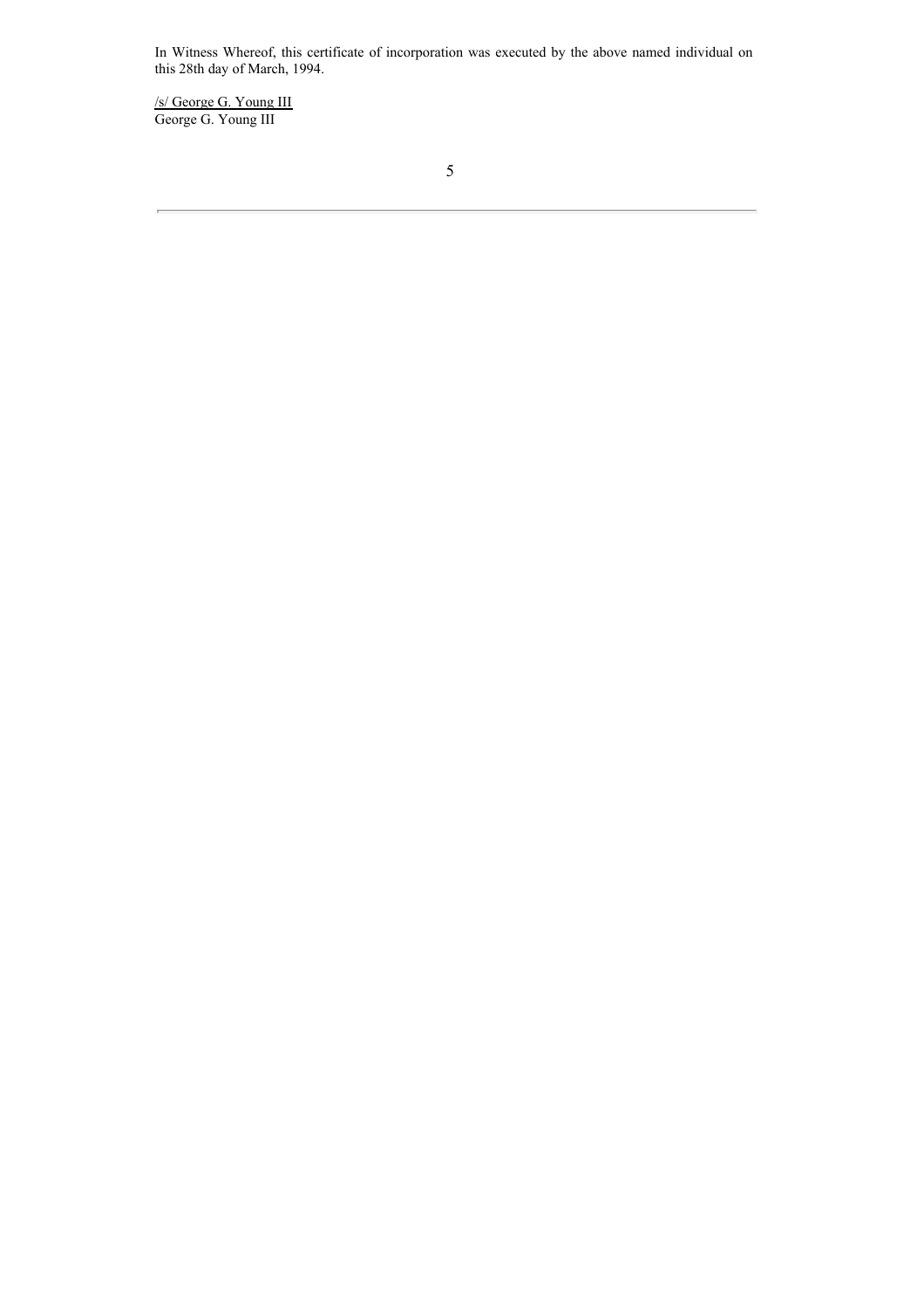In Witness Whereof, this certificate of incorporation was executed by the above named individual on this 28th day of March, 1994.

/s/ George G. Young III
George G. Young III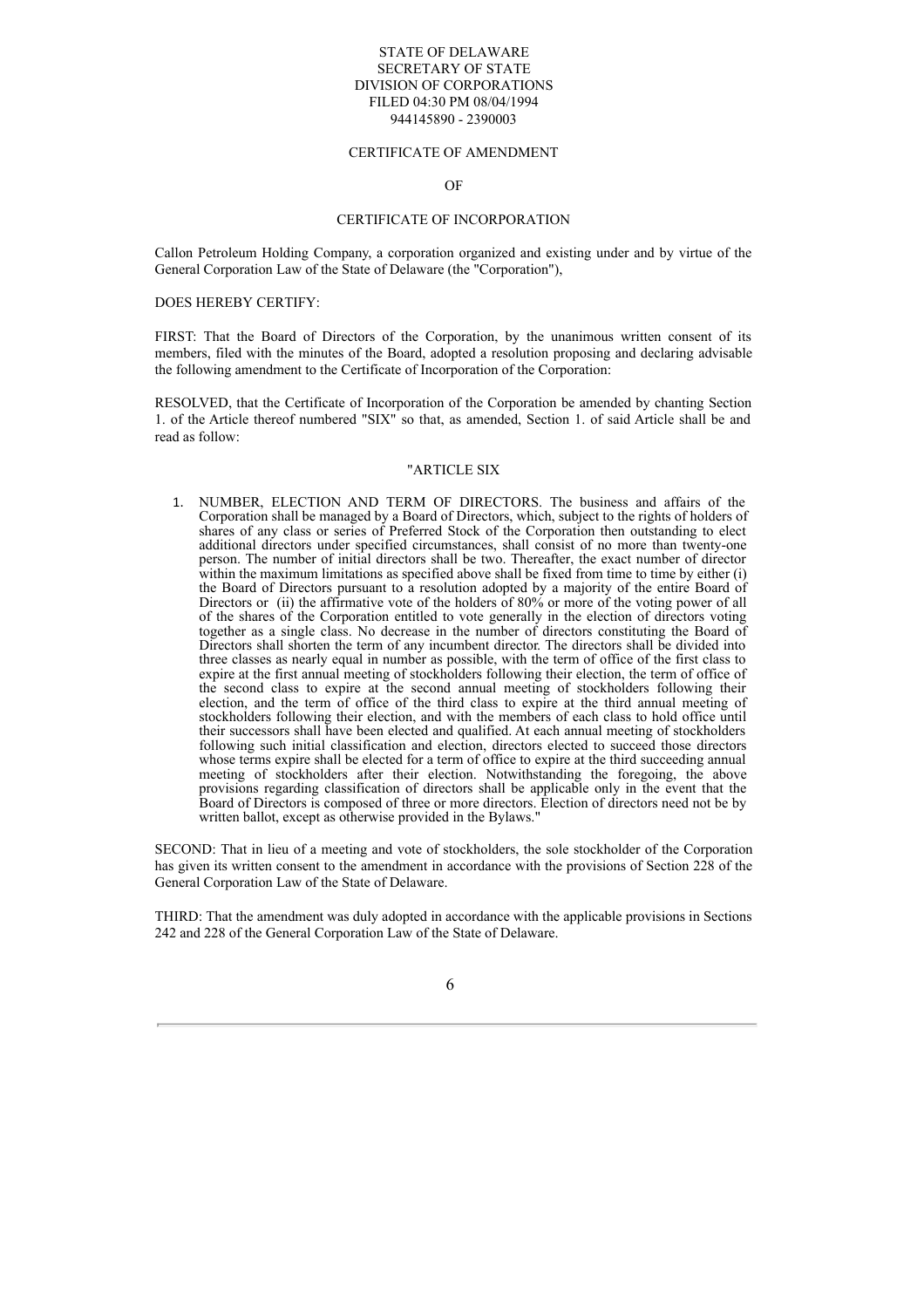STATE OF DELAWARE
SECRETARY OF STATE
DIVISION OF CORPORATIONS
FILED 04:30 PM 08/04/1994
944145890 - 2390003

CERTIFICATE OF AMENDMENT

OF

CERTIFICATE OF INCORPORATION

Callon Petroleum Holding Company, a corporation organized and existing under and by virtue of the General Corporation Law of the State of Delaware (the "Corporation"),

DOES HEREBY CERTIFY:

FIRST: That the Board of Directors of the Corporation, by the unanimous written consent of its members, filed with the minutes of the Board, adopted a resolution proposing and declaring advisable the following amendment to the Certificate of Incorporation of the Corporation:

RESOLVED, that the Certificate of Incorporation of the Corporation be amended by chanting Section 1. of the Article thereof numbered "SIX" so that, as amended, Section 1. of said Article shall be and read as follow:

"ARTICLE SIX

1. NUMBER, ELECTION AND TERM OF DIRECTORS. The business and affairs of the Corporation shall be managed by a Board of Directors, which, subject to the rights of holders of shares of any class or series of Preferred Stock of the Corporation then outstanding to elect additional directors under specified circumstances, shall consist of no more than twenty-one person. The number of initial directors shall be two. Thereafter, the exact number of director within the maximum limitations as specified above shall be fixed from time to time by either (i) the Board of Directors pursuant to a resolution adopted by a majority of the entire Board of Directors or (ii) the affirmative vote of the holders of 80% or more of the voting power of all of the shares of the Corporation entitled to vote generally in the election of directors voting together as a single class. No decrease in the number of directors constituting the Board of Directors shall shorten the term of any incumbent director. The directors shall be divided into three classes as nearly equal in number as possible, with the term of office of the first class to expire at the first annual meeting of stockholders following their election, the term of office of the second class to expire at the second annual meeting of stockholders following their election, and the term of office of the third class to expire at the third annual meeting of stockholders following their election, and with the members of each class to hold office until their successors shall have been elected and qualified. At each annual meeting of stockholders following such initial classification and election, directors elected to succeed those directors whose terms expire shall be elected for a term of office to expire at the third succeeding annual meeting of stockholders after their election. Notwithstanding the foregoing, the above provisions regarding classification of directors shall be applicable only in the event that the Board of Directors is composed of three or more directors. Election of directors need not be by written ballot, except as otherwise provided in the Bylaws."

SECOND: That in lieu of a meeting and vote of stockholders, the sole stockholder of the Corporation has given its written consent to the amendment in accordance with the provisions of Section 228 of the General Corporation Law of the State of Delaware.

THIRD: That the amendment was duly adopted in accordance with the applicable provisions in Sections 242 and 228 of the General Corporation Law of the State of Delaware.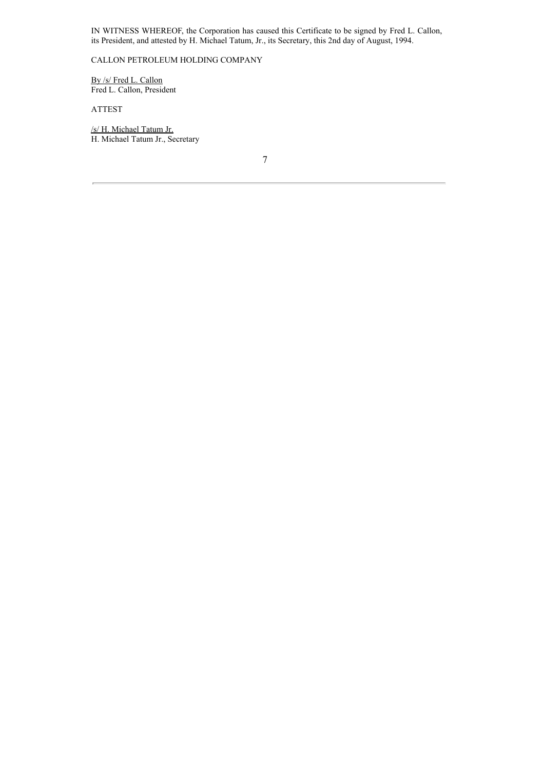IN WITNESS WHEREOF, the Corporation has caused this Certificate to be signed by Fred L. Callon, its President, and attested by H. Michael Tatum, Jr., its Secretary, this 2nd day of August, 1994.

CALLON PETROLEUM HOLDING COMPANY

By /s/ Fred L. Callon
Fred L. Callon, President

ATTEST

/s/ H. Michael Tatum Jr.
H. Michael Tatum Jr., Secretary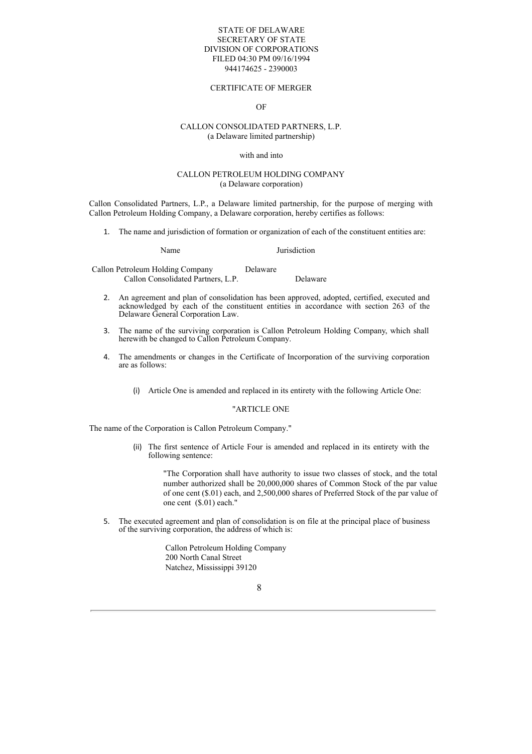STATE OF DELAWARE
SECRETARY OF STATE
DIVISION OF CORPORATIONS
FILED 04:30 PM 09/16/1994
944174625 - 2390003

# CERTIFICATE OF MERGER

OF

CALLON CONSOLIDATED PARTNERS, L.P.
(a Delaware limited partnership)

with and into

CALLON PETROLEUM HOLDING COMPANY
(a Delaware corporation)

Callon Consolidated Partners, L.P., a Delaware limited partnership, for the purpose of merging with Callon Petroleum Holding Company, a Delaware corporation, hereby certifies as follows:

1. The name and jurisdiction of formation or organization of each of the constituent entities are:

| Name | Jurisdiction |
|---|---|
| Callon Petroleum Holding Company | Delaware |
| Callon Consolidated Partners, L.P. | Delaware |

2. An agreement and plan of consolidation has been approved, adopted, certified, executed and acknowledged by each of the constituent entities in accordance with section 263 of the Delaware General Corporation Law.

3. The name of the surviving corporation is Callon Petroleum Holding Company, which shall herewith be changed to Callon Petroleum Company.

4. The amendments or changes in the Certificate of Incorporation of the surviving corporation are as follows:

   (i) Article One is amended and replaced in its entirety with the following Article One:

"ARTICLE ONE

The name of the Corporation is Callon Petroleum Company."

   (ii) The first sentence of Article Four is amended and replaced in its entirety with the following sentence:

   "The Corporation shall have authority to issue two classes of stock, and the total number authorized shall be 20,000,000 shares of Common Stock of the par value of one cent ($.01) each, and 2,500,000 shares of Preferred Stock of the par value of one cent ($.01) each."

5. The executed agreement and plan of consolidation is on file at the principal place of business of the surviving corporation, the address of which is:

   Callon Petroleum Holding Company
   200 North Canal Street
   Natchez, Mississippi 39120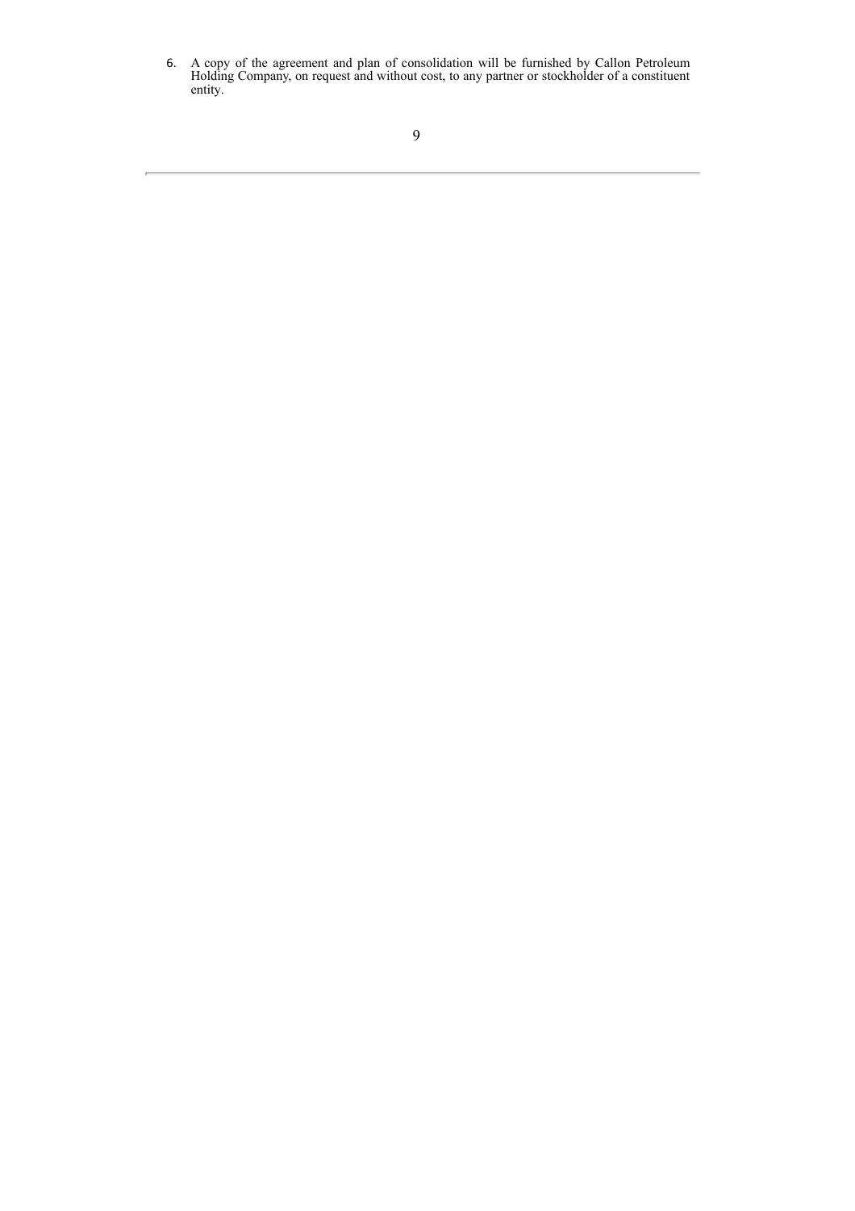6. A copy of the agreement and plan of consolidation will be furnished by Callon Petroleum Holding Company, on request and without cost, to any partner or stockholder of a constituent entity.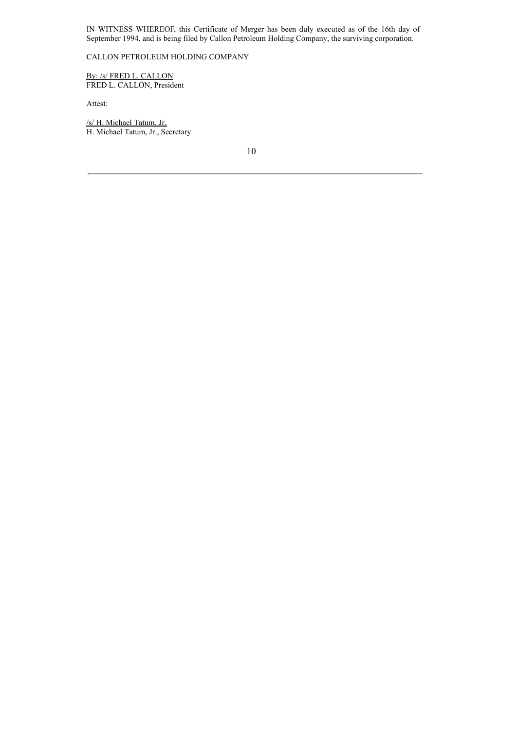IN WITNESS WHEREOF, this Certificate of Merger has been duly executed as of the 16th day of September 1994, and is being filed by Callon Petroleum Holding Company, the surviving corporation.

CALLON PETROLEUM HOLDING COMPANY

By: /s/ FRED L. CALLON
FRED L. CALLON, President

Attest:

/s/ H. Michael Tatum, Jr.
H. Michael Tatum, Jr., Secretary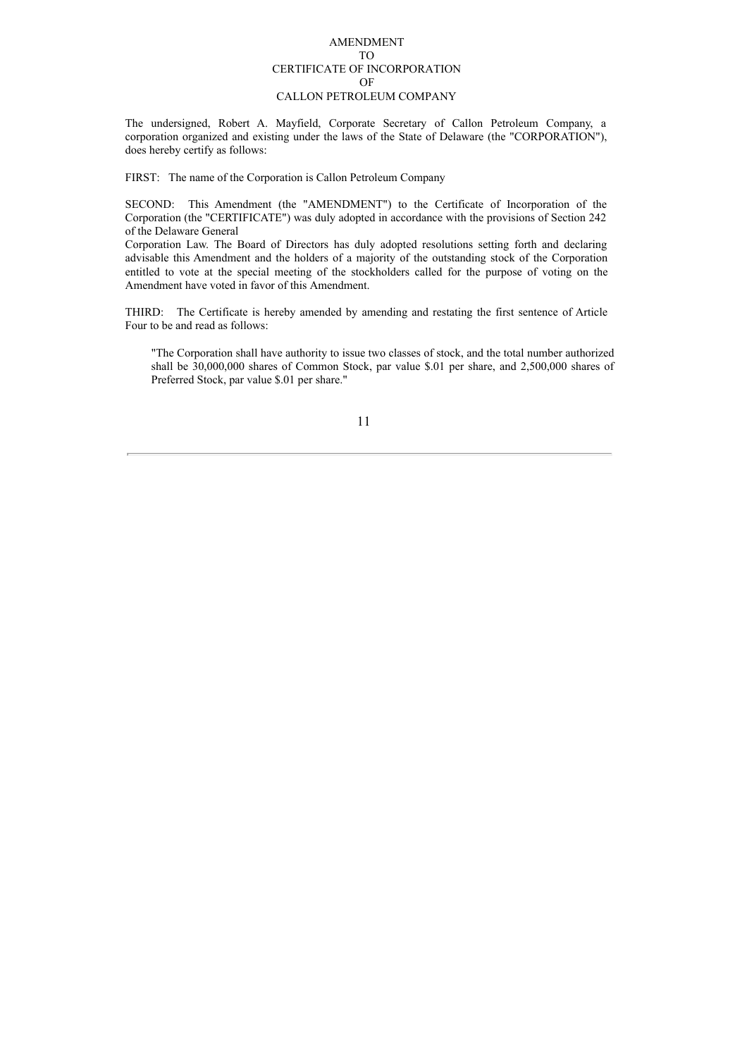# AMENDMENT
# TO
# CERTIFICATE OF INCORPORATION
# OF
# CALLON PETROLEUM COMPANY

The undersigned, Robert A. Mayfield, Corporate Secretary of Callon Petroleum Company, a corporation organized and existing under the laws of the State of Delaware (the "CORPORATION"), does hereby certify as follows:

FIRST: The name of the Corporation is Callon Petroleum Company

SECOND: This Amendment (the "AMENDMENT") to the Certificate of Incorporation of the Corporation (the "CERTIFICATE") was duly adopted in accordance with the provisions of Section 242 of the Delaware General
Corporation Law. The Board of Directors has duly adopted resolutions setting forth and declaring advisable this Amendment and the holders of a majority of the outstanding stock of the Corporation entitled to vote at the special meeting of the stockholders called for the purpose of voting on the Amendment have voted in favor of this Amendment.

THIRD: The Certificate is hereby amended by amending and restating the first sentence of Article Four to be and read as follows:

> "The Corporation shall have authority to issue two classes of stock, and the total number authorized shall be 30,000,000 shares of Common Stock, par value $.01 per share, and 2,500,000 shares of Preferred Stock, par value $.01 per share."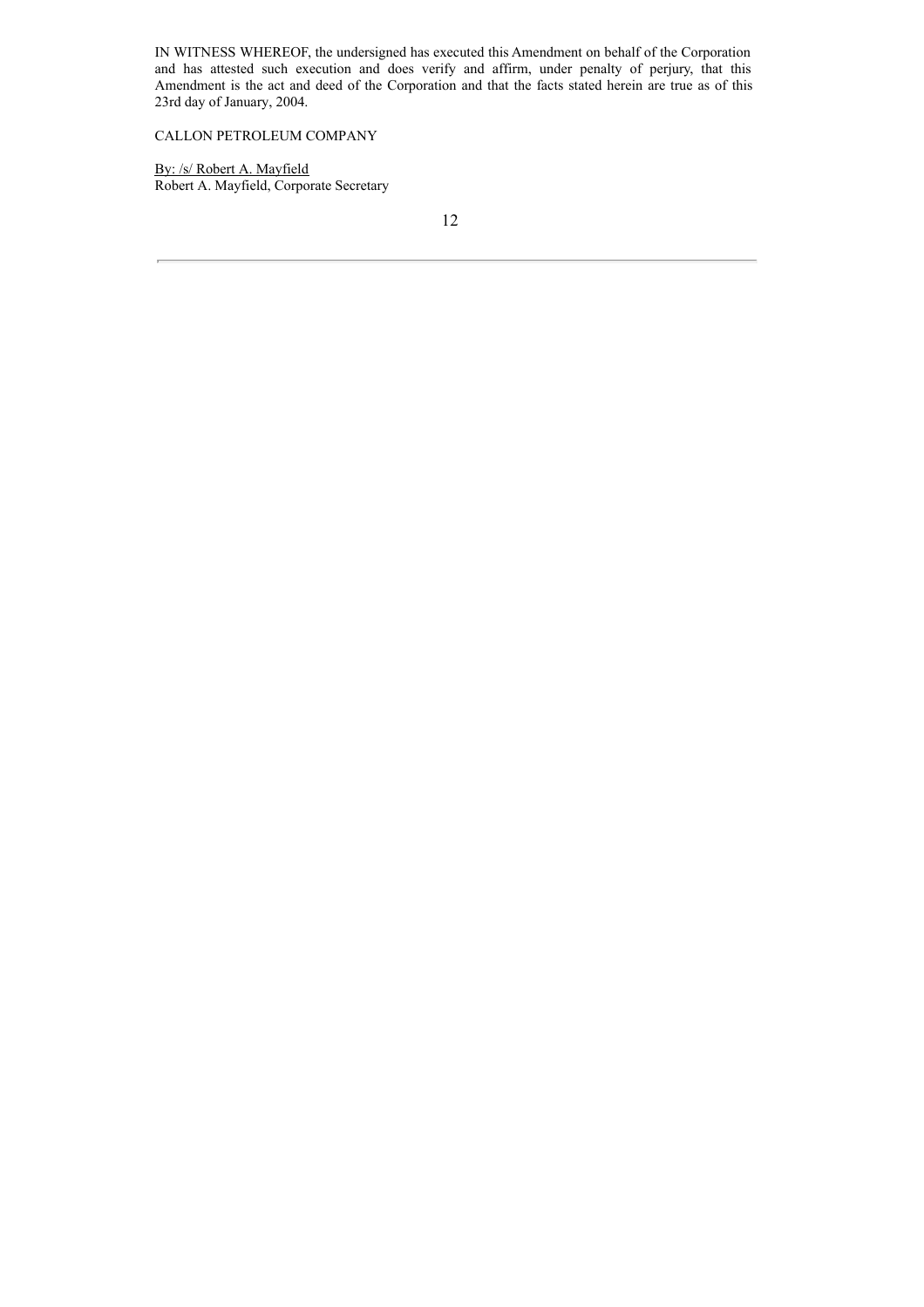IN WITNESS WHEREOF, the undersigned has executed this Amendment on behalf of the Corporation and has attested such execution and does verify and affirm, under penalty of perjury, that this Amendment is the act and deed of the Corporation and that the facts stated herein are true as of this 23rd day of January, 2004.

CALLON PETROLEUM COMPANY

By: /s/ Robert A. Mayfield
Robert A. Mayfield, Corporate Secretary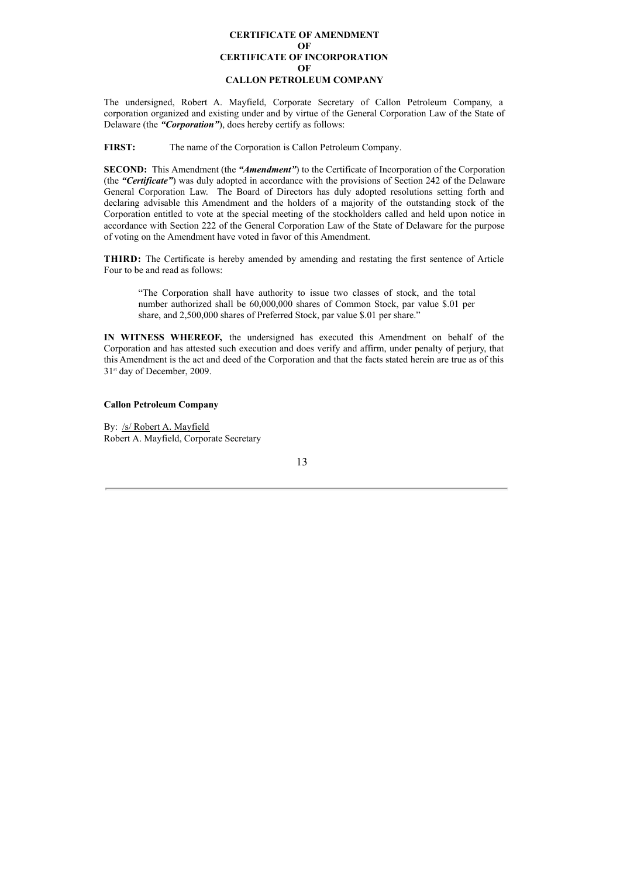# CERTIFICATE OF AMENDMENT
# OF
# CERTIFICATE OF INCORPORATION
# OF
# CALLON PETROLEUM COMPANY

The undersigned, Robert A. Mayfield, Corporate Secretary of Callon Petroleum Company, a corporation organized and existing under and by virtue of the General Corporation Law of the State of Delaware (the ***"Corporation"***), does hereby certify as follows:

**FIRST:** The name of the Corporation is Callon Petroleum Company.

**SECOND:** This Amendment (the ***"Amendment"***) to the Certificate of Incorporation of the Corporation (the ***"Certificate"***) was duly adopted in accordance with the provisions of Section 242 of the Delaware General Corporation Law. The Board of Directors has duly adopted resolutions setting forth and declaring advisable this Amendment and the holders of a majority of the outstanding stock of the Corporation entitled to vote at the special meeting of the stockholders called and held upon notice in accordance with Section 222 of the General Corporation Law of the State of Delaware for the purpose of voting on the Amendment have voted in favor of this Amendment.

**THIRD:** The Certificate is hereby amended by amending and restating the first sentence of Article Four to be and read as follows:

> "The Corporation shall have authority to issue two classes of stock, and the total number authorized shall be 60,000,000 shares of Common Stock, par value $.01 per share, and 2,500,000 shares of Preferred Stock, par value $.01 per share."

**IN WITNESS WHEREOF,** the undersigned has executed this Amendment on behalf of the Corporation and has attested such execution and does verify and affirm, under penalty of perjury, that this Amendment is the act and deed of the Corporation and that the facts stated herein are true as of this 31st day of December, 2009.

**Callon Petroleum Company**

By: /s/ Robert A. Mayfield
Robert A. Mayfield, Corporate Secretary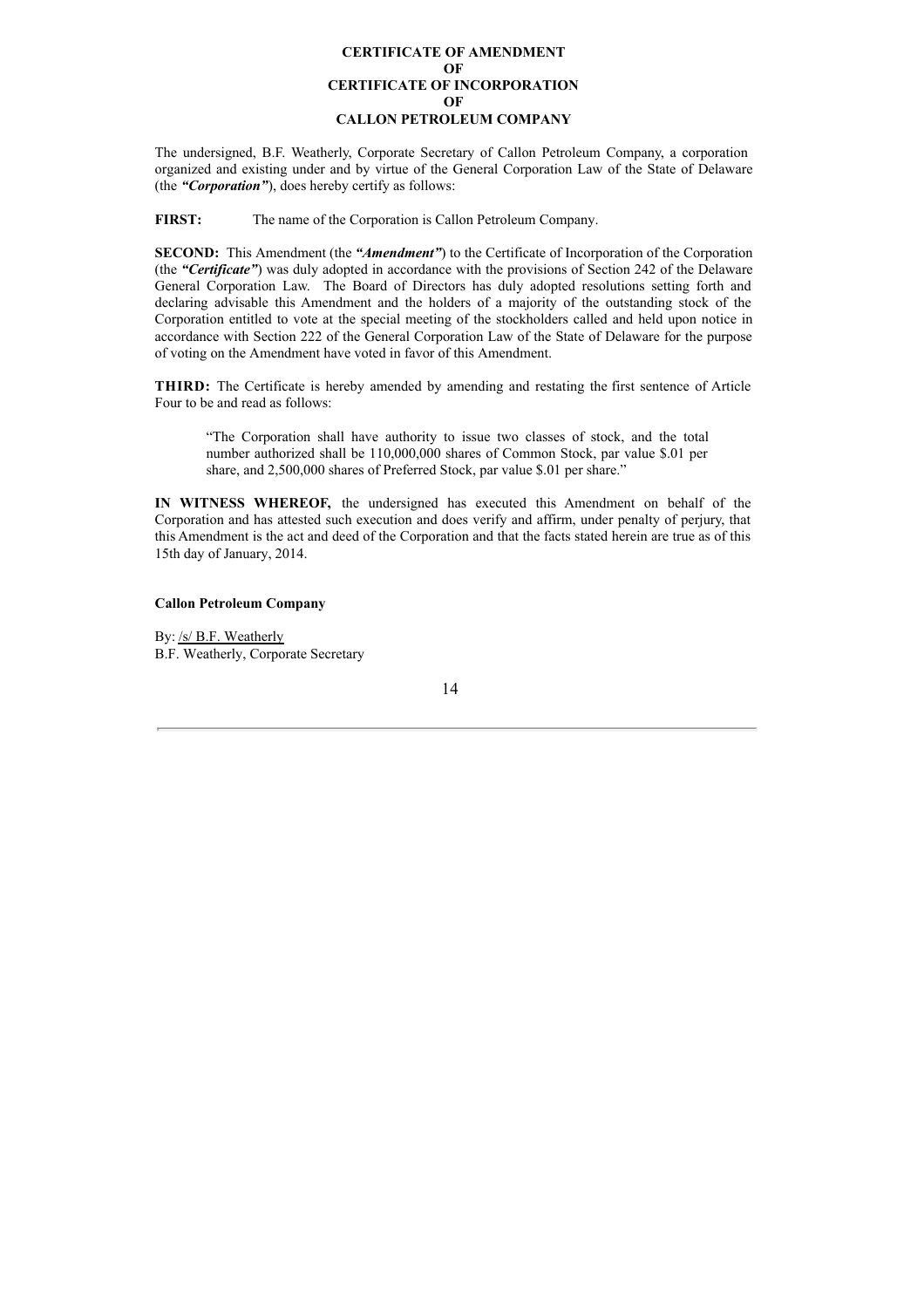# CERTIFICATE OF AMENDMENT
# OF
# CERTIFICATE OF INCORPORATION
# OF
# CALLON PETROLEUM COMPANY

The undersigned, B.F. Weatherly, Corporate Secretary of Callon Petroleum Company, a corporation organized and existing under and by virtue of the General Corporation Law of the State of Delaware (the ***"Corporation"***), does hereby certify as follows:

**FIRST:** The name of the Corporation is Callon Petroleum Company.

**SECOND:** This Amendment (the ***"Amendment"***) to the Certificate of Incorporation of the Corporation (the ***"Certificate"***) was duly adopted in accordance with the provisions of Section 242 of the Delaware General Corporation Law. The Board of Directors has duly adopted resolutions setting forth and declaring advisable this Amendment and the holders of a majority of the outstanding stock of the Corporation entitled to vote at the special meeting of the stockholders called and held upon notice in accordance with Section 222 of the General Corporation Law of the State of Delaware for the purpose of voting on the Amendment have voted in favor of this Amendment.

**THIRD:** The Certificate is hereby amended by amending and restating the first sentence of Article Four to be and read as follows:

> "The Corporation shall have authority to issue two classes of stock, and the total number authorized shall be 110,000,000 shares of Common Stock, par value \$.01 per share, and 2,500,000 shares of Preferred Stock, par value \$.01 per share."

**IN WITNESS WHEREOF,** the undersigned has executed this Amendment on behalf of the Corporation and has attested such execution and does verify and affirm, under penalty of perjury, that this Amendment is the act and deed of the Corporation and that the facts stated herein are true as of this 15th day of January, 2014.

**Callon Petroleum Company**

By: /s/ B.F. Weatherly
B.F. Weatherly, Corporate Secretary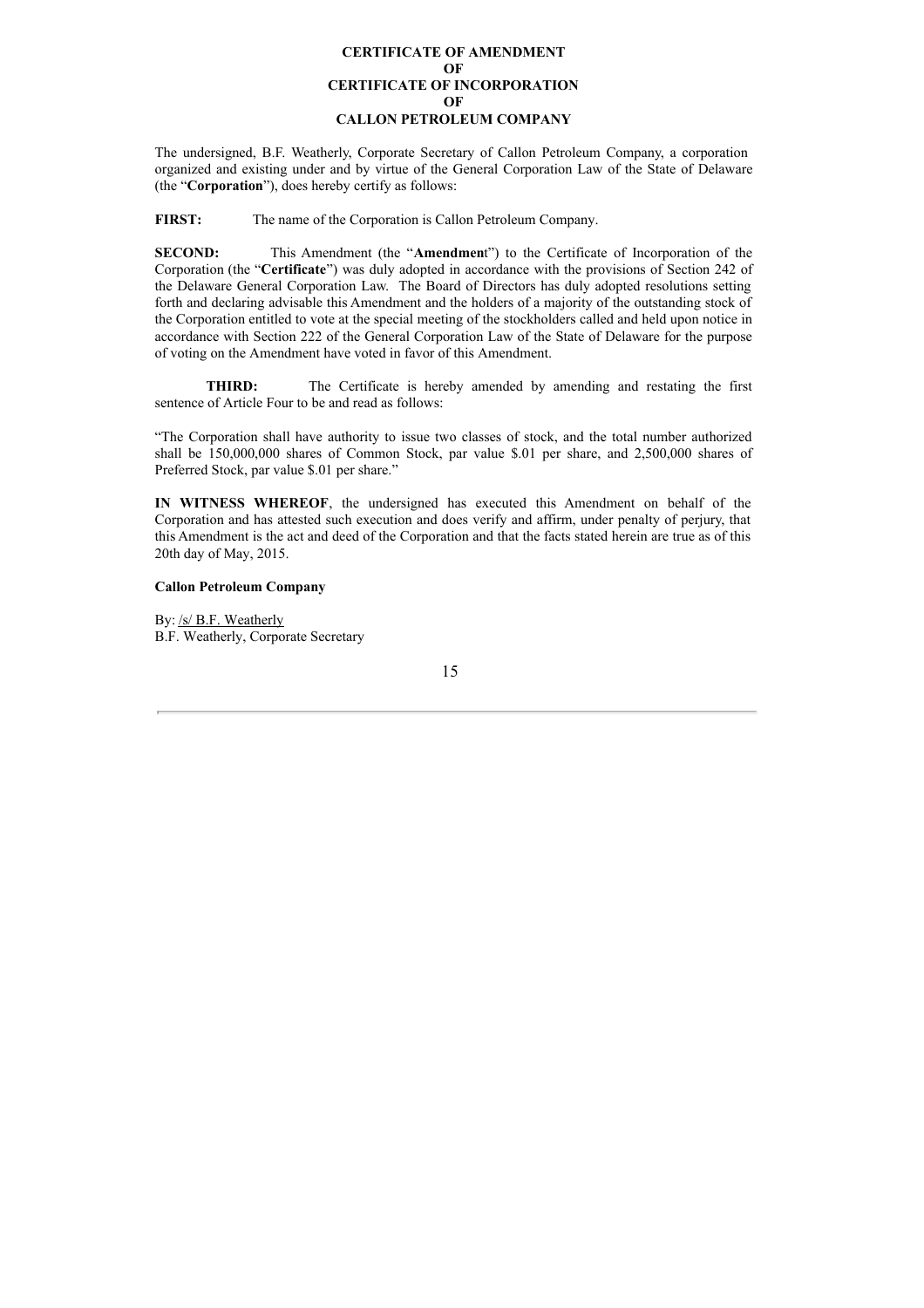# CERTIFICATE OF AMENDMENT
# OF
# CERTIFICATE OF INCORPORATION
# OF
# CALLON PETROLEUM COMPANY

The undersigned, B.F. Weatherly, Corporate Secretary of Callon Petroleum Company, a corporation organized and existing under and by virtue of the General Corporation Law of the State of Delaware (the "**Corporation**"), does hereby certify as follows:

**FIRST:** The name of the Corporation is Callon Petroleum Company.

**SECOND:** This Amendment (the "**Amendment**") to the Certificate of Incorporation of the Corporation (the "**Certificate**") was duly adopted in accordance with the provisions of Section 242 of the Delaware General Corporation Law. The Board of Directors has duly adopted resolutions setting forth and declaring advisable this Amendment and the holders of a majority of the outstanding stock of the Corporation entitled to vote at the special meeting of the stockholders called and held upon notice in accordance with Section 222 of the General Corporation Law of the State of Delaware for the purpose of voting on the Amendment have voted in favor of this Amendment.

**THIRD:** The Certificate is hereby amended by amending and restating the first sentence of Article Four to be and read as follows:

"The Corporation shall have authority to issue two classes of stock, and the total number authorized shall be 150,000,000 shares of Common Stock, par value $.01 per share, and 2,500,000 shares of Preferred Stock, par value $.01 per share."

**IN WITNESS WHEREOF**, the undersigned has executed this Amendment on behalf of the Corporation and has attested such execution and does verify and affirm, under penalty of perjury, that this Amendment is the act and deed of the Corporation and that the facts stated herein are true as of this 20th day of May, 2015.

**Callon Petroleum Company**

By: /s/ B.F. Weatherly
B.F. Weatherly, Corporate Secretary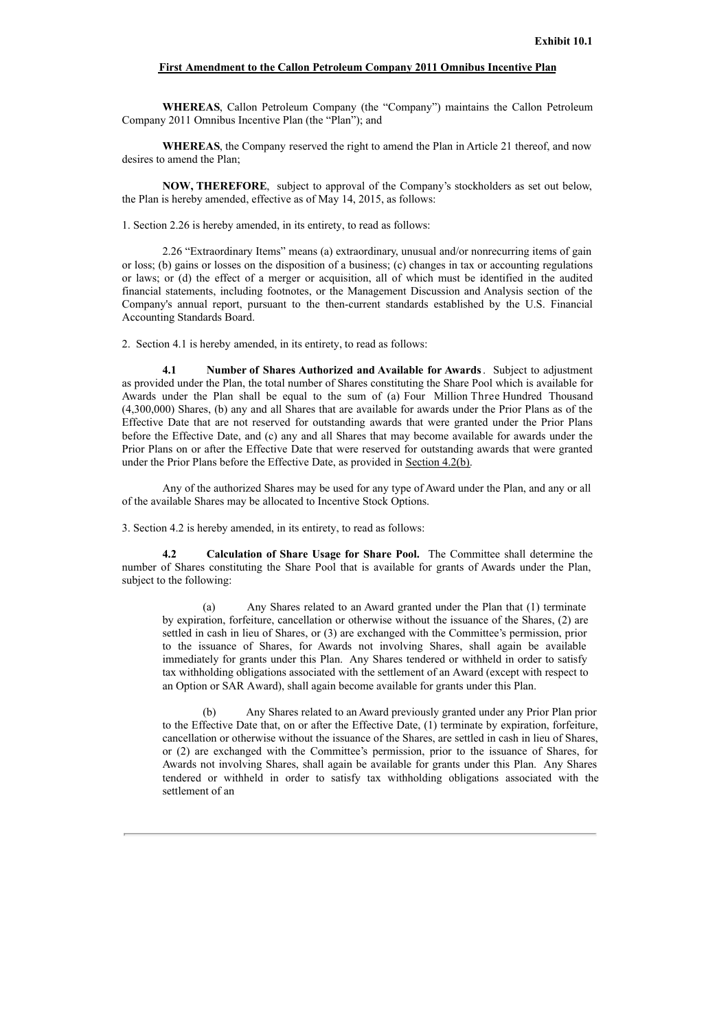**Exhibit 10.1**

**First Amendment to the Callon Petroleum Company 2011 Omnibus Incentive Plan**

**WHEREAS**, Callon Petroleum Company (the "Company") maintains the Callon Petroleum Company 2011 Omnibus Incentive Plan (the "Plan"); and

**WHEREAS**, the Company reserved the right to amend the Plan in Article 21 thereof, and now desires to amend the Plan;

**NOW, THEREFORE**, subject to approval of the Company's stockholders as set out below, the Plan is hereby amended, effective as of May 14, 2015, as follows:

1. Section 2.26 is hereby amended, in its entirety, to read as follows:

2.26 "Extraordinary Items" means (a) extraordinary, unusual and/or nonrecurring items of gain or loss; (b) gains or losses on the disposition of a business; (c) changes in tax or accounting regulations or laws; or (d) the effect of a merger or acquisition, all of which must be identified in the audited financial statements, including footnotes, or the Management Discussion and Analysis section of the Company's annual report, pursuant to the then-current standards established by the U.S. Financial Accounting Standards Board.

2. Section 4.1 is hereby amended, in its entirety, to read as follows:

**4.1 Number of Shares Authorized and Available for Awards**. Subject to adjustment as provided under the Plan, the total number of Shares constituting the Share Pool which is available for Awards under the Plan shall be equal to the sum of (a) Four Million Three Hundred Thousand (4,300,000) Shares, (b) any and all Shares that are available for awards under the Prior Plans as of the Effective Date that are not reserved for outstanding awards that were granted under the Prior Plans before the Effective Date, and (c) any and all Shares that may become available for awards under the Prior Plans on or after the Effective Date that were reserved for outstanding awards that were granted under the Prior Plans before the Effective Date, as provided in Section 4.2(b).

Any of the authorized Shares may be used for any type of Award under the Plan, and any or all of the available Shares may be allocated to Incentive Stock Options.

3. Section 4.2 is hereby amended, in its entirety, to read as follows:

**4.2 Calculation of Share Usage for Share Pool.** The Committee shall determine the number of Shares constituting the Share Pool that is available for grants of Awards under the Plan, subject to the following:

(a) Any Shares related to an Award granted under the Plan that (1) terminate by expiration, forfeiture, cancellation or otherwise without the issuance of the Shares, (2) are settled in cash in lieu of Shares, or (3) are exchanged with the Committee's permission, prior to the issuance of Shares, for Awards not involving Shares, shall again be available immediately for grants under this Plan. Any Shares tendered or withheld in order to satisfy tax withholding obligations associated with the settlement of an Award (except with respect to an Option or SAR Award), shall again become available for grants under this Plan.

(b) Any Shares related to an Award previously granted under any Prior Plan prior to the Effective Date that, on or after the Effective Date, (1) terminate by expiration, forfeiture, cancellation or otherwise without the issuance of the Shares, are settled in cash in lieu of Shares, or (2) are exchanged with the Committee's permission, prior to the issuance of Shares, for Awards not involving Shares, shall again be available for grants under this Plan. Any Shares tendered or withheld in order to satisfy tax withholding obligations associated with the settlement of an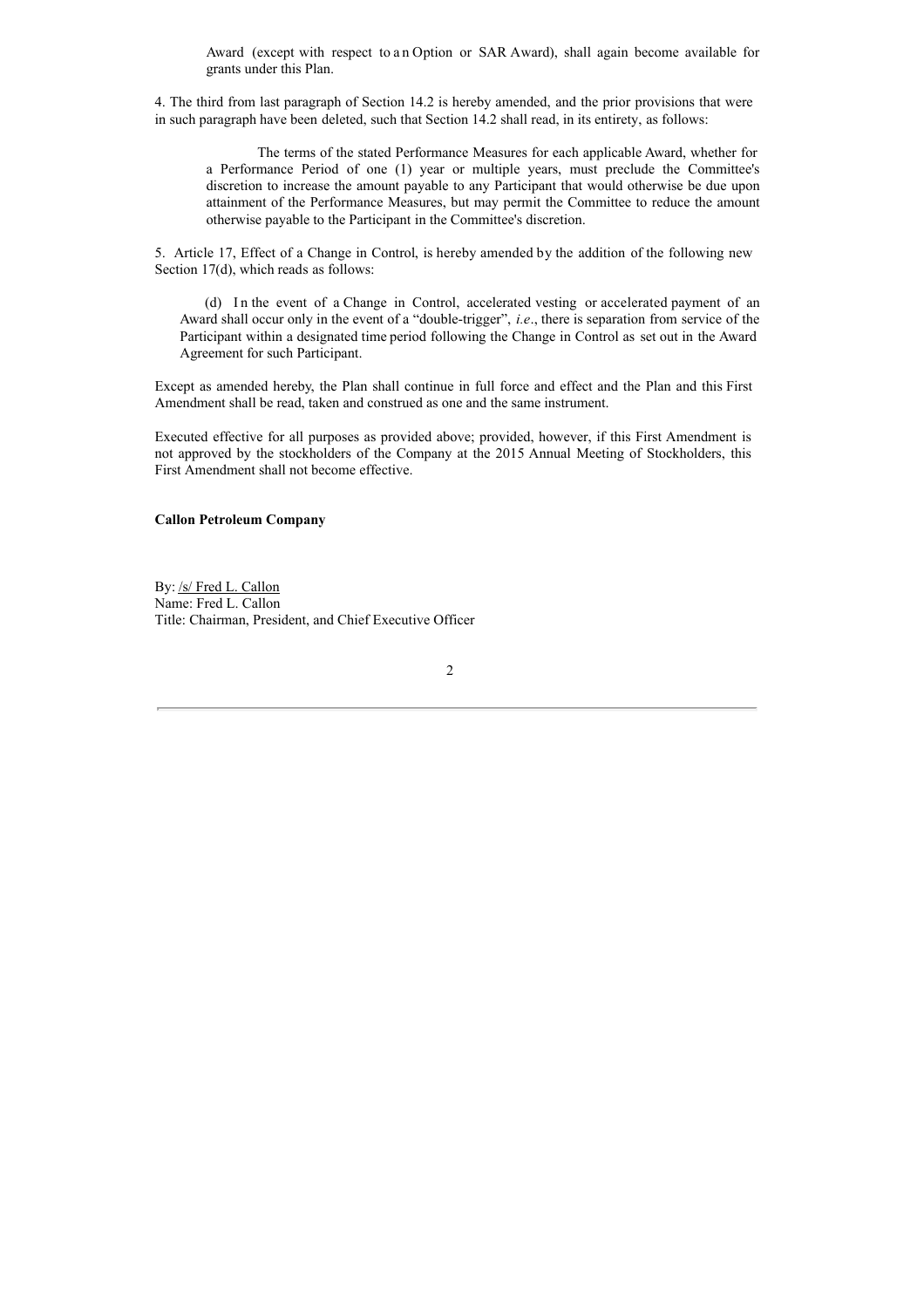Award (except with respect to an Option or SAR Award), shall again become available for grants under this Plan.

4. The third from last paragraph of Section 14.2 is hereby amended, and the prior provisions that were in such paragraph have been deleted, such that Section 14.2 shall read, in its entirety, as follows:

> The terms of the stated Performance Measures for each applicable Award, whether for a Performance Period of one (1) year or multiple years, must preclude the Committee's discretion to increase the amount payable to any Participant that would otherwise be due upon attainment of the Performance Measures, but may permit the Committee to reduce the amount otherwise payable to the Participant in the Committee's discretion.

5. Article 17, Effect of a Change in Control, is hereby amended by the addition of the following new Section 17(d), which reads as follows:

> (d) In the event of a Change in Control, accelerated vesting or accelerated payment of an Award shall occur only in the event of a "double-trigger", *i.e*., there is separation from service of the Participant within a designated time period following the Change in Control as set out in the Award Agreement for such Participant.

Except as amended hereby, the Plan shall continue in full force and effect and the Plan and this First Amendment shall be read, taken and construed as one and the same instrument.

Executed effective for all purposes as provided above; provided, however, if this First Amendment is not approved by the stockholders of the Company at the 2015 Annual Meeting of Stockholders, this First Amendment shall not become effective.

**Callon Petroleum Company**

By: /s/ Fred L. Callon
Name: Fred L. Callon
Title: Chairman, President, and Chief Executive Officer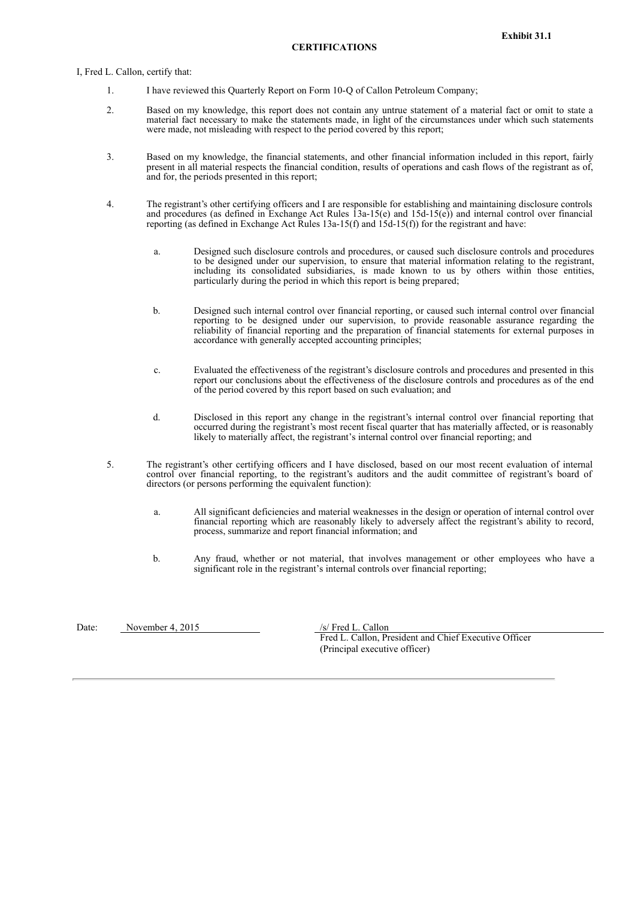**Exhibit 31.1**

**CERTIFICATIONS**

I, Fred L. Callon, certify that:

1. I have reviewed this Quarterly Report on Form 10-Q of Callon Petroleum Company;

2. Based on my knowledge, this report does not contain any untrue statement of a material fact or omit to state a material fact necessary to make the statements made, in light of the circumstances under which such statements were made, not misleading with respect to the period covered by this report;

3. Based on my knowledge, the financial statements, and other financial information included in this report, fairly present in all material respects the financial condition, results of operations and cash flows of the registrant as of, and for, the periods presented in this report;

4. The registrant's other certifying officers and I are responsible for establishing and maintaining disclosure controls and procedures (as defined in Exchange Act Rules 13a-15(e) and 15d-15(e)) and internal control over financial reporting (as defined in Exchange Act Rules 13a-15(f) and 15d-15(f)) for the registrant and have:

   a. Designed such disclosure controls and procedures, or caused such disclosure controls and procedures to be designed under our supervision, to ensure that material information relating to the registrant, including its consolidated subsidiaries, is made known to us by others within those entities, particularly during the period in which this report is being prepared;

   b. Designed such internal control over financial reporting, or caused such internal control over financial reporting to be designed under our supervision, to provide reasonable assurance regarding the reliability of financial reporting and the preparation of financial statements for external purposes in accordance with generally accepted accounting principles;

   c. Evaluated the effectiveness of the registrant's disclosure controls and procedures and presented in this report our conclusions about the effectiveness of the disclosure controls and procedures as of the end of the period covered by this report based on such evaluation; and

   d. Disclosed in this report any change in the registrant's internal control over financial reporting that occurred during the registrant's most recent fiscal quarter that has materially affected, or is reasonably likely to materially affect, the registrant's internal control over financial reporting; and

5. The registrant's other certifying officers and I have disclosed, based on our most recent evaluation of internal control over financial reporting, to the registrant's auditors and the audit committee of registrant's board of directors (or persons performing the equivalent function):

   a. All significant deficiencies and material weaknesses in the design or operation of internal control over financial reporting which are reasonably likely to adversely affect the registrant's ability to record, process, summarize and report financial information; and

   b. Any fraud, whether or not material, that involves management or other employees who have a significant role in the registrant's internal controls over financial reporting;

Date: November 4, 2015

/s/ Fred L. Callon
Fred L. Callon, President and Chief Executive Officer
(Principal executive officer)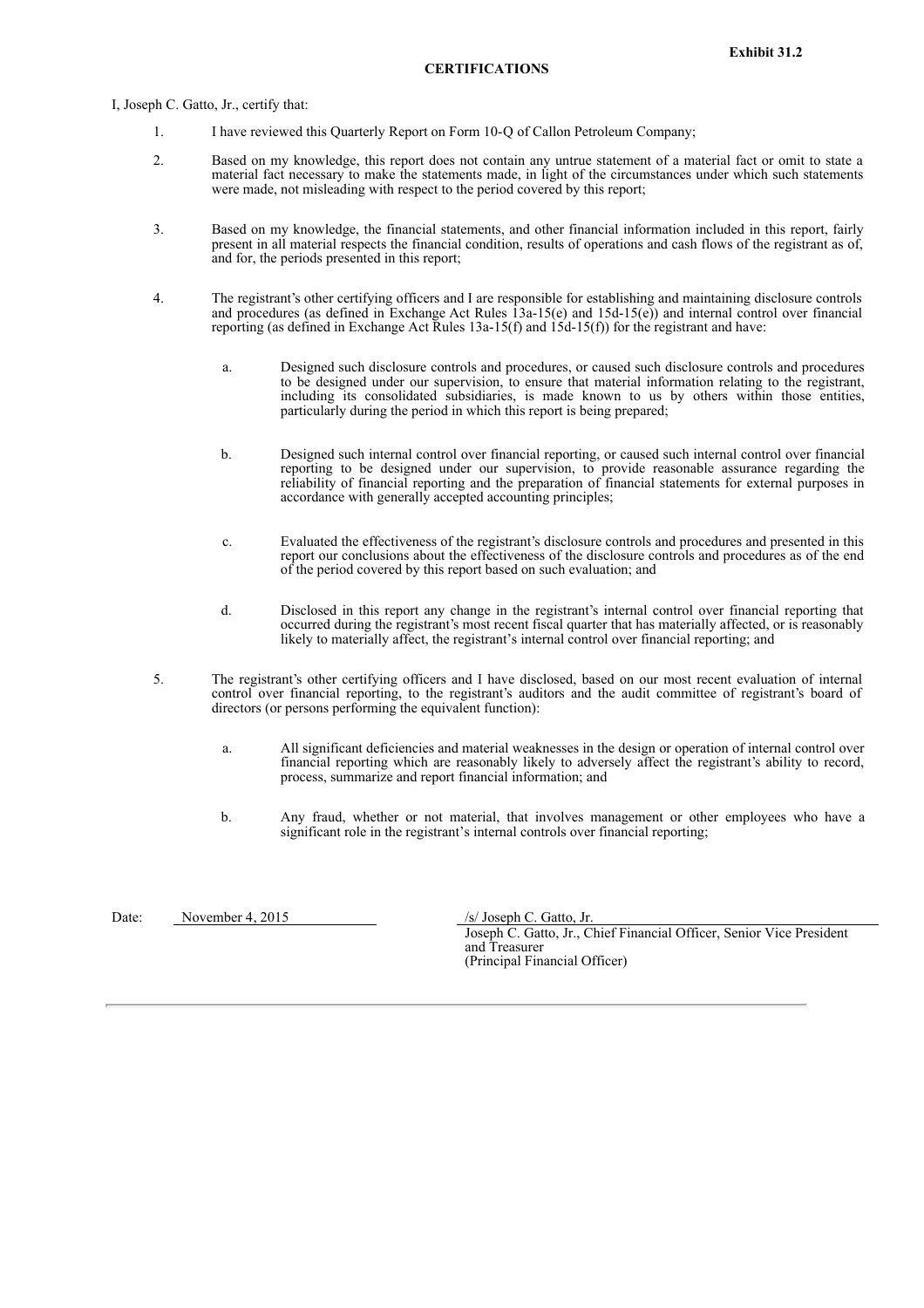**Exhibit 31.2**

**CERTIFICATIONS**

I, Joseph C. Gatto, Jr., certify that:

1. I have reviewed this Quarterly Report on Form 10-Q of Callon Petroleum Company;

2. Based on my knowledge, this report does not contain any untrue statement of a material fact or omit to state a material fact necessary to make the statements made, in light of the circumstances under which such statements were made, not misleading with respect to the period covered by this report;

3. Based on my knowledge, the financial statements, and other financial information included in this report, fairly present in all material respects the financial condition, results of operations and cash flows of the registrant as of, and for, the periods presented in this report;

4. The registrant's other certifying officers and I are responsible for establishing and maintaining disclosure controls and procedures (as defined in Exchange Act Rules 13a-15(e) and 15d-15(e)) and internal control over financial reporting (as defined in Exchange Act Rules 13a-15(f) and 15d-15(f)) for the registrant and have:

   a. Designed such disclosure controls and procedures, or caused such disclosure controls and procedures to be designed under our supervision, to ensure that material information relating to the registrant, including its consolidated subsidiaries, is made known to us by others within those entities, particularly during the period in which this report is being prepared;

   b. Designed such internal control over financial reporting, or caused such internal control over financial reporting to be designed under our supervision, to provide reasonable assurance regarding the reliability of financial reporting and the preparation of financial statements for external purposes in accordance with generally accepted accounting principles;

   c. Evaluated the effectiveness of the registrant's disclosure controls and procedures and presented in this report our conclusions about the effectiveness of the disclosure controls and procedures as of the end of the period covered by this report based on such evaluation; and

   d. Disclosed in this report any change in the registrant's internal control over financial reporting that occurred during the registrant's most recent fiscal quarter that has materially affected, or is reasonably likely to materially affect, the registrant's internal control over financial reporting; and

5. The registrant's other certifying officers and I have disclosed, based on our most recent evaluation of internal control over financial reporting, to the registrant's auditors and the audit committee of registrant's board of directors (or persons performing the equivalent function):

   a. All significant deficiencies and material weaknesses in the design or operation of internal control over financial reporting which are reasonably likely to adversely affect the registrant's ability to record, process, summarize and report financial information; and

   b. Any fraud, whether or not material, that involves management or other employees who have a significant role in the registrant's internal controls over financial reporting;

Date: November 4, 2015

/s/ Joseph C. Gatto, Jr.
Joseph C. Gatto, Jr., Chief Financial Officer, Senior Vice President and Treasurer
(Principal Financial Officer)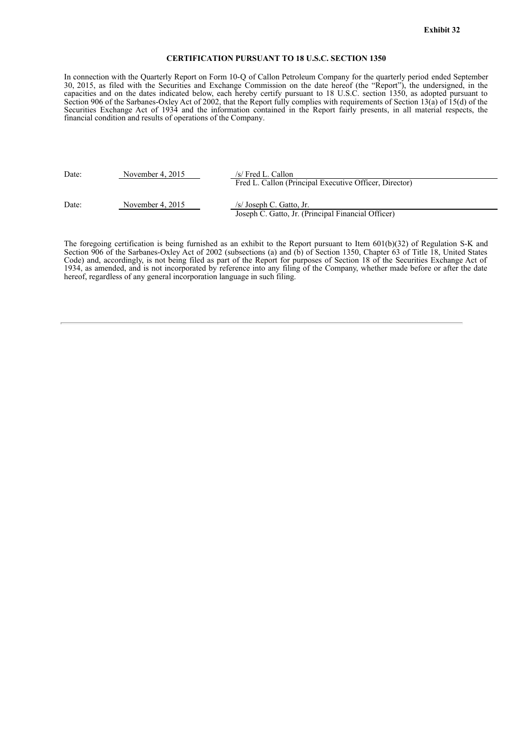**Exhibit 32**

**CERTIFICATION PURSUANT TO 18 U.S.C. SECTION 1350**

In connection with the Quarterly Report on Form 10-Q of Callon Petroleum Company for the quarterly period ended September 30, 2015, as filed with the Securities and Exchange Commission on the date hereof (the "Report"), the undersigned, in the capacities and on the dates indicated below, each hereby certify pursuant to 18 U.S.C. section 1350, as adopted pursuant to Section 906 of the Sarbanes-Oxley Act of 2002, that the Report fully complies with requirements of Section 13(a) of 15(d) of the Securities Exchange Act of 1934 and the information contained in the Report fairly presents, in all material respects, the financial condition and results of operations of the Company.

| | | |
|---|---|---|
| Date: | November 4, 2015 | /s/ Fred L. Callon<br>Fred L. Callon (Principal Executive Officer, Director) |
| Date: | November 4, 2015 | /s/ Joseph C. Gatto, Jr.<br>Joseph C. Gatto, Jr. (Principal Financial Officer) |

The foregoing certification is being furnished as an exhibit to the Report pursuant to Item 601(b)(32) of Regulation S-K and Section 906 of the Sarbanes-Oxley Act of 2002 (subsections (a) and (b) of Section 1350, Chapter 63 of Title 18, United States Code) and, accordingly, is not being filed as part of the Report for purposes of Section 18 of the Securities Exchange Act of 1934, as amended, and is not incorporated by reference into any filing of the Company, whether made before or after the date hereof, regardless of any general incorporation language in such filing.